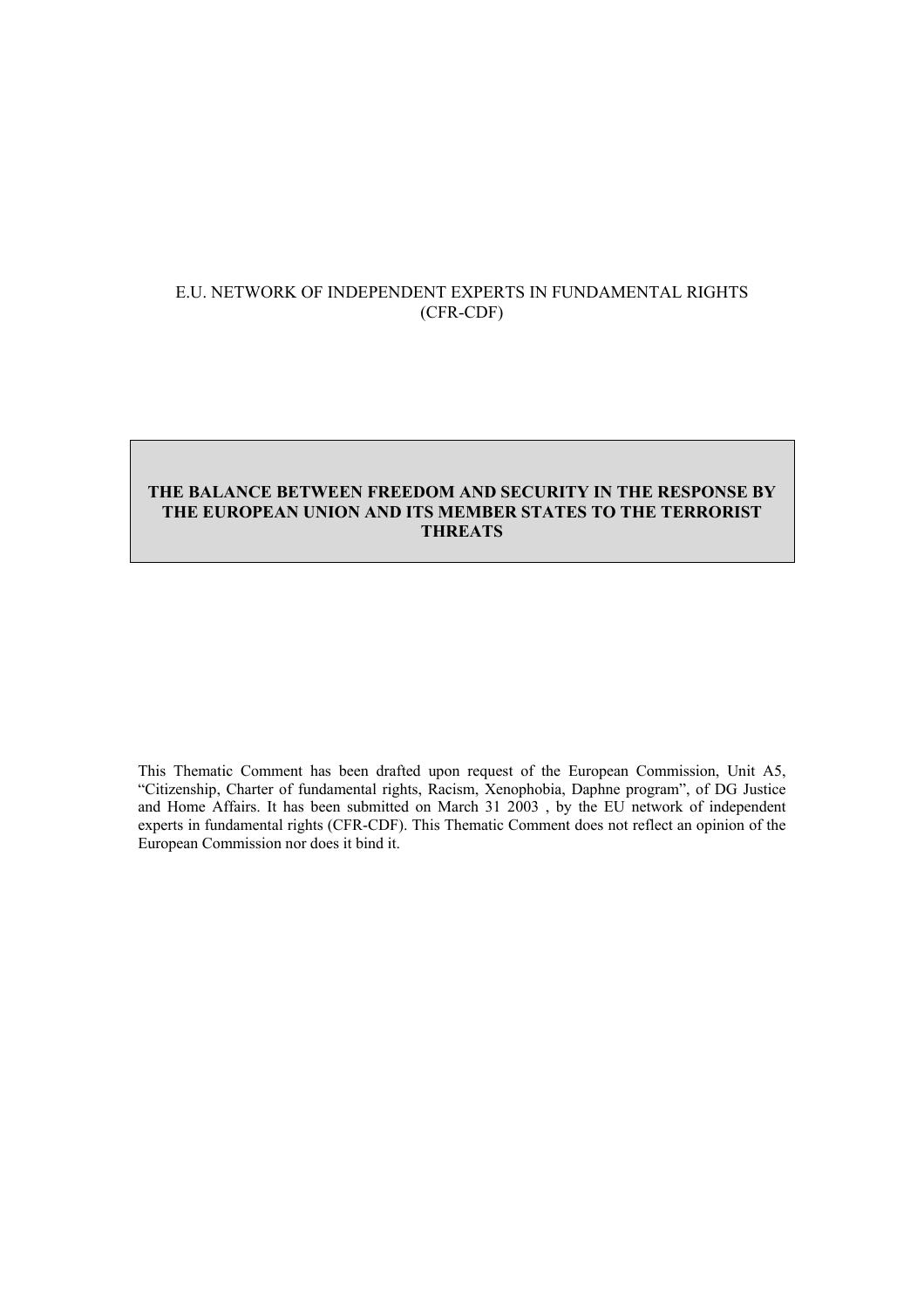E.U. NETWORK OF INDEPENDENT EXPERTS IN FUNDAMENTAL RIGHTS (CFR-CDF)

# THE BALANCE BETWEEN FREEDOM AND SECURITY IN THE RESPONSE BY THE EUROPEAN UNION AND ITS MEMBER STATES TO THE TERRORIST THREATS

This Thematic Comment has been drafted upon request of the European Commission, Unit A5, "Citizenship, Charter of fundamental rights, Racism, Xenophobia, Daphne program", of DG Justice and Home Affairs. It has been submitted on March 31 2003 , by the EU network of independent experts in fundamental rights (CFR-CDF). This Thematic Comment does not reflect an opinion of the European Commission nor does it bind it.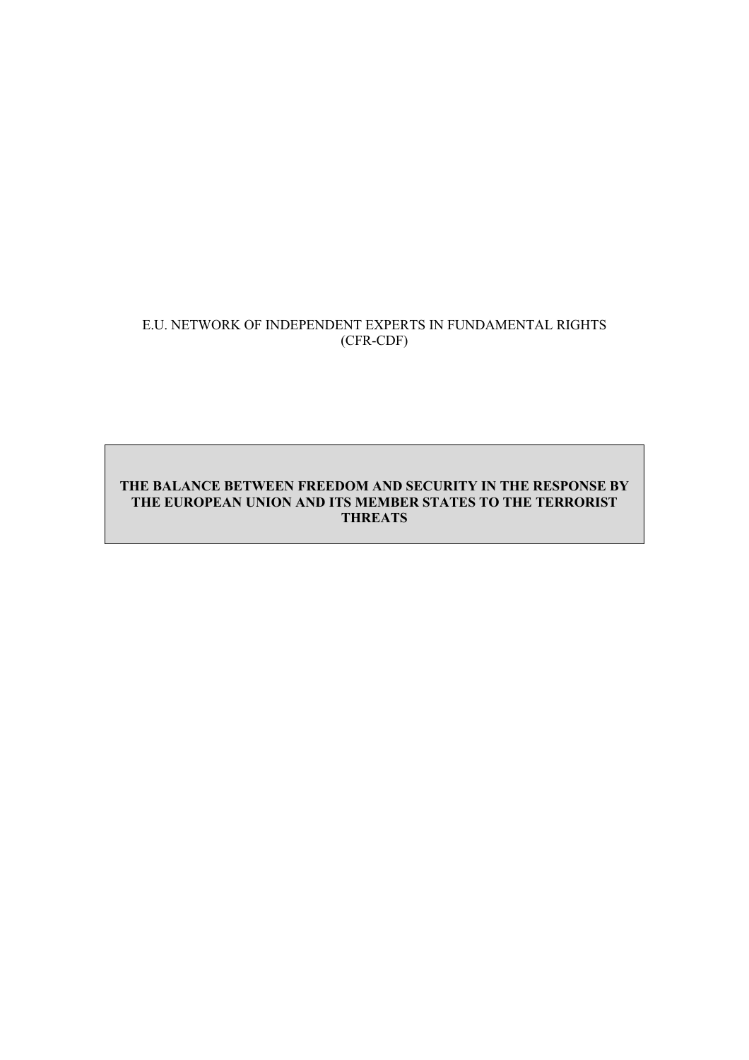E.U. NETWORK OF INDEPENDENT EXPERTS IN FUNDAMENTAL RIGHTS
(CFR-CDF)

**THE BALANCE BETWEEN FREEDOM AND SECURITY IN THE RESPONSE BY THE EUROPEAN UNION AND ITS MEMBER STATES TO THE TERRORIST THREATS**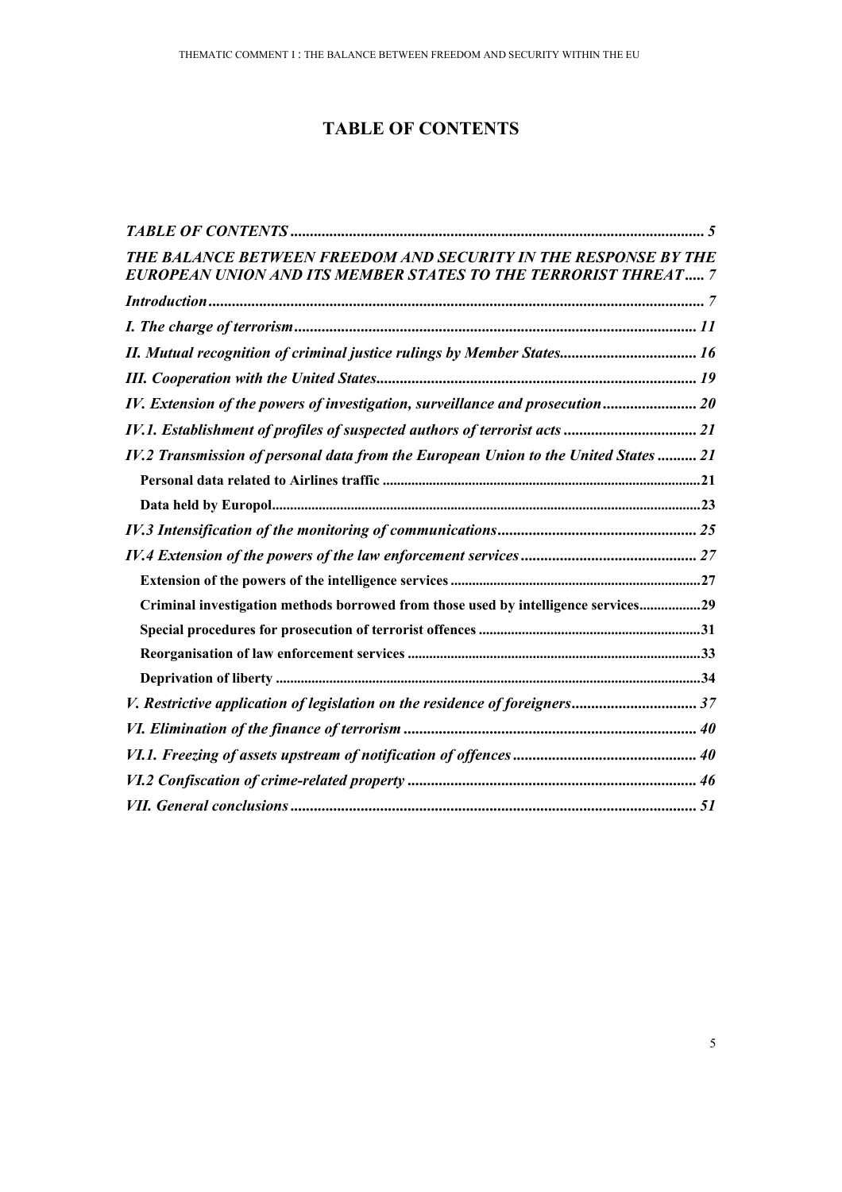# TABLE OF CONTENTS

*TABLE OF CONTENTS* ........................................................................................................ *5*

*THE BALANCE BETWEEN FREEDOM AND SECURITY IN THE RESPONSE BY THE EUROPEAN UNION AND ITS MEMBER STATES TO THE TERRORIST THREAT* ..... *7*

*Introduction* ........................................................................................................ *7*

*I. The charge of terrorism* ........................................................................................................ *11*

*II. Mutual recognition of criminal justice rulings by Member States* ........................................ *16*

*III. Cooperation with the United States* ........................................................................................ *19*

*IV. Extension of the powers of investigation, surveillance and prosecution* ........................ *20*

*IV.1. Establishment of profiles of suspected authors of terrorist acts* ........................................ *21*

*IV.2 Transmission of personal data from the European Union to the United States* .......... *21*

**Personal data related to Airlines traffic** ........................................................................................ **21**

**Data held by Europol** ........................................................................................................ **23**

*IV.3 Intensification of the monitoring of communications* ........................................................ *25*

*IV.4 Extension of the powers of the law enforcement services* ................................................ *27*

**Extension of the powers of the intelligence services** ........................................................ **27**

**Criminal investigation methods borrowed from those used by intelligence services** ................ **29**

**Special procedures for prosecution of terrorist offences** ........................................................ **31**

**Reorganisation of law enforcement services** ........................................................................ **33**

**Deprivation of liberty** ........................................................................................................ **34**

*V. Restrictive application of legislation on the residence of foreigners* .................................... *37*

*VI. Elimination of the finance of terrorism* ........................................................................ *40*

*VI.1. Freezing of assets upstream of notification of offences* .................................................... *40*

*VI.2 Confiscation of crime-related property* ........................................................................ *46*

*VII. General conclusions* ........................................................................................................ *51*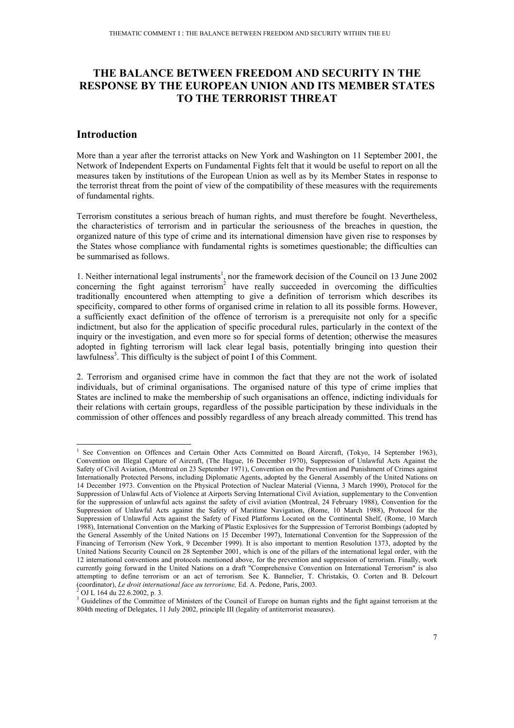# THE BALANCE BETWEEN FREEDOM AND SECURITY IN THE RESPONSE BY THE EUROPEAN UNION AND ITS MEMBER STATES TO THE TERRORIST THREAT

## Introduction

More than a year after the terrorist attacks on New York and Washington on 11 September 2001, the Network of Independent Experts on Fundamental Fights felt that it would be useful to report on all the measures taken by institutions of the European Union as well as by its Member States in response to the terrorist threat from the point of view of the compatibility of these measures with the requirements of fundamental rights.

Terrorism constitutes a serious breach of human rights, and must therefore be fought. Nevertheless, the characteristics of terrorism and in particular the seriousness of the breaches in question, the organized nature of this type of crime and its international dimension have given rise to responses by the States whose compliance with fundamental rights is sometimes questionable; the difficulties can be summarised as follows.

1. Neither international legal instruments[1], nor the framework decision of the Council on 13 June 2002 concerning the fight against terrorism[2] have really succeeded in overcoming the difficulties traditionally encountered when attempting to give a definition of terrorism which describes its specificity, compared to other forms of organised crime in relation to all its possible forms. However, a sufficiently exact definition of the offence of terrorism is a prerequisite not only for a specific indictment, but also for the application of specific procedural rules, particularly in the context of the inquiry or the investigation, and even more so for special forms of detention; otherwise the measures adopted in fighting terrorism will lack clear legal basis, potentially bringing into question their lawfulness[3]. This difficulty is the subject of point I of this Comment.

2. Terrorism and organised crime have in common the fact that they are not the work of isolated individuals, but of criminal organisations. The organised nature of this type of crime implies that States are inclined to make the membership of such organisations an offence, indicting individuals for their relations with certain groups, regardless of the possible participation by these individuals in the commission of other offences and possibly regardless of any breach already committed. This trend has

---

[1] See Convention on Offences and Certain Other Acts Committed on Board Aircraft, (Tokyo, 14 September 1963), Convention on Illegal Capture of Aircraft, (The Hague, 16 December 1970), Suppression of Unlawful Acts Against the Safety of Civil Aviation, (Montreal on 23 September 1971), Convention on the Prevention and Punishment of Crimes against Internationally Protected Persons, including Diplomatic Agents, adopted by the General Assembly of the United Nations on 14 December 1973. Convention on the Physical Protection of Nuclear Material (Vienna, 3 March 1990), Protocol for the Suppression of Unlawful Acts of Violence at Airports Serving International Civil Aviation, supplementary to the Convention for the suppression of unlawful acts against the safety of civil aviation (Montreal, 24 February 1988), Convention for the Suppression of Unlawful Acts against the Safety of Maritime Navigation, (Rome, 10 March 1988), Protocol for the Suppression of Unlawful Acts against the Safety of Fixed Platforms Located on the Continental Shelf, (Rome, 10 March 1988), International Convention on the Marking of Plastic Explosives for the Suppression of Terrorist Bombings (adopted by the General Assembly of the United Nations on 15 December 1997), International Convention for the Suppression of the Financing of Terrorism (New York, 9 December 1999). It is also important to mention Resolution 1373, adopted by the United Nations Security Council on 28 September 2001, which is one of the pillars of the international legal order, with the 12 international conventions and protocols mentioned above, for the prevention and suppression of terrorism. Finally, work currently going forward in the United Nations on a draft "Comprehensive Convention on International Terrorism" is also attempting to define terrorism or an act of terrorism. See K. Bannelier, T. Christakis, O. Corten and B. Delcourt (coordinator), *Le droit international face au terrorisme,* Ed. A. Pedone, Paris, 2003.

[2] OJ L 164 du 22.6.2002, p. 3.

[3] Guidelines of the Committee of Ministers of the Council of Europe on human rights and the fight against terrorism at the 804th meeting of Delegates, 11 July 2002, principle III (legality of antiterrorist measures).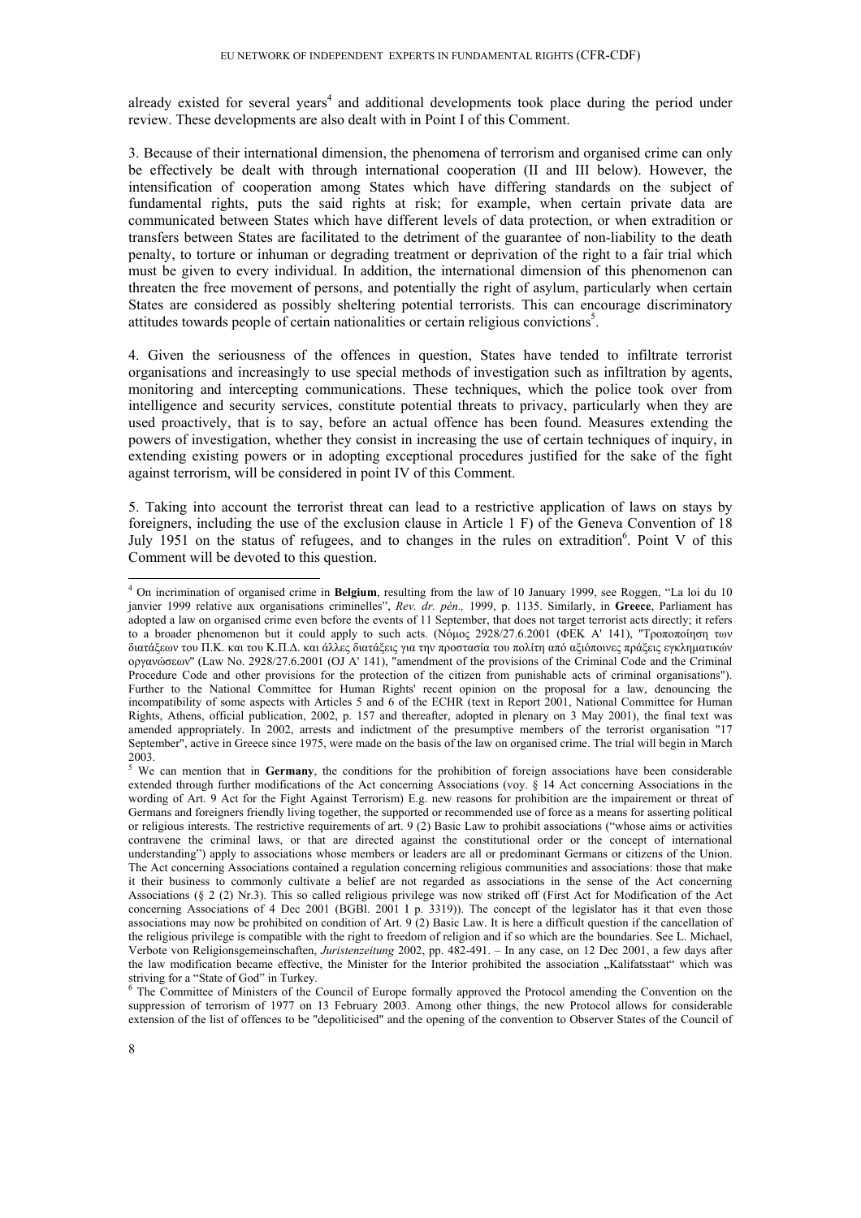already existed for several years[4] and additional developments took place during the period under review. These developments are also dealt with in Point I of this Comment.

3. Because of their international dimension, the phenomena of terrorism and organised crime can only be effectively be dealt with through international cooperation (II and III below). However, the intensification of cooperation among States which have differing standards on the subject of fundamental rights, puts the said rights at risk; for example, when certain private data are communicated between States which have different levels of data protection, or when extradition or transfers between States are facilitated to the detriment of the guarantee of non-liability to the death penalty, to torture or inhuman or degrading treatment or deprivation of the right to a fair trial which must be given to every individual. In addition, the international dimension of this phenomenon can threaten the free movement of persons, and potentially the right of asylum, particularly when certain States are considered as possibly sheltering potential terrorists. This can encourage discriminatory attitudes towards people of certain nationalities or certain religious convictions[5].

4. Given the seriousness of the offences in question, States have tended to infiltrate terrorist organisations and increasingly to use special methods of investigation such as infiltration by agents, monitoring and intercepting communications. These techniques, which the police took over from intelligence and security services, constitute potential threats to privacy, particularly when they are used proactively, that is to say, before an actual offence has been found. Measures extending the powers of investigation, whether they consist in increasing the use of certain techniques of inquiry, in extending existing powers or in adopting exceptional procedures justified for the sake of the fight against terrorism, will be considered in point IV of this Comment.

5. Taking into account the terrorist threat can lead to a restrictive application of laws on stays by foreigners, including the use of the exclusion clause in Article 1 F) of the Geneva Convention of 18 July 1951 on the status of refugees, and to changes in the rules on extradition[6]. Point V of this Comment will be devoted to this question.

---

[4] On incrimination of organised crime in **Belgium**, resulting from the law of 10 January 1999, see Roggen, "La loi du 10 janvier 1999 relative aux organisations criminelles", *Rev. dr. pén.,* 1999, p. 1135. Similarly, in **Greece**, Parliament has adopted a law on organised crime even before the events of 11 September, that does not target terrorist acts directly; it refers to a broader phenomenon but it could apply to such acts. (Νόμος 2928/27.6.2001 (ΦΕΚ Α' 141), "Τροποποίηση των διατάξεων του Π.Κ. και του Κ.Π.Δ. και άλλες διατάξεις για την προστασία του πολίτη από αξιόποινες πράξεις εγκληματικών οργανώσεων" (Law No. 2928/27.6.2001 (OJ A' 141), "amendment of the provisions of the Criminal Code and the Criminal Procedure Code and other provisions for the protection of the citizen from punishable acts of criminal organisations"). Further to the National Committee for Human Rights' recent opinion on the proposal for a law, denouncing the incompatibility of some aspects with Articles 5 and 6 of the ECHR (text in Report 2001, National Committee for Human Rights, Athens, official publication, 2002, p. 157 and thereafter, adopted in plenary on 3 May 2001), the final text was amended appropriately. In 2002, arrests and indictment of the presumptive members of the terrorist organisation "17 September", active in Greece since 1975, were made on the basis of the law on organised crime. The trial will begin in March 2003.

[5] We can mention that in **Germany**, the conditions for the prohibition of foreign associations have been considerable extended through further modifications of the Act concerning Associations (voy. § 14 Act concerning Associations in the wording of Art. 9 Act for the Fight Against Terrorism) E.g. new reasons for prohibition are the impairement or threat of Germans and foreigners friendly living together, the supported or recommended use of force as a means for asserting political or religious interests. The restrictive requirements of art. 9 (2) Basic Law to prohibit associations ("whose aims or activities contravene the criminal laws, or that are directed against the constitutional order or the concept of international understanding") apply to associations whose members or leaders are all or predominant Germans or citizens of the Union. The Act concerning Associations contained a regulation concerning religious communities and associations: those that make it their business to commonly cultivate a belief are not regarded as associations in the sense of the Act concerning Associations (§ 2 (2) Nr.3). This so called religious privilege was now striked off (First Act for Modification of the Act concerning Associations of 4 Dec 2001 (BGBl. 2001 I p. 3319)). The concept of the legislator has it that even those associations may now be prohibited on condition of Art. 9 (2) Basic Law. It is here a difficult question if the cancellation of the religious privilege is compatible with the right to freedom of religion and if so which are the boundaries. See L. Michael, Verbote von Religionsgemeinschaften, *Juristenzeitung* 2002, pp. 482-491. – In any case, on 12 Dec 2001, a few days after the law modification became effective, the Minister for the Interior prohibited the association „Kalifatsstaat" which was striving for a "State of God" in Turkey.

[6] The Committee of Ministers of the Council of Europe formally approved the Protocol amending the Convention on the suppression of terrorism of 1977 on 13 February 2003. Among other things, the new Protocol allows for considerable extension of the list of offences to be "depoliticised" and the opening of the convention to Observer States of the Council of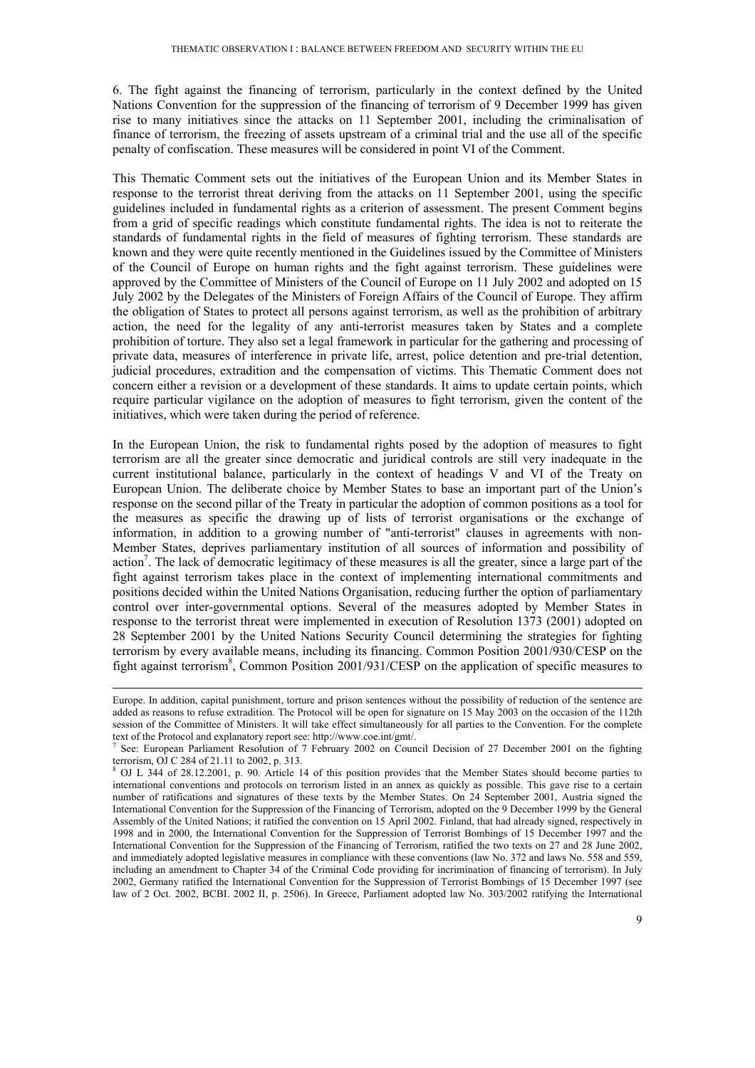6. The fight against the financing of terrorism, particularly in the context defined by the United Nations Convention for the suppression of the financing of terrorism of 9 December 1999 has given rise to many initiatives since the attacks on 11 September 2001, including the criminalisation of finance of terrorism, the freezing of assets upstream of a criminal trial and the use all of the specific penalty of confiscation. These measures will be considered in point VI of the Comment.

This Thematic Comment sets out the initiatives of the European Union and its Member States in response to the terrorist threat deriving from the attacks on 11 September 2001, using the specific guidelines included in fundamental rights as a criterion of assessment. The present Comment begins from a grid of specific readings which constitute fundamental rights. The idea is not to reiterate the standards of fundamental rights in the field of measures of fighting terrorism. These standards are known and they were quite recently mentioned in the Guidelines issued by the Committee of Ministers of the Council of Europe on human rights and the fight against terrorism. These guidelines were approved by the Committee of Ministers of the Council of Europe on 11 July 2002 and adopted on 15 July 2002 by the Delegates of the Ministers of Foreign Affairs of the Council of Europe. They affirm the obligation of States to protect all persons against terrorism, as well as the prohibition of arbitrary action, the need for the legality of any anti-terrorist measures taken by States and a complete prohibition of torture. They also set a legal framework in particular for the gathering and processing of private data, measures of interference in private life, arrest, police detention and pre-trial detention, judicial procedures, extradition and the compensation of victims. This Thematic Comment does not concern either a revision or a development of these standards. It aims to update certain points, which require particular vigilance on the adoption of measures to fight terrorism, given the content of the initiatives, which were taken during the period of reference.

In the European Union, the risk to fundamental rights posed by the adoption of measures to fight terrorism are all the greater since democratic and juridical controls are still very inadequate in the current institutional balance, particularly in the context of headings V and VI of the Treaty on European Union. The deliberate choice by Member States to base an important part of the Union's response on the second pillar of the Treaty in particular the adoption of common positions as a tool for the measures as specific the drawing up of lists of terrorist organisations or the exchange of information, in addition to a growing number of "anti-terrorist" clauses in agreements with non-Member States, deprives parliamentary institution of all sources of information and possibility of action[7]. The lack of democratic legitimacy of these measures is all the greater, since a large part of the fight against terrorism takes place in the context of implementing international commitments and positions decided within the United Nations Organisation, reducing further the option of parliamentary control over inter-governmental options. Several of the measures adopted by Member States in response to the terrorist threat were implemented in execution of Resolution 1373 (2001) adopted on 28 September 2001 by the United Nations Security Council determining the strategies for fighting terrorism by every available means, including its financing. Common Position 2001/930/CESP on the fight against terrorism[8], Common Position 2001/931/CESP on the application of specific measures to

---

Europe. In addition, capital punishment, torture and prison sentences without the possibility of reduction of the sentence are added as reasons to refuse extradition. The Protocol will be open for signature on 15 May 2003 on the occasion of the 112th session of the Committee of Ministers. It will take effect simultaneously for all parties to the Convention. For the complete text of the Protocol and explanatory report see: http://www.coe.int/gmt/.

[7] See: European Parliament Resolution of 7 February 2002 on Council Decision of 27 December 2001 on the fighting terrorism, OJ C 284 of 21.11 to 2002, p. 313.

[8] OJ L 344 of 28.12.2001, p. 90. Article 14 of this position provides that the Member States should become parties to international conventions and protocols on terrorism listed in an annex as quickly as possible. This gave rise to a certain number of ratifications and signatures of these texts by the Member States. On 24 September 2001, Austria signed the International Convention for the Suppression of the Financing of Terrorism, adopted on the 9 December 1999 by the General Assembly of the United Nations; it ratified the convention on 15 April 2002. Finland, that had already signed, respectively in 1998 and in 2000, the International Convention for the Suppression of Terrorist Bombings of 15 December 1997 and the International Convention for the Suppression of the Financing of Terrorism, ratified the two texts on 27 and 28 June 2002, and immediately adopted legislative measures in compliance with these conventions (law No. 372 and laws No. 558 and 559, including an amendment to Chapter 34 of the Criminal Code providing for incrimination of financing of terrorism). In July 2002, Germany ratified the International Convention for the Suppression of Terrorist Bombings of 15 December 1997 (see law of 2 Oct. 2002, BCBI. 2002 II, p. 2506). In Greece, Parliament adopted law No. 303/2002 ratifying the International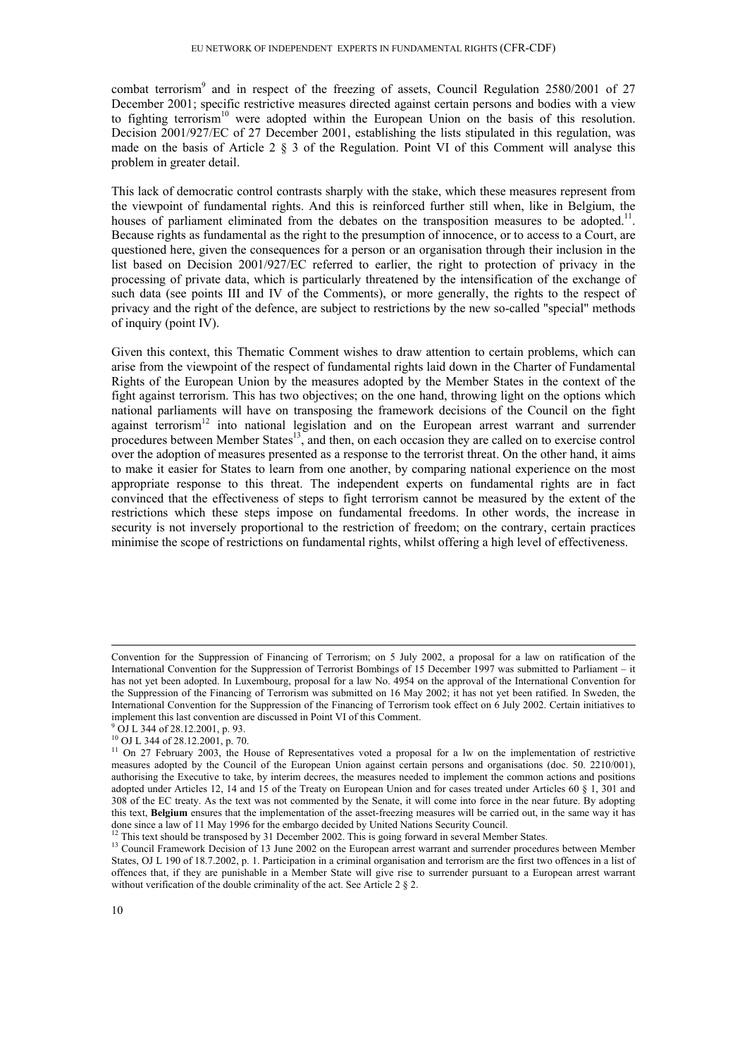combat terrorism[9] and in respect of the freezing of assets, Council Regulation 2580/2001 of 27 December 2001; specific restrictive measures directed against certain persons and bodies with a view to fighting terrorism[10] were adopted within the European Union on the basis of this resolution. Decision 2001/927/EC of 27 December 2001, establishing the lists stipulated in this regulation, was made on the basis of Article 2 § 3 of the Regulation. Point VI of this Comment will analyse this problem in greater detail.

This lack of democratic control contrasts sharply with the stake, which these measures represent from the viewpoint of fundamental rights. And this is reinforced further still when, like in Belgium, the houses of parliament eliminated from the debates on the transposition measures to be adopted.[11]. Because rights as fundamental as the right to the presumption of innocence, or to access to a Court, are questioned here, given the consequences for a person or an organisation through their inclusion in the list based on Decision 2001/927/EC referred to earlier, the right to protection of privacy in the processing of private data, which is particularly threatened by the intensification of the exchange of such data (see points III and IV of the Comments), or more generally, the rights to the respect of privacy and the right of the defence, are subject to restrictions by the new so-called "special" methods of inquiry (point IV).

Given this context, this Thematic Comment wishes to draw attention to certain problems, which can arise from the viewpoint of the respect of fundamental rights laid down in the Charter of Fundamental Rights of the European Union by the measures adopted by the Member States in the context of the fight against terrorism. This has two objectives; on the one hand, throwing light on the options which national parliaments will have on transposing the framework decisions of the Council on the fight against terrorism[12] into national legislation and on the European arrest warrant and surrender procedures between Member States[13], and then, on each occasion they are called on to exercise control over the adoption of measures presented as a response to the terrorist threat. On the other hand, it aims to make it easier for States to learn from one another, by comparing national experience on the most appropriate response to this threat. The independent experts on fundamental rights are in fact convinced that the effectiveness of steps to fight terrorism cannot be measured by the extent of the restrictions which these steps impose on fundamental freedoms. In other words, the increase in security is not inversely proportional to the restriction of freedom; on the contrary, certain practices minimise the scope of restrictions on fundamental rights, whilst offering a high level of effectiveness.

---

Convention for the Suppression of Financing of Terrorism; on 5 July 2002, a proposal for a law on ratification of the International Convention for the Suppression of Terrorist Bombings of 15 December 1997 was submitted to Parliament – it has not yet been adopted. In Luxembourg, proposal for a law No. 4954 on the approval of the International Convention for the Suppression of the Financing of Terrorism was submitted on 16 May 2002; it has not yet been ratified. In Sweden, the International Convention for the Suppression of the Financing of Terrorism took effect on 6 July 2002. Certain initiatives to implement this last convention are discussed in Point VI of this Comment.

[9] OJ L 344 of 28.12.2001, p. 93.

[10] OJ L 344 of 28.12.2001, p. 70.

[11] On 27 February 2003, the House of Representatives voted a proposal for a lw on the implementation of restrictive measures adopted by the Council of the European Union against certain persons and organisations (doc. 50. 2210/001), authorising the Executive to take, by interim decrees, the measures needed to implement the common actions and positions adopted under Articles 12, 14 and 15 of the Treaty on European Union and for cases treated under Articles 60 § 1, 301 and 308 of the EC treaty. As the text was not commented by the Senate, it will come into force in the near future. By adopting this text, **Belgium** ensures that the implementation of the asset-freezing measures will be carried out, in the same way it has done since a law of 11 May 1996 for the embargo decided by United Nations Security Council.

[12] This text should be transposed by 31 December 2002. This is going forward in several Member States.

[13] Council Framework Decision of 13 June 2002 on the European arrest warrant and surrender procedures between Member States, OJ L 190 of 18.7.2002, p. 1. Participation in a criminal organisation and terrorism are the first two offences in a list of offences that, if they are punishable in a Member State will give rise to surrender pursuant to a European arrest warrant without verification of the double criminality of the act. See Article 2 § 2.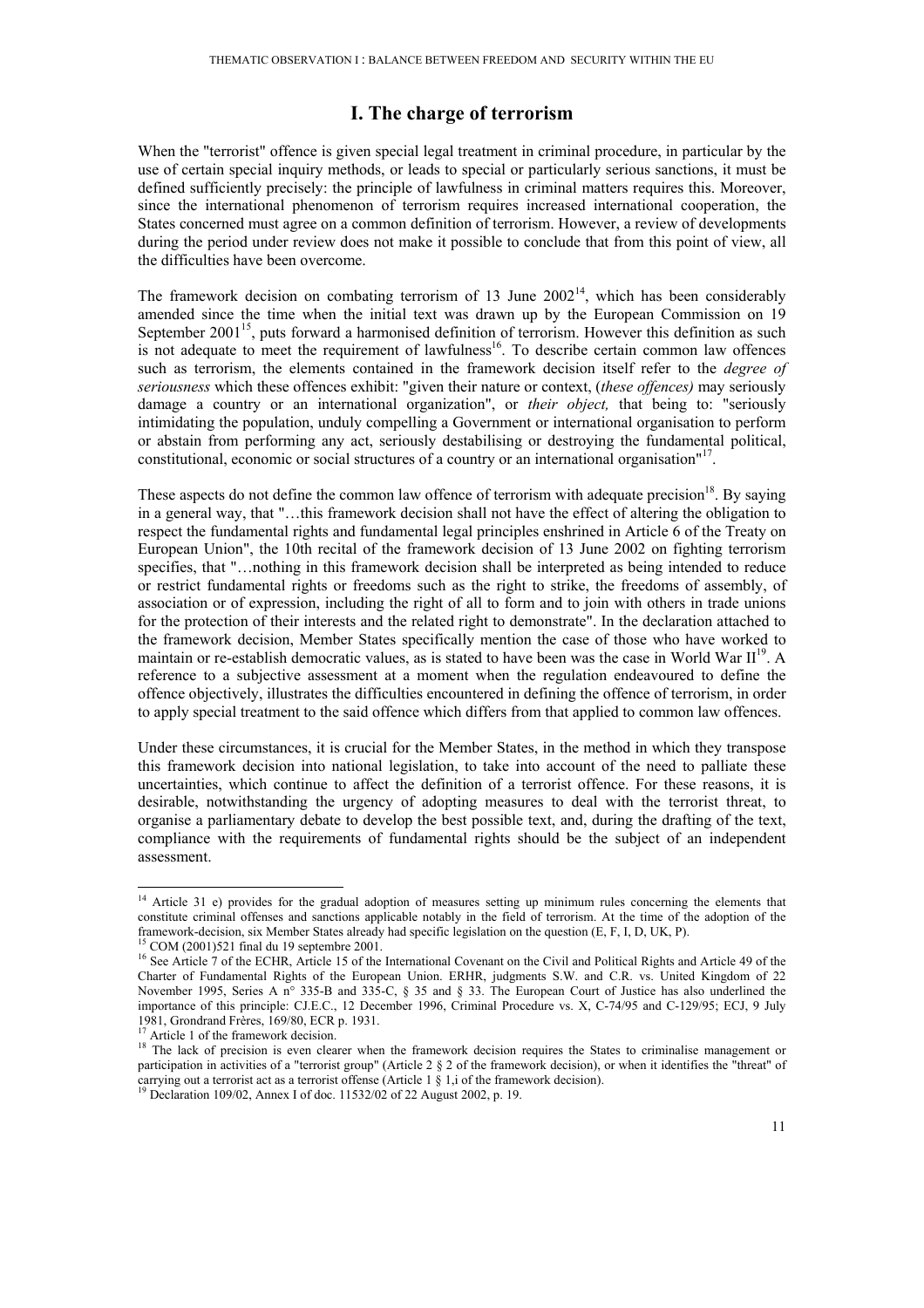# I. The charge of terrorism

When the "terrorist" offence is given special legal treatment in criminal procedure, in particular by the use of certain special inquiry methods, or leads to special or particularly serious sanctions, it must be defined sufficiently precisely: the principle of lawfulness in criminal matters requires this. Moreover, since the international phenomenon of terrorism requires increased international cooperation, the States concerned must agree on a common definition of terrorism. However, a review of developments during the period under review does not make it possible to conclude that from this point of view, all the difficulties have been overcome.

The framework decision on combating terrorism of 13 June 2002[14], which has been considerably amended since the time when the initial text was drawn up by the European Commission on 19 September 2001[15], puts forward a harmonised definition of terrorism. However this definition as such is not adequate to meet the requirement of lawfulness[16]. To describe certain common law offences such as terrorism, the elements contained in the framework decision itself refer to the *degree of seriousness* which these offences exhibit: "given their nature or context, (*these offences)* may seriously damage a country or an international organization", or *their object,* that being to: "seriously intimidating the population, unduly compelling a Government or international organisation to perform or abstain from performing any act, seriously destabilising or destroying the fundamental political, constitutional, economic or social structures of a country or an international organisation"[17].

These aspects do not define the common law offence of terrorism with adequate precision[18]. By saying in a general way, that "…this framework decision shall not have the effect of altering the obligation to respect the fundamental rights and fundamental legal principles enshrined in Article 6 of the Treaty on European Union", the 10th recital of the framework decision of 13 June 2002 on fighting terrorism specifies, that "…nothing in this framework decision shall be interpreted as being intended to reduce or restrict fundamental rights or freedoms such as the right to strike, the freedoms of assembly, of association or of expression, including the right of all to form and to join with others in trade unions for the protection of their interests and the related right to demonstrate". In the declaration attached to the framework decision, Member States specifically mention the case of those who have worked to maintain or re-establish democratic values, as is stated to have been was the case in World War II[19]. A reference to a subjective assessment at a moment when the regulation endeavoured to define the offence objectively, illustrates the difficulties encountered in defining the offence of terrorism, in order to apply special treatment to the said offence which differs from that applied to common law offences.

Under these circumstances, it is crucial for the Member States, in the method in which they transpose this framework decision into national legislation, to take into account of the need to palliate these uncertainties, which continue to affect the definition of a terrorist offence. For these reasons, it is desirable, notwithstanding the urgency of adopting measures to deal with the terrorist threat, to organise a parliamentary debate to develop the best possible text, and, during the drafting of the text, compliance with the requirements of fundamental rights should be the subject of an independent assessment.

---

[14] Article 31 e) provides for the gradual adoption of measures setting up minimum rules concerning the elements that constitute criminal offenses and sanctions applicable notably in the field of terrorism. At the time of the adoption of the framework-decision, six Member States already had specific legislation on the question (E, F, I, D, UK, P).

[15] COM (2001)521 final du 19 septembre 2001.

[16] See Article 7 of the ECHR, Article 15 of the International Covenant on the Civil and Political Rights and Article 49 of the Charter of Fundamental Rights of the European Union. ERHR, judgments S.W. and C.R. vs. United Kingdom of 22 November 1995, Series A n° 335-B and 335-C, § 35 and § 33. The European Court of Justice has also underlined the importance of this principle: CJ.E.C., 12 December 1996, Criminal Procedure vs. X, C-74/95 and C-129/95; ECJ, 9 July 1981, Grondrand Frères, 169/80, ECR p. 1931.

[17] Article 1 of the framework decision.

[18] The lack of precision is even clearer when the framework decision requires the States to criminalise management or participation in activities of a "terrorist group" (Article 2 § 2 of the framework decision), or when it identifies the "threat" of carrying out a terrorist act as a terrorist offense (Article 1 § 1,i of the framework decision).

[19] Declaration 109/02, Annex I of doc. 11532/02 of 22 August 2002, p. 19.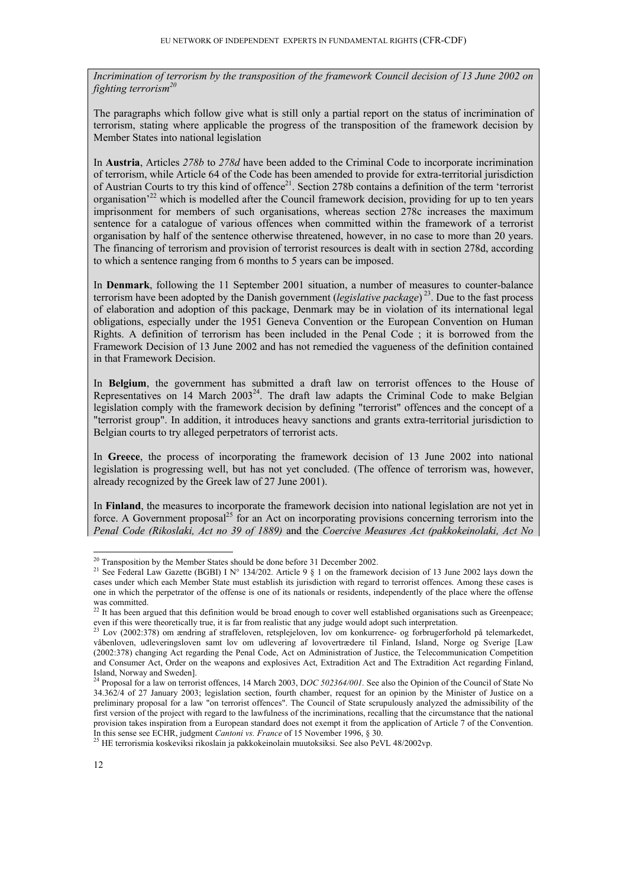*Incrimination of terrorism by the transposition of the framework Council decision of 13 June 2002 on fighting terrorism*[20]

The paragraphs which follow give what is still only a partial report on the status of incrimination of terrorism, stating where applicable the progress of the transposition of the framework decision by Member States into national legislation

In **Austria**, Articles *278b* to *278d* have been added to the Criminal Code to incorporate incrimination of terrorism, while Article 64 of the Code has been amended to provide for extra-territorial jurisdiction of Austrian Courts to try this kind of offence[21]. Section 278b contains a definition of the term 'terrorist organisation'[22] which is modelled after the Council framework decision, providing for up to ten years imprisonment for members of such organisations, whereas section 278c increases the maximum sentence for a catalogue of various offences when committed within the framework of a terrorist organisation by half of the sentence otherwise threatened, however, in no case to more than 20 years. The financing of terrorism and provision of terrorist resources is dealt with in section 278d, according to which a sentence ranging from 6 months to 5 years can be imposed.

In **Denmark**, following the 11 September 2001 situation, a number of measures to counter-balance terrorism have been adopted by the Danish government (*legislative package*)[23]. Due to the fast process of elaboration and adoption of this package, Denmark may be in violation of its international legal obligations, especially under the 1951 Geneva Convention or the European Convention on Human Rights. A definition of terrorism has been included in the Penal Code ; it is borrowed from the Framework Decision of 13 June 2002 and has not remedied the vagueness of the definition contained in that Framework Decision.

In **Belgium**, the government has submitted a draft law on terrorist offences to the House of Representatives on 14 March 2003[24]. The draft law adapts the Criminal Code to make Belgian legislation comply with the framework decision by defining "terrorist" offences and the concept of a "terrorist group". In addition, it introduces heavy sanctions and grants extra-territorial jurisdiction to Belgian courts to try alleged perpetrators of terrorist acts.

In **Greece**, the process of incorporating the framework decision of 13 June 2002 into national legislation is progressing well, but has not yet concluded. (The offence of terrorism was, however, already recognized by the Greek law of 27 June 2001).

In **Finland**, the measures to incorporate the framework decision into national legislation are not yet in force. A Government proposal[25] for an Act on incorporating provisions concerning terrorism into the *Penal Code (Rikoslaki, Act no 39 of 1889)* and the *Coercive Measures Act (pakkokeinolaki, Act No*

---

[20] Transposition by the Member States should be done before 31 December 2002.

[21] See Federal Law Gazette (BGBI) I N° 134/202. Article 9 § 1 on the framework decision of 13 June 2002 lays down the cases under which each Member State must establish its jurisdiction with regard to terrorist offences. Among these cases is one in which the perpetrator of the offense is one of its nationals or residents, independently of the place where the offense was committed.

[22] It has been argued that this definition would be broad enough to cover well established organisations such as Greenpeace; even if this were theoretically true, it is far from realistic that any judge would adopt such interpretation.

[23] Lov (2002:378) om ændring af straffeloven, retsplejeloven, lov om konkurrence- og forbrugerforhold på telemarkedet, våbenloven, udleveringsloven samt lov om udlevering af lovovertrædere til Finland, Island, Norge og Sverige [Law (2002:378) changing Act regarding the Penal Code, Act on Administration of Justice, the Telecommunication Competition and Consumer Act, Order on the weapons and explosives Act, Extradition Act and The Extradition Act regarding Finland, Island, Norway and Sweden].

[24] Proposal for a law on terrorist offences, 14 March 2003, D*OC 502364/001.* See also the Opinion of the Council of State No 34.362/4 of 27 January 2003; legislation section, fourth chamber, request for an opinion by the Minister of Justice on a preliminary proposal for a law "on terrorist offences". The Council of State scrupulously analyzed the admissibility of the first version of the project with regard to the lawfulness of the incriminations, recalling that the circumstance that the national provision takes inspiration from a European standard does not exempt it from the application of Article 7 of the Convention. In this sense see ECHR, judgment *Cantoni vs. France* of 15 November 1996, § 30.

[25] HE terrorismia koskeviksi rikoslain ja pakkokeinolain muutoksiksi. See also PeVL 48/2002vp.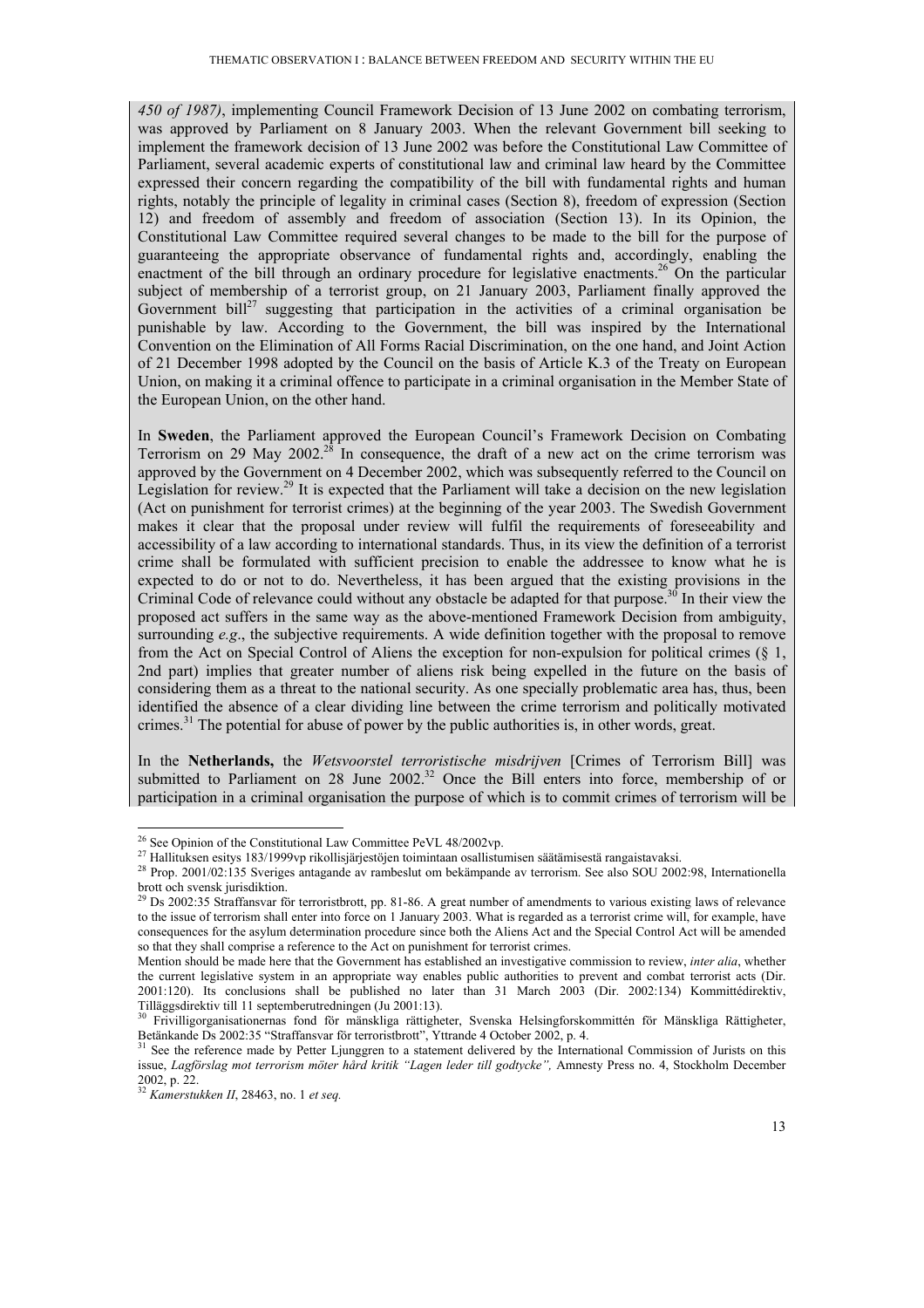*450 of 1987)*, implementing Council Framework Decision of 13 June 2002 on combating terrorism, was approved by Parliament on 8 January 2003. When the relevant Government bill seeking to implement the framework decision of 13 June 2002 was before the Constitutional Law Committee of Parliament, several academic experts of constitutional law and criminal law heard by the Committee expressed their concern regarding the compatibility of the bill with fundamental rights and human rights, notably the principle of legality in criminal cases (Section 8), freedom of expression (Section 12) and freedom of assembly and freedom of association (Section 13). In its Opinion, the Constitutional Law Committee required several changes to be made to the bill for the purpose of guaranteeing the appropriate observance of fundamental rights and, accordingly, enabling the enactment of the bill through an ordinary procedure for legislative enactments.[26] On the particular subject of membership of a terrorist group, on 21 January 2003, Parliament finally approved the Government bill[27] suggesting that participation in the activities of a criminal organisation be punishable by law. According to the Government, the bill was inspired by the International Convention on the Elimination of All Forms Racial Discrimination, on the one hand, and Joint Action of 21 December 1998 adopted by the Council on the basis of Article K.3 of the Treaty on European Union, on making it a criminal offence to participate in a criminal organisation in the Member State of the European Union, on the other hand.

In **Sweden**, the Parliament approved the European Council's Framework Decision on Combating Terrorism on 29 May 2002.[28] In consequence, the draft of a new act on the crime terrorism was approved by the Government on 4 December 2002, which was subsequently referred to the Council on Legislation for review.[29] It is expected that the Parliament will take a decision on the new legislation (Act on punishment for terrorist crimes) at the beginning of the year 2003. The Swedish Government makes it clear that the proposal under review will fulfil the requirements of foreseeability and accessibility of a law according to international standards. Thus, in its view the definition of a terrorist crime shall be formulated with sufficient precision to enable the addressee to know what he is expected to do or not to do. Nevertheless, it has been argued that the existing provisions in the Criminal Code of relevance could without any obstacle be adapted for that purpose.[30] In their view the proposed act suffers in the same way as the above-mentioned Framework Decision from ambiguity, surrounding *e.g*., the subjective requirements. A wide definition together with the proposal to remove from the Act on Special Control of Aliens the exception for non-expulsion for political crimes (§ 1, 2nd part) implies that greater number of aliens risk being expelled in the future on the basis of considering them as a threat to the national security. As one specially problematic area has, thus, been identified the absence of a clear dividing line between the crime terrorism and politically motivated crimes.[31] The potential for abuse of power by the public authorities is, in other words, great.

In the **Netherlands,** the *Wetsvoorstel terroristische misdrijven* [Crimes of Terrorism Bill] was submitted to Parliament on 28 June 2002.[32] Once the Bill enters into force, membership of or participation in a criminal organisation the purpose of which is to commit crimes of terrorism will be

---

[26] See Opinion of the Constitutional Law Committee PeVL 48/2002vp.

[27] Hallituksen esitys 183/1999vp rikollisjärjestöjen toimintaan osallistumisen säätämisestä rangaistavaksi.

[28] Prop. 2001/02:135 Sveriges antagande av rambeslut om bekämpande av terrorism. See also SOU 2002:98, Internationella brott och svensk jurisdiktion.

[29] Ds 2002:35 Straffansvar för terroristbrott, pp. 81-86. A great number of amendments to various existing laws of relevance to the issue of terrorism shall enter into force on 1 January 2003. What is regarded as a terrorist crime will, for example, have consequences for the asylum determination procedure since both the Aliens Act and the Special Control Act will be amended so that they shall comprise a reference to the Act on punishment for terrorist crimes.
Mention should be made here that the Government has established an investigative commission to review, *inter alia*, whether the current legislative system in an appropriate way enables public authorities to prevent and combat terrorist acts (Dir. 2001:120). Its conclusions shall be published no later than 31 March 2003 (Dir. 2002:134) Kommittédirektiv, Tilläggsdirektiv till 11 septemberutredningen (Ju 2001:13).

[30] Frivilligorganisationernas fond för mänskliga rättigheter, Svenska Helsingforskommittén för Mänskliga Rättigheter, Betänkande Ds 2002:35 "Straffansvar för terroristbrott", Yttrande 4 October 2002, p. 4.

[31] See the reference made by Petter Ljunggren to a statement delivered by the International Commission of Jurists on this issue, *Lagförslag mot terrorism möter hård kritik "Lagen leder till godtycke",* Amnesty Press no. 4, Stockholm December 2002, p. 22.

[32] *Kamerstukken II*, 28463, no. 1 *et seq.*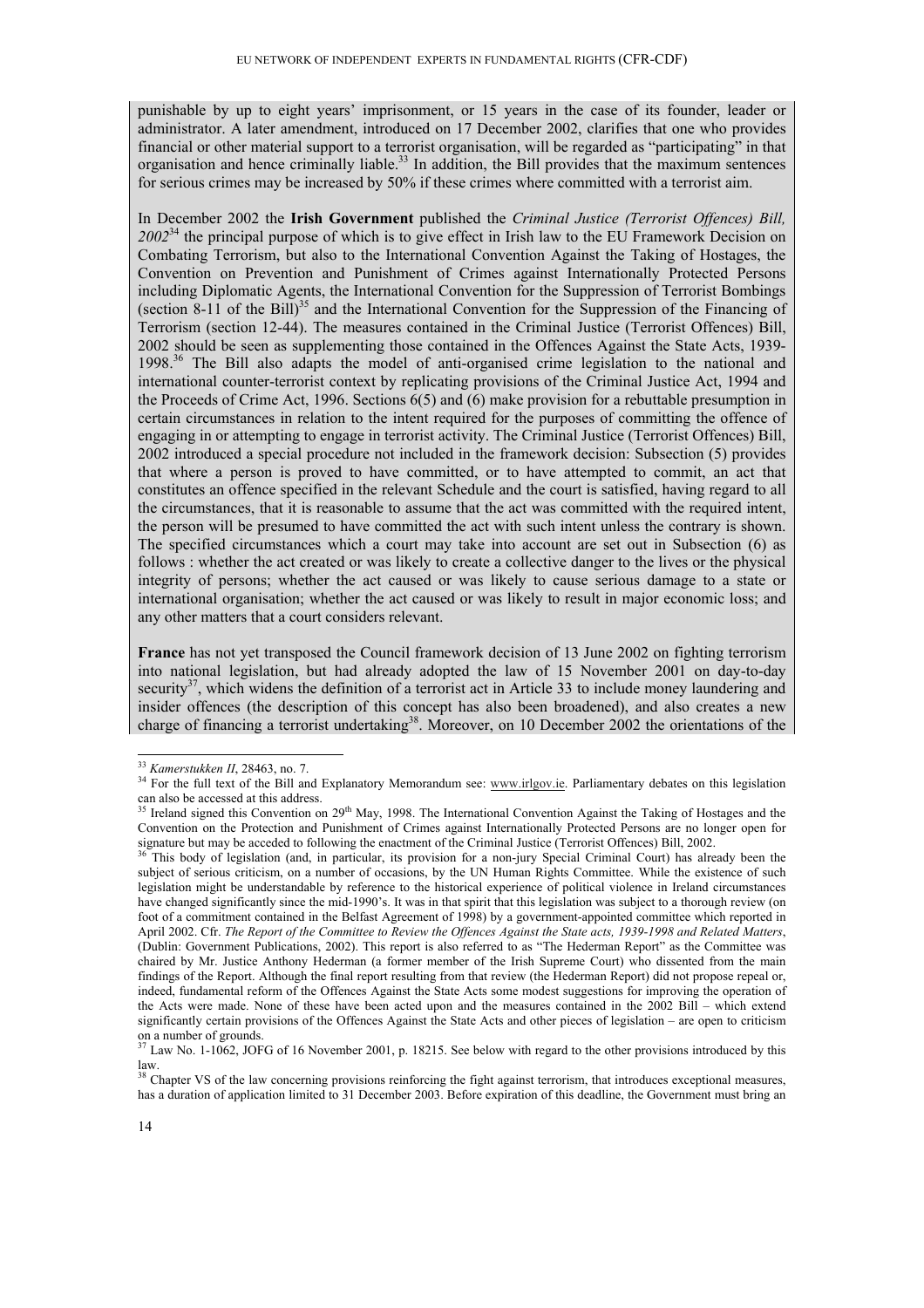punishable by up to eight years' imprisonment, or 15 years in the case of its founder, leader or administrator. A later amendment, introduced on 17 December 2002, clarifies that one who provides financial or other material support to a terrorist organisation, will be regarded as "participating" in that organisation and hence criminally liable.[33] In addition, the Bill provides that the maximum sentences for serious crimes may be increased by 50% if these crimes where committed with a terrorist aim.

In December 2002 the **Irish Government** published the *Criminal Justice (Terrorist Offences) Bill, 2002*[34] the principal purpose of which is to give effect in Irish law to the EU Framework Decision on Combating Terrorism, but also to the International Convention Against the Taking of Hostages, the Convention on Prevention and Punishment of Crimes against Internationally Protected Persons including Diplomatic Agents, the International Convention for the Suppression of Terrorist Bombings (section 8-11 of the Bill)[35] and the International Convention for the Suppression of the Financing of Terrorism (section 12-44). The measures contained in the Criminal Justice (Terrorist Offences) Bill, 2002 should be seen as supplementing those contained in the Offences Against the State Acts, 1939-1998.[36] The Bill also adapts the model of anti-organised crime legislation to the national and international counter-terrorist context by replicating provisions of the Criminal Justice Act, 1994 and the Proceeds of Crime Act, 1996. Sections 6(5) and (6) make provision for a rebuttable presumption in certain circumstances in relation to the intent required for the purposes of committing the offence of engaging in or attempting to engage in terrorist activity. The Criminal Justice (Terrorist Offences) Bill, 2002 introduced a special procedure not included in the framework decision: Subsection (5) provides that where a person is proved to have committed, or to have attempted to commit, an act that constitutes an offence specified in the relevant Schedule and the court is satisfied, having regard to all the circumstances, that it is reasonable to assume that the act was committed with the required intent, the person will be presumed to have committed the act with such intent unless the contrary is shown. The specified circumstances which a court may take into account are set out in Subsection (6) as follows : whether the act created or was likely to create a collective danger to the lives or the physical integrity of persons; whether the act caused or was likely to cause serious damage to a state or international organisation; whether the act caused or was likely to result in major economic loss; and any other matters that a court considers relevant.

**France** has not yet transposed the Council framework decision of 13 June 2002 on fighting terrorism into national legislation, but had already adopted the law of 15 November 2001 on day-to-day security[37], which widens the definition of a terrorist act in Article 33 to include money laundering and insider offences (the description of this concept has also been broadened), and also creates a new charge of financing a terrorist undertaking[38]. Moreover, on 10 December 2002 the orientations of the

---

[33] *Kamerstukken II*, 28463, no. 7.

[34] For the full text of the Bill and Explanatory Memorandum see: www.irlgov.ie. Parliamentary debates on this legislation can also be accessed at this address.

[35] Ireland signed this Convention on 29th May, 1998. The International Convention Against the Taking of Hostages and the Convention on the Protection and Punishment of Crimes against Internationally Protected Persons are no longer open for signature but may be acceded to following the enactment of the Criminal Justice (Terrorist Offences) Bill, 2002.

[36] This body of legislation (and, in particular, its provision for a non-jury Special Criminal Court) has already been the subject of serious criticism, on a number of occasions, by the UN Human Rights Committee. While the existence of such legislation might be understandable by reference to the historical experience of political violence in Ireland circumstances have changed significantly since the mid-1990's. It was in that spirit that this legislation was subject to a thorough review (on foot of a commitment contained in the Belfast Agreement of 1998) by a government-appointed committee which reported in April 2002. Cfr. *The Report of the Committee to Review the Offences Against the State acts, 1939-1998 and Related Matters*, (Dublin: Government Publications, 2002). This report is also referred to as "The Hederman Report" as the Committee was chaired by Mr. Justice Anthony Hederman (a former member of the Irish Supreme Court) who dissented from the main findings of the Report. Although the final report resulting from that review (the Hederman Report) did not propose repeal or, indeed, fundamental reform of the Offences Against the State Acts some modest suggestions for improving the operation of the Acts were made. None of these have been acted upon and the measures contained in the 2002 Bill – which extend significantly certain provisions of the Offences Against the State Acts and other pieces of legislation – are open to criticism on a number of grounds.

[37] Law No. 1-1062, JOFG of 16 November 2001, p. 18215. See below with regard to the other provisions introduced by this law.

[38] Chapter VS of the law concerning provisions reinforcing the fight against terrorism, that introduces exceptional measures, has a duration of application limited to 31 December 2003. Before expiration of this deadline, the Government must bring an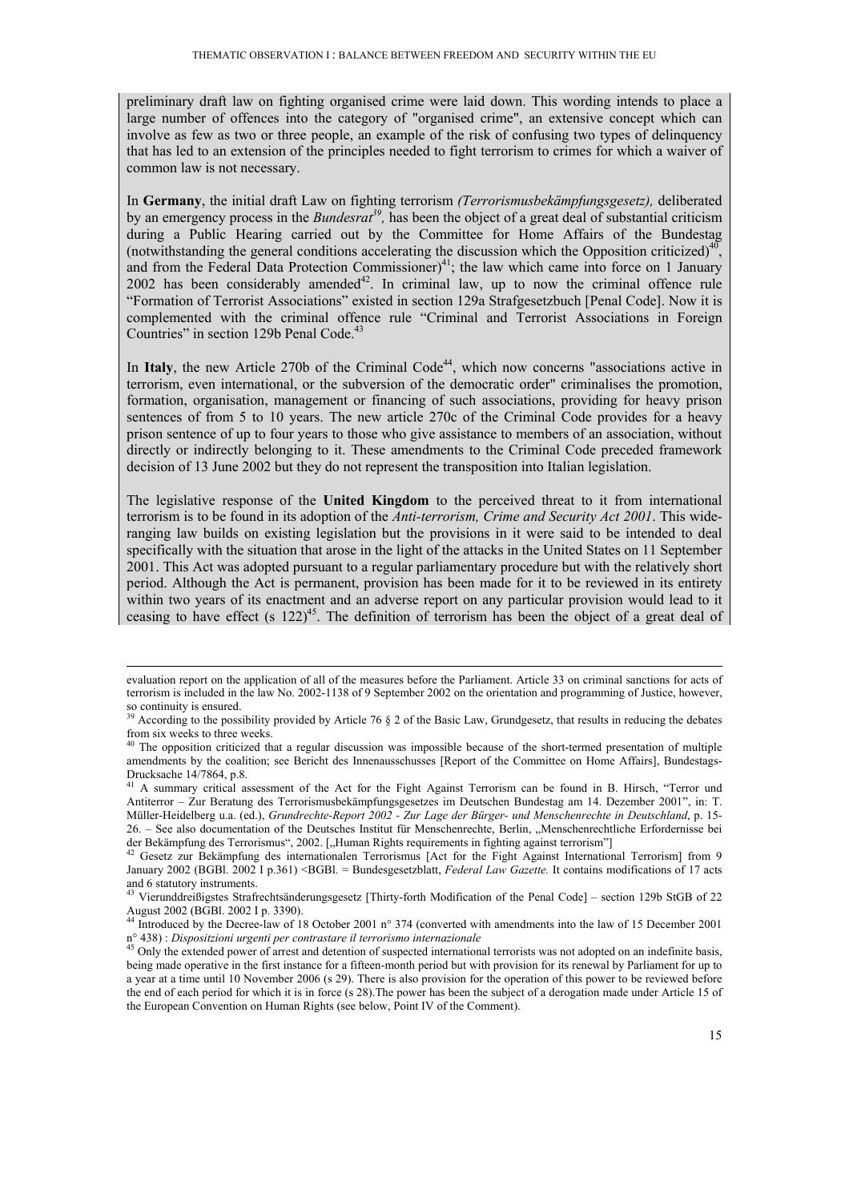preliminary draft law on fighting organised crime were laid down. This wording intends to place a large number of offences into the category of "organised crime", an extensive concept which can involve as few as two or three people, an example of the risk of confusing two types of delinquency that has led to an extension of the principles needed to fight terrorism to crimes for which a waiver of common law is not necessary.

In **Germany**, the initial draft Law on fighting terrorism *(Terrorismusbekämpfungsgesetz),* deliberated by an emergency process in the *Bundesrat*[39], has been the object of a great deal of substantial criticism during a Public Hearing carried out by the Committee for Home Affairs of the Bundestag (notwithstanding the general conditions accelerating the discussion which the Opposition criticized)[40], and from the Federal Data Protection Commissioner)[41]; the law which came into force on 1 January 2002 has been considerably amended[42]. In criminal law, up to now the criminal offence rule "Formation of Terrorist Associations" existed in section 129a Strafgesetzbuch [Penal Code]. Now it is complemented with the criminal offence rule "Criminal and Terrorist Associations in Foreign Countries" in section 129b Penal Code.[43]

In **Italy**, the new Article 270b of the Criminal Code[44], which now concerns "associations active in terrorism, even international, or the subversion of the democratic order" criminalises the promotion, formation, organisation, management or financing of such associations, providing for heavy prison sentences of from 5 to 10 years. The new article 270c of the Criminal Code provides for a heavy prison sentence of up to four years to those who give assistance to members of an association, without directly or indirectly belonging to it. These amendments to the Criminal Code preceded framework decision of 13 June 2002 but they do not represent the transposition into Italian legislation.

The legislative response of the **United Kingdom** to the perceived threat to it from international terrorism is to be found in its adoption of the *Anti-terrorism, Crime and Security Act 2001*. This wide-ranging law builds on existing legislation but the provisions in it were said to be intended to deal specifically with the situation that arose in the light of the attacks in the United States on 11 September 2001. This Act was adopted pursuant to a regular parliamentary procedure but with the relatively short period. Although the Act is permanent, provision has been made for it to be reviewed in its entirety within two years of its enactment and an adverse report on any particular provision would lead to it ceasing to have effect (s 122)[45]. The definition of terrorism has been the object of a great deal of

---

evaluation report on the application of all of the measures before the Parliament. Article 33 on criminal sanctions for acts of terrorism is included in the law No. 2002-1138 of 9 September 2002 on the orientation and programming of Justice, however, so continuity is ensured.

[39] According to the possibility provided by Article 76 § 2 of the Basic Law, Grundgesetz, that results in reducing the debates from six weeks to three weeks.

[40] The opposition criticized that a regular discussion was impossible because of the short-termed presentation of multiple amendments by the coalition; see Bericht des Innenausschusses [Report of the Committee on Home Affairs], Bundestags-Drucksache 14/7864, p.8.

[41] A summary critical assessment of the Act for the Fight Against Terrorism can be found in B. Hirsch, "Terror und Antiterror – Zur Beratung des Terrorismusbekämpfungsgesetzes im Deutschen Bundestag am 14. Dezember 2001", in: T. Müller-Heidelberg u.a. (ed.), *Grundrechte-Report 2002 - Zur Lage der Bürger- und Menschenrechte in Deutschland*, p. 15-26. – See also documentation of the Deutsches Institut für Menschenrechte, Berlin, „Menschenrechtliche Erfordernisse bei der Bekämpfung des Terrorismus", 2002. [„Human Rights requirements in fighting against terrorism"]

[42] Gesetz zur Bekämpfung des internationalen Terrorismus [Act for the Fight Against International Terrorism] from 9 January 2002 (BGBl. 2002 I p.361) <BGBl. = Bundesgesetzblatt, *Federal Law Gazette.* It contains modifications of 17 acts and 6 statutory instruments.

[43] Vierunddreißigstes Strafrechtsänderungsgesetz [Thirty-forth Modification of the Penal Code] – section 129b StGB of 22 August 2002 (BGBl. 2002 I p. 3390).

[44] Introduced by the Decree-law of 18 October 2001 n° 374 (converted with amendments into the law of 15 December 2001 n° 438) : *Dispositzioni urgenti per contrastare il terrorismo internazionale*

[45] Only the extended power of arrest and detention of suspected international terrorists was not adopted on an indefinite basis, being made operative in the first instance for a fifteen-month period but with provision for its renewal by Parliament for up to a year at a time until 10 November 2006 (s 29). There is also provision for the operation of this power to be reviewed before the end of each period for which it is in force (s 28).The power has been the subject of a derogation made under Article 15 of the European Convention on Human Rights (see below, Point IV of the Comment).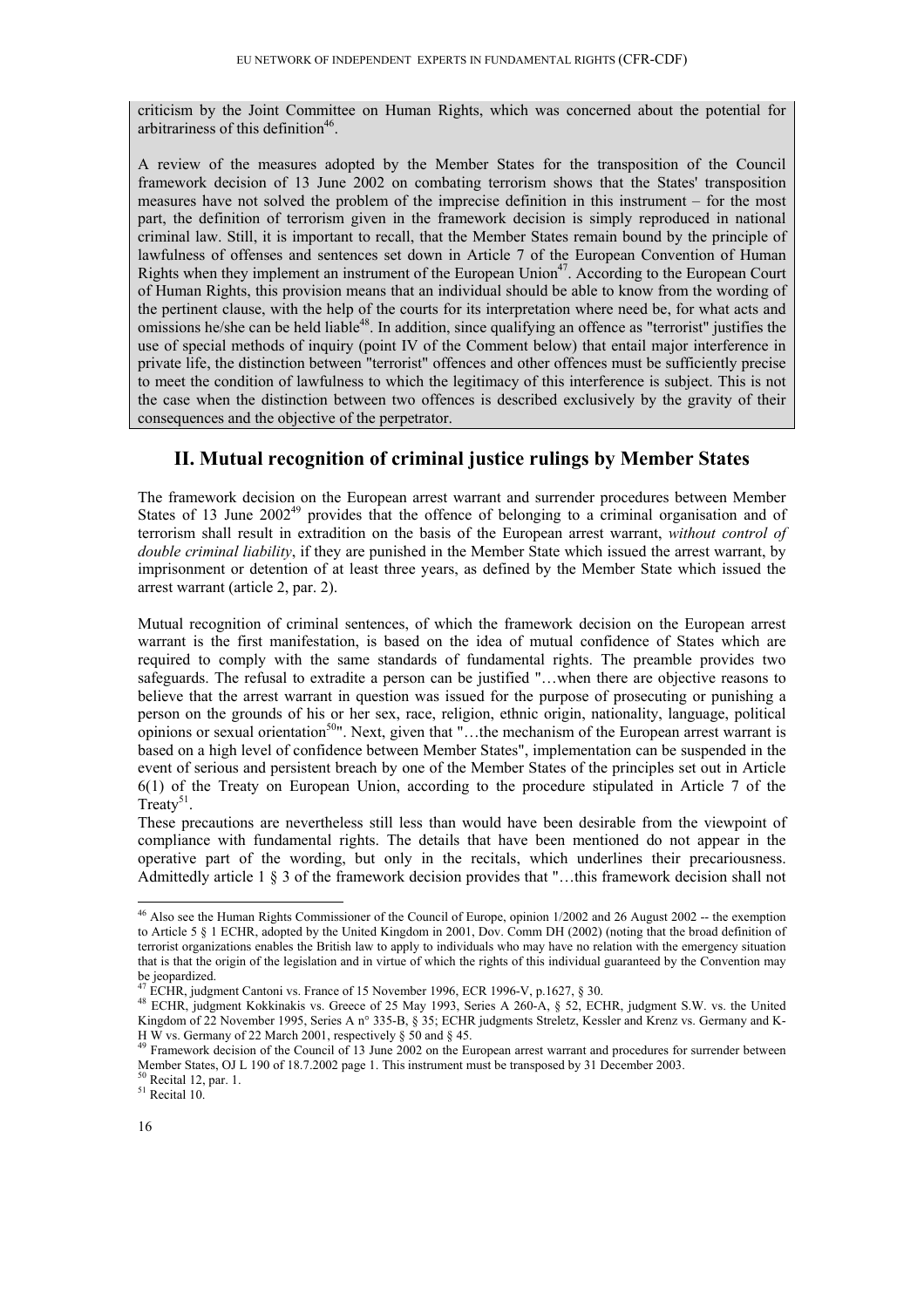criticism by the Joint Committee on Human Rights, which was concerned about the potential for arbitrariness of this definition[46].

A review of the measures adopted by the Member States for the transposition of the Council framework decision of 13 June 2002 on combating terrorism shows that the States' transposition measures have not solved the problem of the imprecise definition in this instrument – for the most part, the definition of terrorism given in the framework decision is simply reproduced in national criminal law. Still, it is important to recall, that the Member States remain bound by the principle of lawfulness of offenses and sentences set down in Article 7 of the European Convention of Human Rights when they implement an instrument of the European Union[47]. According to the European Court of Human Rights, this provision means that an individual should be able to know from the wording of the pertinent clause, with the help of the courts for its interpretation where need be, for what acts and omissions he/she can be held liable[48]. In addition, since qualifying an offence as "terrorist" justifies the use of special methods of inquiry (point IV of the Comment below) that entail major interference in private life, the distinction between "terrorist" offences and other offences must be sufficiently precise to meet the condition of lawfulness to which the legitimacy of this interference is subject. This is not the case when the distinction between two offences is described exclusively by the gravity of their consequences and the objective of the perpetrator.

## II. Mutual recognition of criminal justice rulings by Member States

The framework decision on the European arrest warrant and surrender procedures between Member States of 13 June 2002[49] provides that the offence of belonging to a criminal organisation and of terrorism shall result in extradition on the basis of the European arrest warrant, *without control of double criminal liability*, if they are punished in the Member State which issued the arrest warrant, by imprisonment or detention of at least three years, as defined by the Member State which issued the arrest warrant (article 2, par. 2).

Mutual recognition of criminal sentences, of which the framework decision on the European arrest warrant is the first manifestation, is based on the idea of mutual confidence of States which are required to comply with the same standards of fundamental rights. The preamble provides two safeguards. The refusal to extradite a person can be justified "…when there are objective reasons to believe that the arrest warrant in question was issued for the purpose of prosecuting or punishing a person on the grounds of his or her sex, race, religion, ethnic origin, nationality, language, political opinions or sexual orientation[50]". Next, given that "…the mechanism of the European arrest warrant is based on a high level of confidence between Member States", implementation can be suspended in the event of serious and persistent breach by one of the Member States of the principles set out in Article 6(1) of the Treaty on European Union, according to the procedure stipulated in Article 7 of the Treaty[51].

These precautions are nevertheless still less than would have been desirable from the viewpoint of compliance with fundamental rights. The details that have been mentioned do not appear in the operative part of the wording, but only in the recitals, which underlines their precariousness. Admittedly article 1 § 3 of the framework decision provides that "…this framework decision shall not

---

[46] Also see the Human Rights Commissioner of the Council of Europe, opinion 1/2002 and 26 August 2002 -- the exemption to Article 5 § 1 ECHR, adopted by the United Kingdom in 2001, Dov. Comm DH (2002) (noting that the broad definition of terrorist organizations enables the British law to apply to individuals who may have no relation with the emergency situation that is that the origin of the legislation and in virtue of which the rights of this individual guaranteed by the Convention may be jeopardized.

[47] ECHR, judgment Cantoni vs. France of 15 November 1996, ECR 1996-V, p.1627, § 30.

[48] ECHR, judgment Kokkinakis vs. Greece of 25 May 1993, Series A 260-A, § 52, ECHR, judgment S.W. vs. the United Kingdom of 22 November 1995, Series A n° 335-B, § 35; ECHR judgments Streletz, Kessler and Krenz vs. Germany and K-H W vs. Germany of 22 March 2001, respectively § 50 and § 45.

[49] Framework decision of the Council of 13 June 2002 on the European arrest warrant and procedures for surrender between Member States, OJ L 190 of 18.7.2002 page 1. This instrument must be transposed by 31 December 2003.

[50] Recital 12, par. 1.

[51] Recital 10.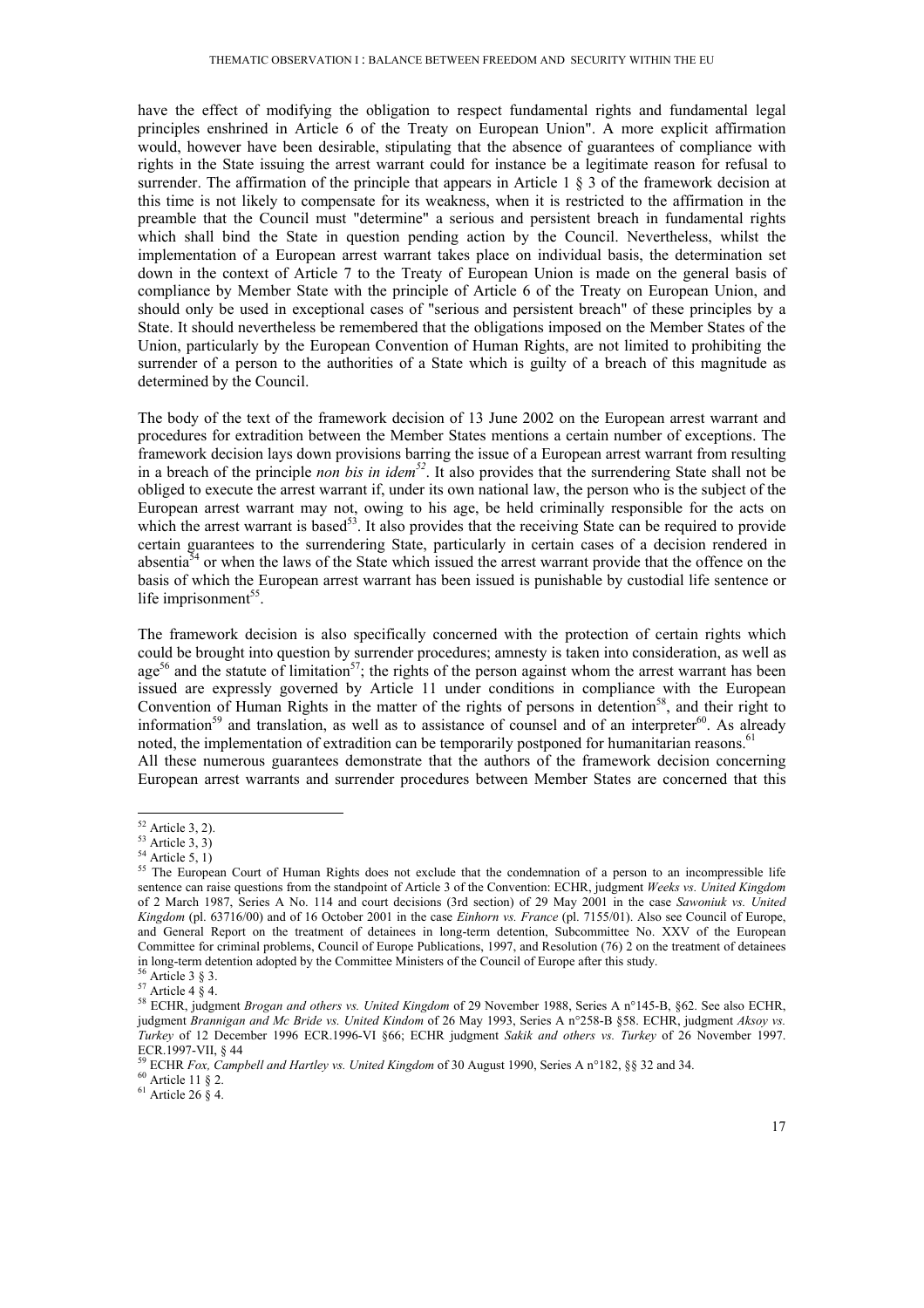have the effect of modifying the obligation to respect fundamental rights and fundamental legal principles enshrined in Article 6 of the Treaty on European Union". A more explicit affirmation would, however have been desirable, stipulating that the absence of guarantees of compliance with rights in the State issuing the arrest warrant could for instance be a legitimate reason for refusal to surrender. The affirmation of the principle that appears in Article 1 § 3 of the framework decision at this time is not likely to compensate for its weakness, when it is restricted to the affirmation in the preamble that the Council must "determine" a serious and persistent breach in fundamental rights which shall bind the State in question pending action by the Council. Nevertheless, whilst the implementation of a European arrest warrant takes place on individual basis, the determination set down in the context of Article 7 to the Treaty of European Union is made on the general basis of compliance by Member State with the principle of Article 6 of the Treaty on European Union, and should only be used in exceptional cases of "serious and persistent breach" of these principles by a State. It should nevertheless be remembered that the obligations imposed on the Member States of the Union, particularly by the European Convention of Human Rights, are not limited to prohibiting the surrender of a person to the authorities of a State which is guilty of a breach of this magnitude as determined by the Council.

The body of the text of the framework decision of 13 June 2002 on the European arrest warrant and procedures for extradition between the Member States mentions a certain number of exceptions. The framework decision lays down provisions barring the issue of a European arrest warrant from resulting in a breach of the principle *non bis in idem*[52]. It also provides that the surrendering State shall not be obliged to execute the arrest warrant if, under its own national law, the person who is the subject of the European arrest warrant may not, owing to his age, be held criminally responsible for the acts on which the arrest warrant is based[53]. It also provides that the receiving State can be required to provide certain guarantees to the surrendering State, particularly in certain cases of a decision rendered in absentia[54] or when the laws of the State which issued the arrest warrant provide that the offence on the basis of which the European arrest warrant has been issued is punishable by custodial life sentence or life imprisonment[55].

The framework decision is also specifically concerned with the protection of certain rights which could be brought into question by surrender procedures; amnesty is taken into consideration, as well as age[56] and the statute of limitation[57]; the rights of the person against whom the arrest warrant has been issued are expressly governed by Article 11 under conditions in compliance with the European Convention of Human Rights in the matter of the rights of persons in detention[58], and their right to information[59] and translation, as well as to assistance of counsel and of an interpreter[60]. As already noted, the implementation of extradition can be temporarily postponed for humanitarian reasons.[61]

All these numerous guarantees demonstrate that the authors of the framework decision concerning European arrest warrants and surrender procedures between Member States are concerned that this

---

[52] Article 3, 2).

[53] Article 3, 3)

[54] Article 5, 1)

[55] The European Court of Human Rights does not exclude that the condemnation of a person to an incompressible life sentence can raise questions from the standpoint of Article 3 of the Convention: ECHR, judgment *Weeks vs. United Kingdom* of 2 March 1987, Series A No. 114 and court decisions (3rd section) of 29 May 2001 in the case *Sawoniuk vs. United Kingdom* (pl. 63716/00) and of 16 October 2001 in the case *Einhorn vs. France* (pl. 7155/01). Also see Council of Europe, and General Report on the treatment of detainees in long-term detention, Subcommittee No. XXV of the European Committee for criminal problems, Council of Europe Publications, 1997, and Resolution (76) 2 on the treatment of detainees in long-term detention adopted by the Committee Ministers of the Council of Europe after this study.

[56] Article 3 § 3.

[57] Article 4 § 4.

[58] ECHR, judgment *Brogan and others vs. United Kingdom* of 29 November 1988, Series A n°145-B, §62. See also ECHR, judgment *Brannigan and Mc Bride vs. United Kindom* of 26 May 1993, Series A n°258-B §58. ECHR, judgment *Aksoy vs. Turkey* of 12 December 1996 ECR.1996-VI §66; ECHR judgment *Sakik and others vs. Turkey* of 26 November 1997. ECR.1997-VII, § 44

[59] ECHR *Fox, Campbell and Hartley vs. United Kingdom* of 30 August 1990, Series A n°182, §§ 32 and 34.

[60] Article 11 § 2.

[61] Article 26 § 4.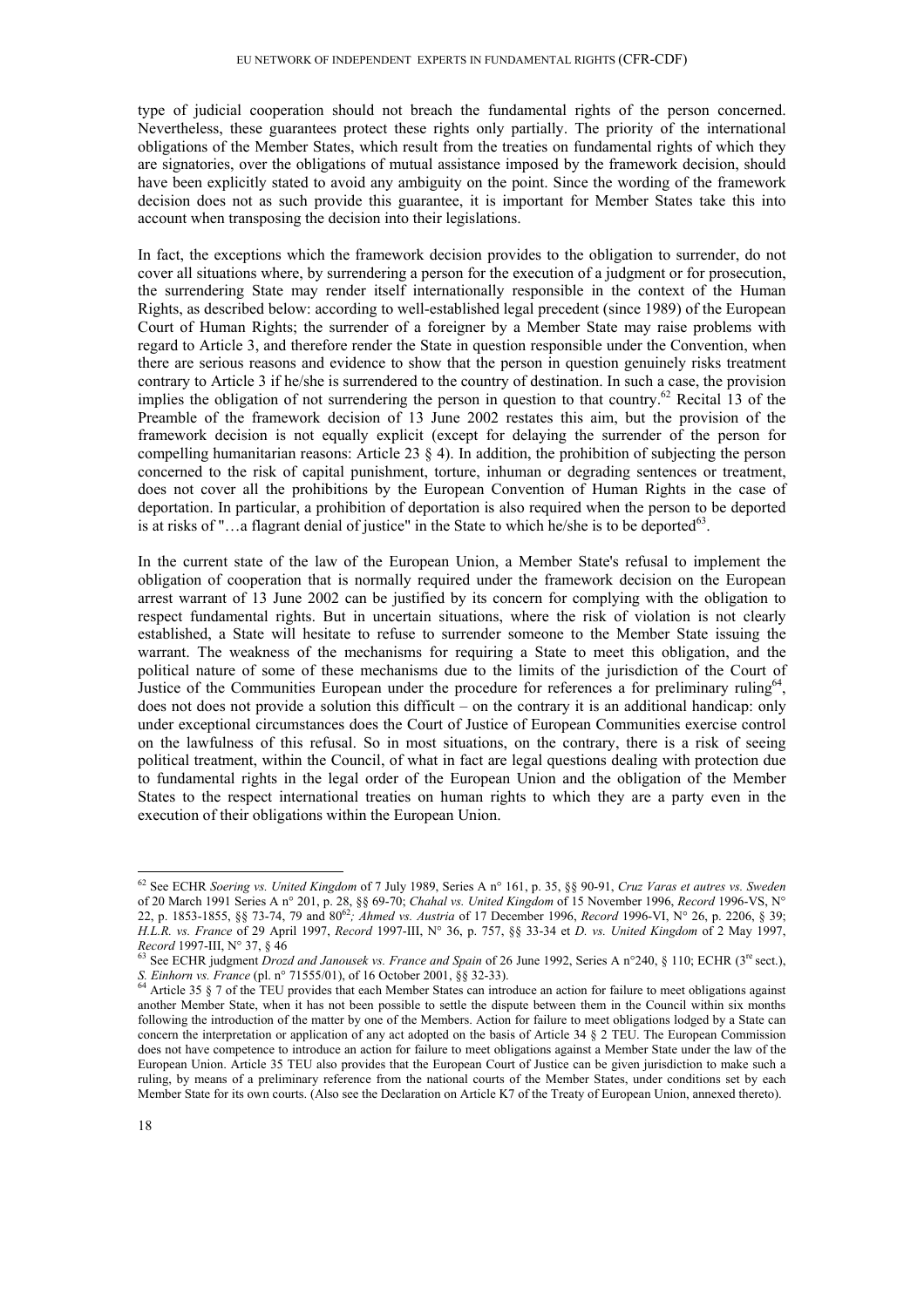type of judicial cooperation should not breach the fundamental rights of the person concerned. Nevertheless, these guarantees protect these rights only partially. The priority of the international obligations of the Member States, which result from the treaties on fundamental rights of which they are signatories, over the obligations of mutual assistance imposed by the framework decision, should have been explicitly stated to avoid any ambiguity on the point. Since the wording of the framework decision does not as such provide this guarantee, it is important for Member States take this into account when transposing the decision into their legislations.

In fact, the exceptions which the framework decision provides to the obligation to surrender, do not cover all situations where, by surrendering a person for the execution of a judgment or for prosecution, the surrendering State may render itself internationally responsible in the context of the Human Rights, as described below: according to well-established legal precedent (since 1989) of the European Court of Human Rights; the surrender of a foreigner by a Member State may raise problems with regard to Article 3, and therefore render the State in question responsible under the Convention, when there are serious reasons and evidence to show that the person in question genuinely risks treatment contrary to Article 3 if he/she is surrendered to the country of destination. In such a case, the provision implies the obligation of not surrendering the person in question to that country.[62] Recital 13 of the Preamble of the framework decision of 13 June 2002 restates this aim, but the provision of the framework decision is not equally explicit (except for delaying the surrender of the person for compelling humanitarian reasons: Article 23 § 4). In addition, the prohibition of subjecting the person concerned to the risk of capital punishment, torture, inhuman or degrading sentences or treatment, does not cover all the prohibitions by the European Convention of Human Rights in the case of deportation. In particular, a prohibition of deportation is also required when the person to be deported is at risks of "…a flagrant denial of justice" in the State to which he/she is to be deported[63].

In the current state of the law of the European Union, a Member State's refusal to implement the obligation of cooperation that is normally required under the framework decision on the European arrest warrant of 13 June 2002 can be justified by its concern for complying with the obligation to respect fundamental rights. But in uncertain situations, where the risk of violation is not clearly established, a State will hesitate to refuse to surrender someone to the Member State issuing the warrant. The weakness of the mechanisms for requiring a State to meet this obligation, and the political nature of some of these mechanisms due to the limits of the jurisdiction of the Court of Justice of the Communities European under the procedure for references a for preliminary ruling[64], does not does not provide a solution this difficult – on the contrary it is an additional handicap: only under exceptional circumstances does the Court of Justice of European Communities exercise control on the lawfulness of this refusal. So in most situations, on the contrary, there is a risk of seeing political treatment, within the Council, of what in fact are legal questions dealing with protection due to fundamental rights in the legal order of the European Union and the obligation of the Member States to the respect international treaties on human rights to which they are a party even in the execution of their obligations within the European Union.

---

[62] See ECHR *Soering vs. United Kingdom* of 7 July 1989, Series A n° 161, p. 35, §§ 90-91, *Cruz Varas et autres vs. Sweden* of 20 March 1991 Series A n° 201, p. 28, §§ 69-70; *Chahal vs. United Kingdom* of 15 November 1996, *Record* 1996-VS, N° 22, p. 1853-1855, §§ 73-74, 79 and 80[62]; *Ahmed vs. Austria* of 17 December 1996, *Record* 1996-VI, N° 26, p. 2206, § 39; *H.L.R. vs. France* of 29 April 1997, *Record* 1997-III, N° 36, p. 757, §§ 33-34 et *D. vs. United Kingdom* of 2 May 1997, *Record* 1997-III, N° 37, § 46

[63] See ECHR judgment *Drozd and Janousek vs. France and Spain* of 26 June 1992, Series A n°240, § 110; ECHR (3[re] sect.), *S. Einhorn vs. France* (pl. n° 71555/01), of 16 October 2001, §§ 32-33).

[64] Article 35 § 7 of the TEU provides that each Member States can introduce an action for failure to meet obligations against another Member State, when it has not been possible to settle the dispute between them in the Council within six months following the introduction of the matter by one of the Members. Action for failure to meet obligations lodged by a State can concern the interpretation or application of any act adopted on the basis of Article 34 § 2 TEU. The European Commission does not have competence to introduce an action for failure to meet obligations against a Member State under the law of the European Union. Article 35 TEU also provides that the European Court of Justice can be given jurisdiction to make such a ruling, by means of a preliminary reference from the national courts of the Member States, under conditions set by each Member State for its own courts. (Also see the Declaration on Article K7 of the Treaty of European Union, annexed thereto).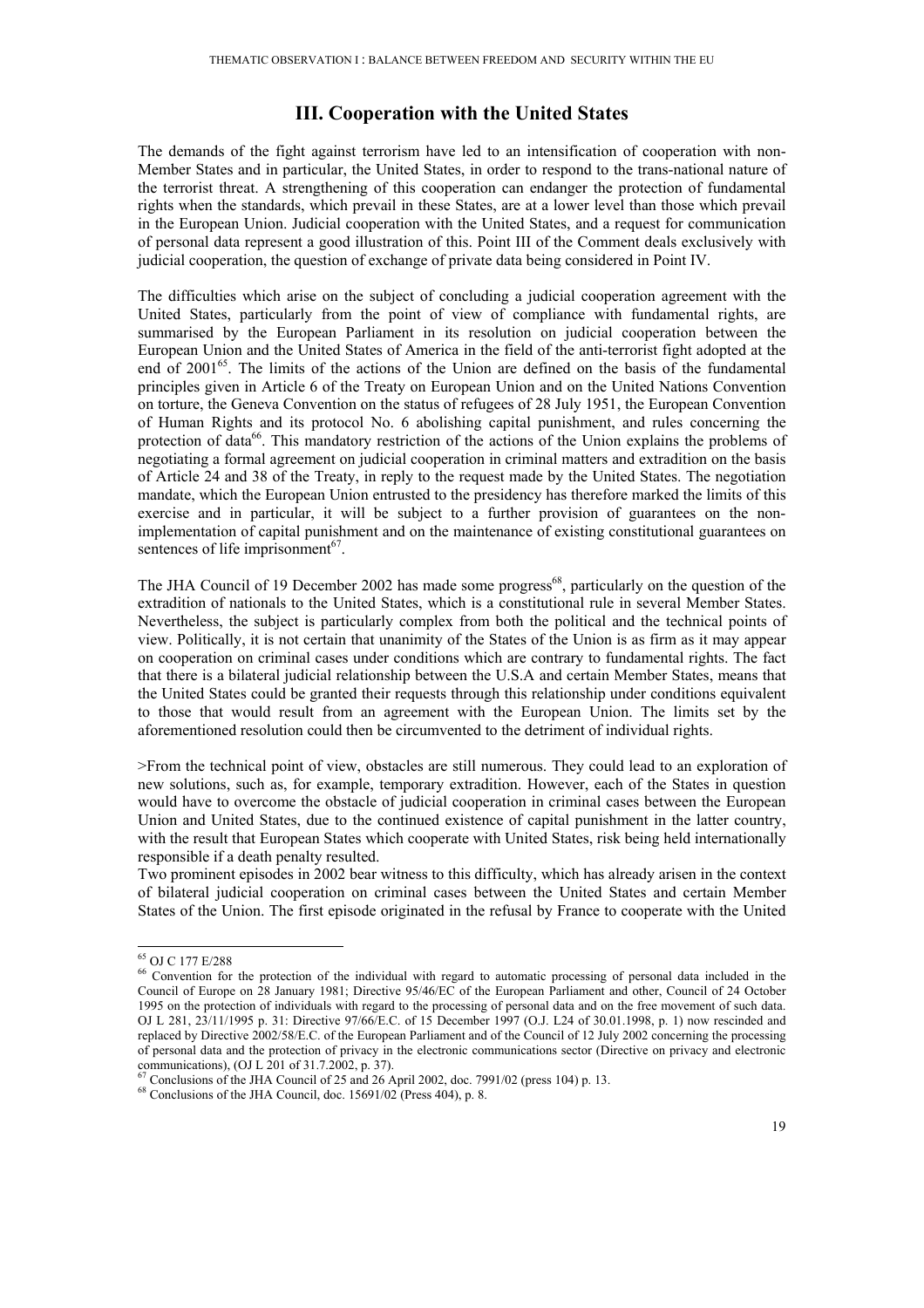## III. Cooperation with the United States

The demands of the fight against terrorism have led to an intensification of cooperation with non-Member States and in particular, the United States, in order to respond to the trans-national nature of the terrorist threat. A strengthening of this cooperation can endanger the protection of fundamental rights when the standards, which prevail in these States, are at a lower level than those which prevail in the European Union. Judicial cooperation with the United States, and a request for communication of personal data represent a good illustration of this. Point III of the Comment deals exclusively with judicial cooperation, the question of exchange of private data being considered in Point IV.

The difficulties which arise on the subject of concluding a judicial cooperation agreement with the United States, particularly from the point of view of compliance with fundamental rights, are summarised by the European Parliament in its resolution on judicial cooperation between the European Union and the United States of America in the field of the anti-terrorist fight adopted at the end of 2001[65]. The limits of the actions of the Union are defined on the basis of the fundamental principles given in Article 6 of the Treaty on European Union and on the United Nations Convention on torture, the Geneva Convention on the status of refugees of 28 July 1951, the European Convention of Human Rights and its protocol No. 6 abolishing capital punishment, and rules concerning the protection of data[66]. This mandatory restriction of the actions of the Union explains the problems of negotiating a formal agreement on judicial cooperation in criminal matters and extradition on the basis of Article 24 and 38 of the Treaty, in reply to the request made by the United States. The negotiation mandate, which the European Union entrusted to the presidency has therefore marked the limits of this exercise and in particular, it will be subject to a further provision of guarantees on the non-implementation of capital punishment and on the maintenance of existing constitutional guarantees on sentences of life imprisonment[67].

The JHA Council of 19 December 2002 has made some progress[68], particularly on the question of the extradition of nationals to the United States, which is a constitutional rule in several Member States. Nevertheless, the subject is particularly complex from both the political and the technical points of view. Politically, it is not certain that unanimity of the States of the Union is as firm as it may appear on cooperation on criminal cases under conditions which are contrary to fundamental rights. The fact that there is a bilateral judicial relationship between the U.S.A and certain Member States, means that the United States could be granted their requests through this relationship under conditions equivalent to those that would result from an agreement with the European Union. The limits set by the aforementioned resolution could then be circumvented to the detriment of individual rights.

>From the technical point of view, obstacles are still numerous. They could lead to an exploration of new solutions, such as, for example, temporary extradition. However, each of the States in question would have to overcome the obstacle of judicial cooperation in criminal cases between the European Union and United States, due to the continued existence of capital punishment in the latter country, with the result that European States which cooperate with United States, risk being held internationally responsible if a death penalty resulted.

Two prominent episodes in 2002 bear witness to this difficulty, which has already arisen in the context of bilateral judicial cooperation on criminal cases between the United States and certain Member States of the Union. The first episode originated in the refusal by France to cooperate with the United

---

[65] OJ C 177 E/288

[66] Convention for the protection of the individual with regard to automatic processing of personal data included in the Council of Europe on 28 January 1981; Directive 95/46/EC of the European Parliament and other, Council of 24 October 1995 on the protection of individuals with regard to the processing of personal data and on the free movement of such data. OJ L 281, 23/11/1995 p. 31: Directive 97/66/E.C. of 15 December 1997 (O.J. L24 of 30.01.1998, p. 1) now rescinded and replaced by Directive 2002/58/E.C. of the European Parliament and of the Council of 12 July 2002 concerning the processing of personal data and the protection of privacy in the electronic communications sector (Directive on privacy and electronic communications), (OJ L 201 of 31.7.2002, p. 37).

[67] Conclusions of the JHA Council of 25 and 26 April 2002, doc. 7991/02 (press 104) p. 13.

[68] Conclusions of the JHA Council, doc. 15691/02 (Press 404), p. 8.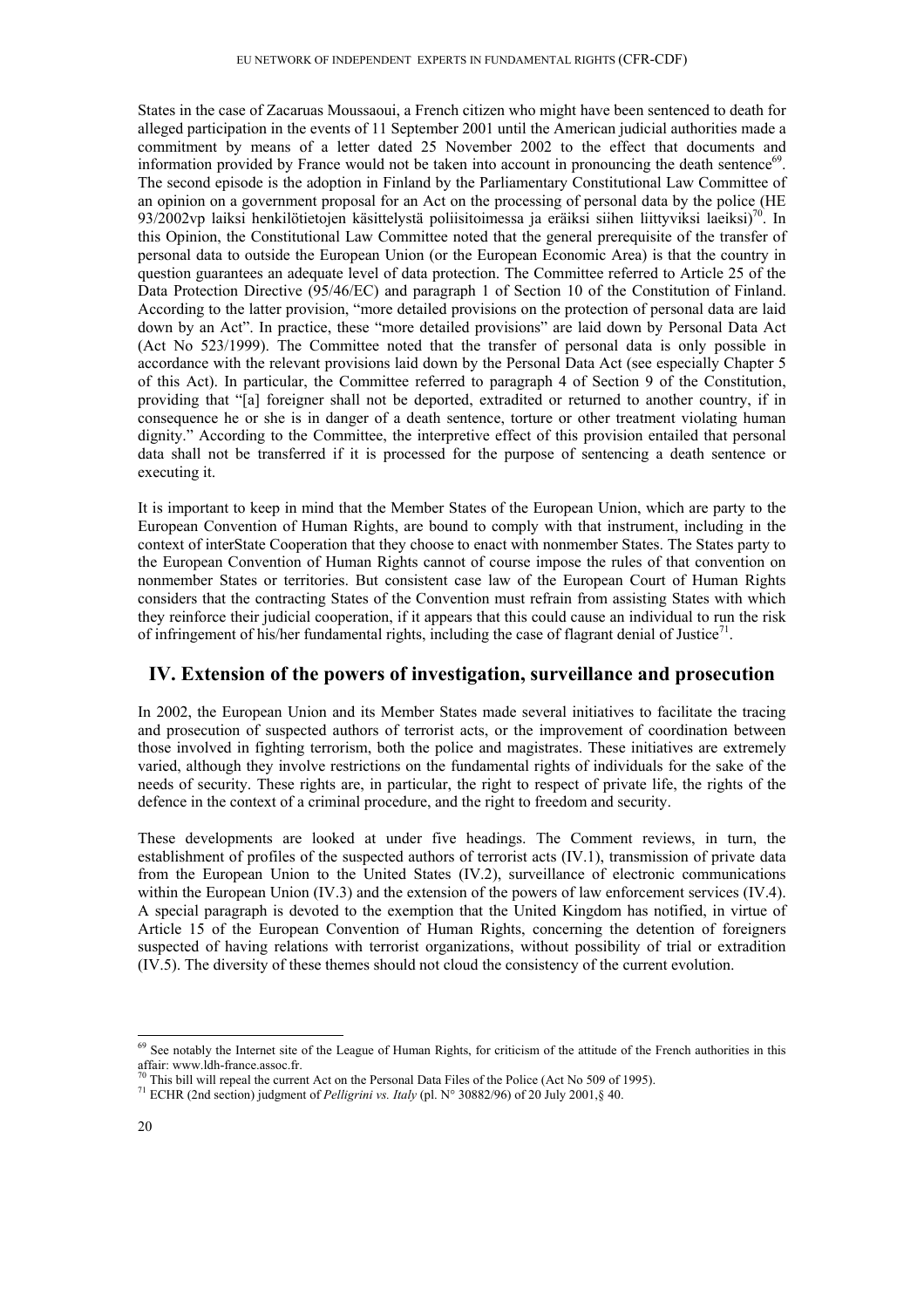States in the case of Zacaruas Moussaoui, a French citizen who might have been sentenced to death for alleged participation in the events of 11 September 2001 until the American judicial authorities made a commitment by means of a letter dated 25 November 2002 to the effect that documents and information provided by France would not be taken into account in pronouncing the death sentence[69]. The second episode is the adoption in Finland by the Parliamentary Constitutional Law Committee of an opinion on a government proposal for an Act on the processing of personal data by the police (HE 93/2002vp laiksi henkilötietojen käsittelystä poliisitoimessa ja eräiksi siihen liittyviksi laeiksi)[70]. In this Opinion, the Constitutional Law Committee noted that the general prerequisite of the transfer of personal data to outside the European Union (or the European Economic Area) is that the country in question guarantees an adequate level of data protection. The Committee referred to Article 25 of the Data Protection Directive (95/46/EC) and paragraph 1 of Section 10 of the Constitution of Finland. According to the latter provision, "more detailed provisions on the protection of personal data are laid down by an Act". In practice, these "more detailed provisions" are laid down by Personal Data Act (Act No 523/1999). The Committee noted that the transfer of personal data is only possible in accordance with the relevant provisions laid down by the Personal Data Act (see especially Chapter 5 of this Act). In particular, the Committee referred to paragraph 4 of Section 9 of the Constitution, providing that "[a] foreigner shall not be deported, extradited or returned to another country, if in consequence he or she is in danger of a death sentence, torture or other treatment violating human dignity." According to the Committee, the interpretive effect of this provision entailed that personal data shall not be transferred if it is processed for the purpose of sentencing a death sentence or executing it.

It is important to keep in mind that the Member States of the European Union, which are party to the European Convention of Human Rights, are bound to comply with that instrument, including in the context of interState Cooperation that they choose to enact with nonmember States. The States party to the European Convention of Human Rights cannot of course impose the rules of that convention on nonmember States or territories. But consistent case law of the European Court of Human Rights considers that the contracting States of the Convention must refrain from assisting States with which they reinforce their judicial cooperation, if it appears that this could cause an individual to run the risk of infringement of his/her fundamental rights, including the case of flagrant denial of Justice[71].

## IV. Extension of the powers of investigation, surveillance and prosecution

In 2002, the European Union and its Member States made several initiatives to facilitate the tracing and prosecution of suspected authors of terrorist acts, or the improvement of coordination between those involved in fighting terrorism, both the police and magistrates. These initiatives are extremely varied, although they involve restrictions on the fundamental rights of individuals for the sake of the needs of security. These rights are, in particular, the right to respect of private life, the rights of the defence in the context of a criminal procedure, and the right to freedom and security.

These developments are looked at under five headings. The Comment reviews, in turn, the establishment of profiles of the suspected authors of terrorist acts (IV.1), transmission of private data from the European Union to the United States (IV.2), surveillance of electronic communications within the European Union (IV.3) and the extension of the powers of law enforcement services (IV.4). A special paragraph is devoted to the exemption that the United Kingdom has notified, in virtue of Article 15 of the European Convention of Human Rights, concerning the detention of foreigners suspected of having relations with terrorist organizations, without possibility of trial or extradition (IV.5). The diversity of these themes should not cloud the consistency of the current evolution.

---

[69] See notably the Internet site of the League of Human Rights, for criticism of the attitude of the French authorities in this affair: www.ldh-france.assoc.fr.

[70] This bill will repeal the current Act on the Personal Data Files of the Police (Act No 509 of 1995).

[71] ECHR (2nd section) judgment of *Pelligrini vs. Italy* (pl. N° 30882/96) of 20 July 2001,§ 40.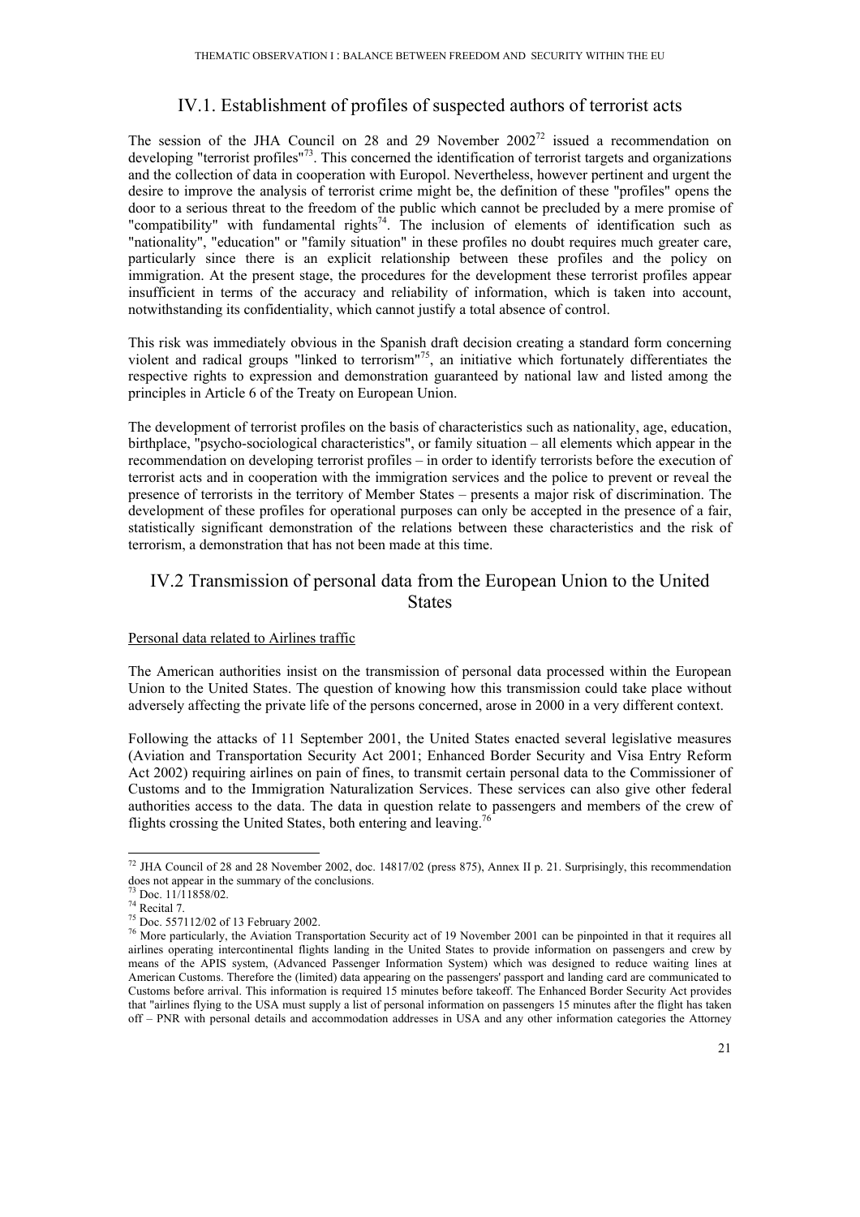## IV.1. Establishment of profiles of suspected authors of terrorist acts

The session of the JHA Council on 28 and 29 November 2002[72] issued a recommendation on developing "terrorist profiles"[73]. This concerned the identification of terrorist targets and organizations and the collection of data in cooperation with Europol. Nevertheless, however pertinent and urgent the desire to improve the analysis of terrorist crime might be, the definition of these "profiles" opens the door to a serious threat to the freedom of the public which cannot be precluded by a mere promise of "compatibility" with fundamental rights[74]. The inclusion of elements of identification such as "nationality", "education" or "family situation" in these profiles no doubt requires much greater care, particularly since there is an explicit relationship between these profiles and the policy on immigration. At the present stage, the procedures for the development these terrorist profiles appear insufficient in terms of the accuracy and reliability of information, which is taken into account, notwithstanding its confidentiality, which cannot justify a total absence of control.

This risk was immediately obvious in the Spanish draft decision creating a standard form concerning violent and radical groups "linked to terrorism"[75], an initiative which fortunately differentiates the respective rights to expression and demonstration guaranteed by national law and listed among the principles in Article 6 of the Treaty on European Union.

The development of terrorist profiles on the basis of characteristics such as nationality, age, education, birthplace, "psycho-sociological characteristics", or family situation – all elements which appear in the recommendation on developing terrorist profiles – in order to identify terrorists before the execution of terrorist acts and in cooperation with the immigration services and the police to prevent or reveal the presence of terrorists in the territory of Member States – presents a major risk of discrimination. The development of these profiles for operational purposes can only be accepted in the presence of a fair, statistically significant demonstration of the relations between these characteristics and the risk of terrorism, a demonstration that has not been made at this time.

## IV.2 Transmission of personal data from the European Union to the United States

Personal data related to Airlines traffic

The American authorities insist on the transmission of personal data processed within the European Union to the United States. The question of knowing how this transmission could take place without adversely affecting the private life of the persons concerned, arose in 2000 in a very different context.

Following the attacks of 11 September 2001, the United States enacted several legislative measures (Aviation and Transportation Security Act 2001; Enhanced Border Security and Visa Entry Reform Act 2002) requiring airlines on pain of fines, to transmit certain personal data to the Commissioner of Customs and to the Immigration Naturalization Services. These services can also give other federal authorities access to the data. The data in question relate to passengers and members of the crew of flights crossing the United States, both entering and leaving.[76]

---

[72] JHA Council of 28 and 28 November 2002, doc. 14817/02 (press 875), Annex II p. 21. Surprisingly, this recommendation does not appear in the summary of the conclusions.

[73] Doc. 11/11858/02.

[74] Recital 7.

[75] Doc. 557112/02 of 13 February 2002.

[76] More particularly, the Aviation Transportation Security act of 19 November 2001 can be pinpointed in that it requires all airlines operating intercontinental flights landing in the United States to provide information on passengers and crew by means of the APIS system, (Advanced Passenger Information System) which was designed to reduce waiting lines at American Customs. Therefore the (limited) data appearing on the passengers' passport and landing card are communicated to Customs before arrival. This information is required 15 minutes before takeoff. The Enhanced Border Security Act provides that "airlines flying to the USA must supply a list of personal information on passengers 15 minutes after the flight has taken off – PNR with personal details and accommodation addresses in USA and any other information categories the Attorney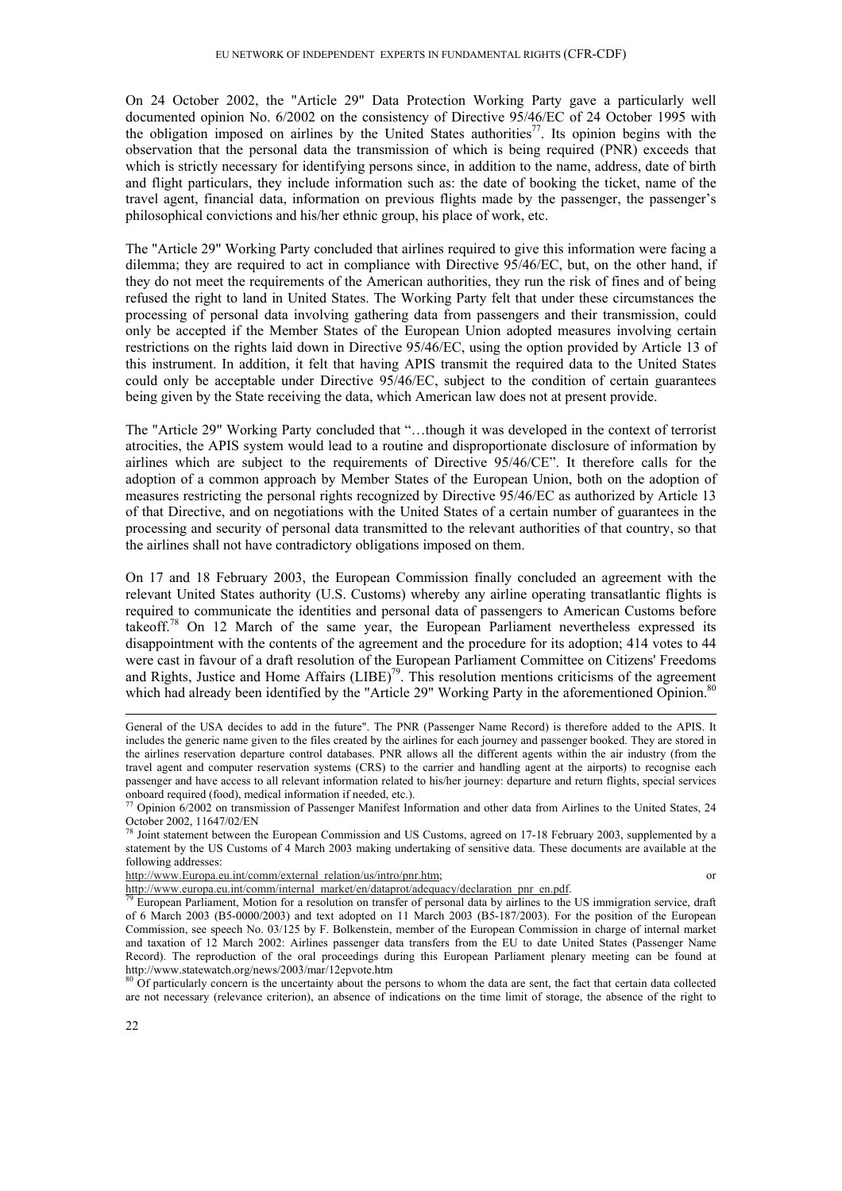On 24 October 2002, the "Article 29" Data Protection Working Party gave a particularly well documented opinion No. 6/2002 on the consistency of Directive 95/46/EC of 24 October 1995 with the obligation imposed on airlines by the United States authorities[77]. Its opinion begins with the observation that the personal data the transmission of which is being required (PNR) exceeds that which is strictly necessary for identifying persons since, in addition to the name, address, date of birth and flight particulars, they include information such as: the date of booking the ticket, name of the travel agent, financial data, information on previous flights made by the passenger, the passenger's philosophical convictions and his/her ethnic group, his place of work, etc.

The "Article 29" Working Party concluded that airlines required to give this information were facing a dilemma; they are required to act in compliance with Directive 95/46/EC, but, on the other hand, if they do not meet the requirements of the American authorities, they run the risk of fines and of being refused the right to land in United States. The Working Party felt that under these circumstances the processing of personal data involving gathering data from passengers and their transmission, could only be accepted if the Member States of the European Union adopted measures involving certain restrictions on the rights laid down in Directive 95/46/EC, using the option provided by Article 13 of this instrument. In addition, it felt that having APIS transmit the required data to the United States could only be acceptable under Directive 95/46/EC, subject to the condition of certain guarantees being given by the State receiving the data, which American law does not at present provide.

The "Article 29" Working Party concluded that "…though it was developed in the context of terrorist atrocities, the APIS system would lead to a routine and disproportionate disclosure of information by airlines which are subject to the requirements of Directive 95/46/CE". It therefore calls for the adoption of a common approach by Member States of the European Union, both on the adoption of measures restricting the personal rights recognized by Directive 95/46/EC as authorized by Article 13 of that Directive, and on negotiations with the United States of a certain number of guarantees in the processing and security of personal data transmitted to the relevant authorities of that country, so that the airlines shall not have contradictory obligations imposed on them.

On 17 and 18 February 2003, the European Commission finally concluded an agreement with the relevant United States authority (U.S. Customs) whereby any airline operating transatlantic flights is required to communicate the identities and personal data of passengers to American Customs before takeoff.[78] On 12 March of the same year, the European Parliament nevertheless expressed its disappointment with the contents of the agreement and the procedure for its adoption; 414 votes to 44 were cast in favour of a draft resolution of the European Parliament Committee on Citizens' Freedoms and Rights, Justice and Home Affairs (LIBE)[79]. This resolution mentions criticisms of the agreement which had already been identified by the "Article 29" Working Party in the aforementioned Opinion.[80]

---

General of the USA decides to add in the future". The PNR (Passenger Name Record) is therefore added to the APIS. It includes the generic name given to the files created by the airlines for each journey and passenger booked. They are stored in the airlines reservation departure control databases. PNR allows all the different agents within the air industry (from the travel agent and computer reservation systems (CRS) to the carrier and handling agent at the airports) to recognise each passenger and have access to all relevant information related to his/her journey: departure and return flights, special services onboard required (food), medical information if needed, etc.).

[77] Opinion 6/2002 on transmission of Passenger Manifest Information and other data from Airlines to the United States, 24 October 2002, 11647/02/EN

[78] Joint statement between the European Commission and US Customs, agreed on 17-18 February 2003, supplemented by a statement by the US Customs of 4 March 2003 making undertaking of sensitive data. These documents are available at the following addresses:
http://www.Europa.eu.int/comm/external_relation/us/intro/pnr.htm; or
http://www.europa.eu.int/comm/internal_market/en/dataprot/adequacy/declaration_pnr_en.pdf.

[79] European Parliament, Motion for a resolution on transfer of personal data by airlines to the US immigration service, draft of 6 March 2003 (B5-0000/2003) and text adopted on 11 March 2003 (B5-187/2003). For the position of the European Commission, see speech No. 03/125 by F. Bolkenstein, member of the European Commission in charge of internal market and taxation of 12 March 2002: Airlines passenger data transfers from the EU to date United States (Passenger Name Record). The reproduction of the oral proceedings during this European Parliament plenary meeting can be found at http://www.statewatch.org/news/2003/mar/12epvote.htm

[80] Of particularly concern is the uncertainty about the persons to whom the data are sent, the fact that certain data collected are not necessary (relevance criterion), an absence of indications on the time limit of storage, the absence of the right to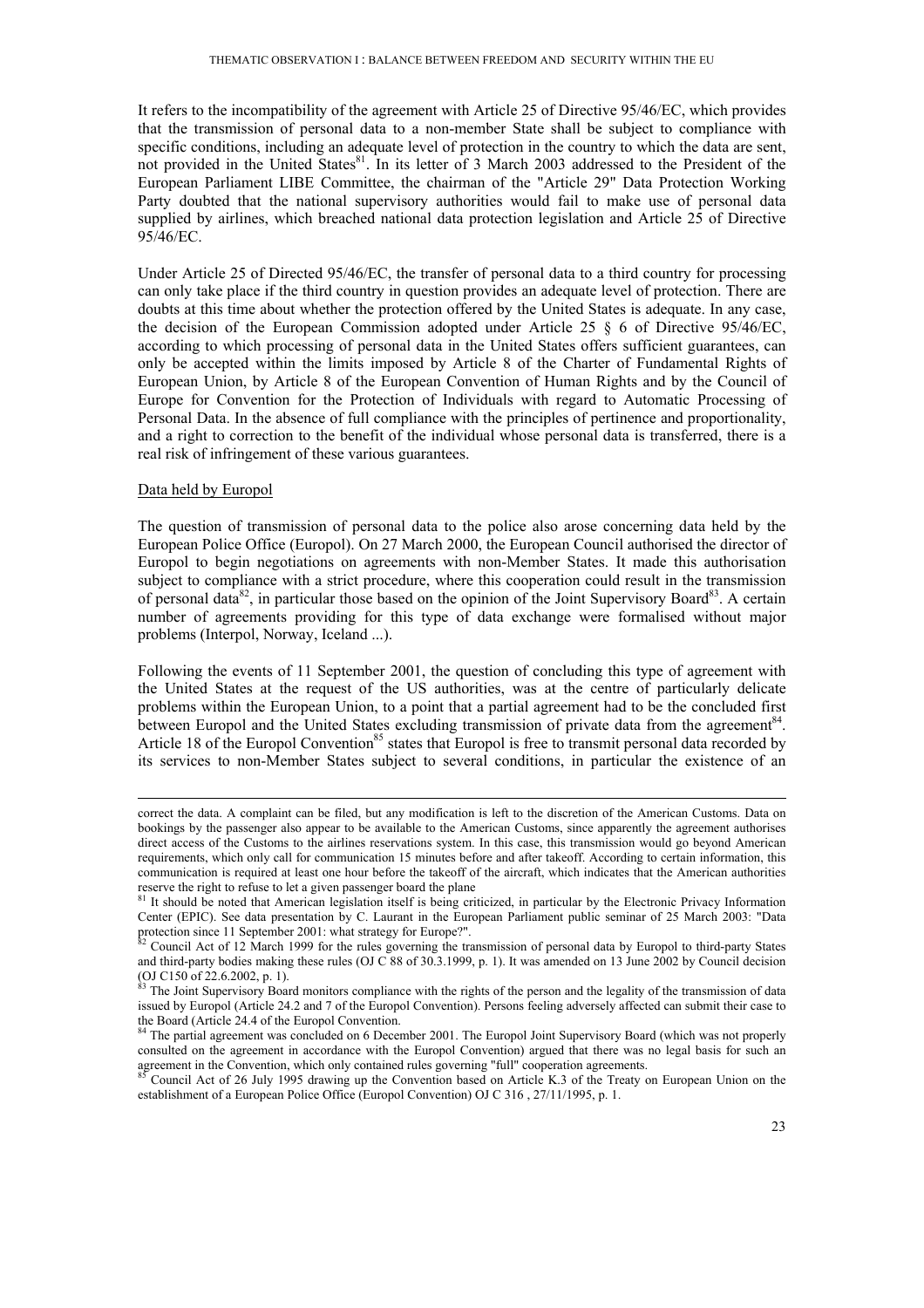It refers to the incompatibility of the agreement with Article 25 of Directive 95/46/EC, which provides that the transmission of personal data to a non-member State shall be subject to compliance with specific conditions, including an adequate level of protection in the country to which the data are sent, not provided in the United States[81]. In its letter of 3 March 2003 addressed to the President of the European Parliament LIBE Committee, the chairman of the "Article 29" Data Protection Working Party doubted that the national supervisory authorities would fail to make use of personal data supplied by airlines, which breached national data protection legislation and Article 25 of Directive 95/46/EC.

Under Article 25 of Directed 95/46/EC, the transfer of personal data to a third country for processing can only take place if the third country in question provides an adequate level of protection. There are doubts at this time about whether the protection offered by the United States is adequate. In any case, the decision of the European Commission adopted under Article 25 § 6 of Directive 95/46/EC, according to which processing of personal data in the United States offers sufficient guarantees, can only be accepted within the limits imposed by Article 8 of the Charter of Fundamental Rights of European Union, by Article 8 of the European Convention of Human Rights and by the Council of Europe for Convention for the Protection of Individuals with regard to Automatic Processing of Personal Data. In the absence of full compliance with the principles of pertinence and proportionality, and a right to correction to the benefit of the individual whose personal data is transferred, there is a real risk of infringement of these various guarantees.

Data held by Europol

The question of transmission of personal data to the police also arose concerning data held by the European Police Office (Europol). On 27 March 2000, the European Council authorised the director of Europol to begin negotiations on agreements with non-Member States. It made this authorisation subject to compliance with a strict procedure, where this cooperation could result in the transmission of personal data[82], in particular those based on the opinion of the Joint Supervisory Board[83]. A certain number of agreements providing for this type of data exchange were formalised without major problems (Interpol, Norway, Iceland ...).

Following the events of 11 September 2001, the question of concluding this type of agreement with the United States at the request of the US authorities, was at the centre of particularly delicate problems within the European Union, to a point that a partial agreement had to be the concluded first between Europol and the United States excluding transmission of private data from the agreement[84]. Article 18 of the Europol Convention[85] states that Europol is free to transmit personal data recorded by its services to non-Member States subject to several conditions, in particular the existence of an

---

correct the data. A complaint can be filed, but any modification is left to the discretion of the American Customs. Data on bookings by the passenger also appear to be available to the American Customs, since apparently the agreement authorises direct access of the Customs to the airlines reservations system. In this case, this transmission would go beyond American requirements, which only call for communication 15 minutes before and after takeoff. According to certain information, this communication is required at least one hour before the takeoff of the aircraft, which indicates that the American authorities reserve the right to refuse to let a given passenger board the plane

[81] It should be noted that American legislation itself is being criticized, in particular by the Electronic Privacy Information Center (EPIC). See data presentation by C. Laurant in the European Parliament public seminar of 25 March 2003: "Data protection since 11 September 2001: what strategy for Europe?".

[82] Council Act of 12 March 1999 for the rules governing the transmission of personal data by Europol to third-party States and third-party bodies making these rules (OJ C 88 of 30.3.1999, p. 1). It was amended on 13 June 2002 by Council decision (OJ C150 of 22.6.2002, p. 1).

[83] The Joint Supervisory Board monitors compliance with the rights of the person and the legality of the transmission of data issued by Europol (Article 24.2 and 7 of the Europol Convention). Persons feeling adversely affected can submit their case to the Board (Article 24.4 of the Europol Convention.

[84] The partial agreement was concluded on 6 December 2001. The Europol Joint Supervisory Board (which was not properly consulted on the agreement in accordance with the Europol Convention) argued that there was no legal basis for such an agreement in the Convention, which only contained rules governing "full" cooperation agreements.

[85] Council Act of 26 July 1995 drawing up the Convention based on Article K.3 of the Treaty on European Union on the establishment of a European Police Office (Europol Convention) OJ C 316 , 27/11/1995, p. 1.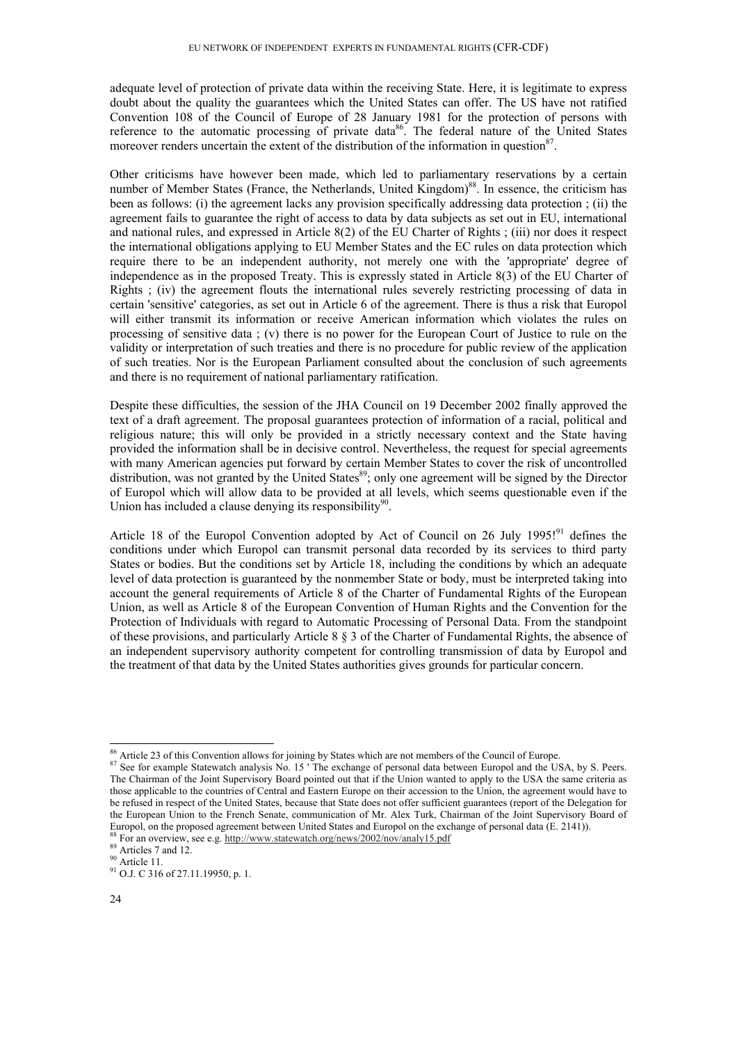adequate level of protection of private data within the receiving State. Here, it is legitimate to express doubt about the quality the guarantees which the United States can offer. The US have not ratified Convention 108 of the Council of Europe of 28 January 1981 for the protection of persons with reference to the automatic processing of private data[86]. The federal nature of the United States moreover renders uncertain the extent of the distribution of the information in question[87].

Other criticisms have however been made, which led to parliamentary reservations by a certain number of Member States (France, the Netherlands, United Kingdom)[88]. In essence, the criticism has been as follows: (i) the agreement lacks any provision specifically addressing data protection ; (ii) the agreement fails to guarantee the right of access to data by data subjects as set out in EU, international and national rules, and expressed in Article 8(2) of the EU Charter of Rights ; (iii) nor does it respect the international obligations applying to EU Member States and the EC rules on data protection which require there to be an independent authority, not merely one with the 'appropriate' degree of independence as in the proposed Treaty. This is expressly stated in Article 8(3) of the EU Charter of Rights ; (iv) the agreement flouts the international rules severely restricting processing of data in certain 'sensitive' categories, as set out in Article 6 of the agreement. There is thus a risk that Europol will either transmit its information or receive American information which violates the rules on processing of sensitive data ; (v) there is no power for the European Court of Justice to rule on the validity or interpretation of such treaties and there is no procedure for public review of the application of such treaties. Nor is the European Parliament consulted about the conclusion of such agreements and there is no requirement of national parliamentary ratification.

Despite these difficulties, the session of the JHA Council on 19 December 2002 finally approved the text of a draft agreement. The proposal guarantees protection of information of a racial, political and religious nature; this will only be provided in a strictly necessary context and the State having provided the information shall be in decisive control. Nevertheless, the request for special agreements with many American agencies put forward by certain Member States to cover the risk of uncontrolled distribution, was not granted by the United States[89]; only one agreement will be signed by the Director of Europol which will allow data to be provided at all levels, which seems questionable even if the Union has included a clause denying its responsibility[90].

Article 18 of the Europol Convention adopted by Act of Council on 26 July 1995![91] defines the conditions under which Europol can transmit personal data recorded by its services to third party States or bodies. But the conditions set by Article 18, including the conditions by which an adequate level of data protection is guaranteed by the nonmember State or body, must be interpreted taking into account the general requirements of Article 8 of the Charter of Fundamental Rights of the European Union, as well as Article 8 of the European Convention of Human Rights and the Convention for the Protection of Individuals with regard to Automatic Processing of Personal Data. From the standpoint of these provisions, and particularly Article 8 § 3 of the Charter of Fundamental Rights, the absence of an independent supervisory authority competent for controlling transmission of data by Europol and the treatment of that data by the United States authorities gives grounds for particular concern.

---

[86] Article 23 of this Convention allows for joining by States which are not members of the Council of Europe.

[87] See for example Statewatch analysis No. 15 ' The exchange of personal data between Europol and the USA, by S. Peers. The Chairman of the Joint Supervisory Board pointed out that if the Union wanted to apply to the USA the same criteria as those applicable to the countries of Central and Eastern Europe on their accession to the Union, the agreement would have to be refused in respect of the United States, because that State does not offer sufficient guarantees (report of the Delegation for the European Union to the French Senate, communication of Mr. Alex Turk, Chairman of the Joint Supervisory Board of Europol, on the proposed agreement between United States and Europol on the exchange of personal data (E. 2141)).

[88] For an overview, see e.g. http://www.statewatch.org/news/2002/nov/analy15.pdf

[89] Articles 7 and 12.

[90] Article 11.

[91] O.J. C 316 of 27.11.19950, p. 1.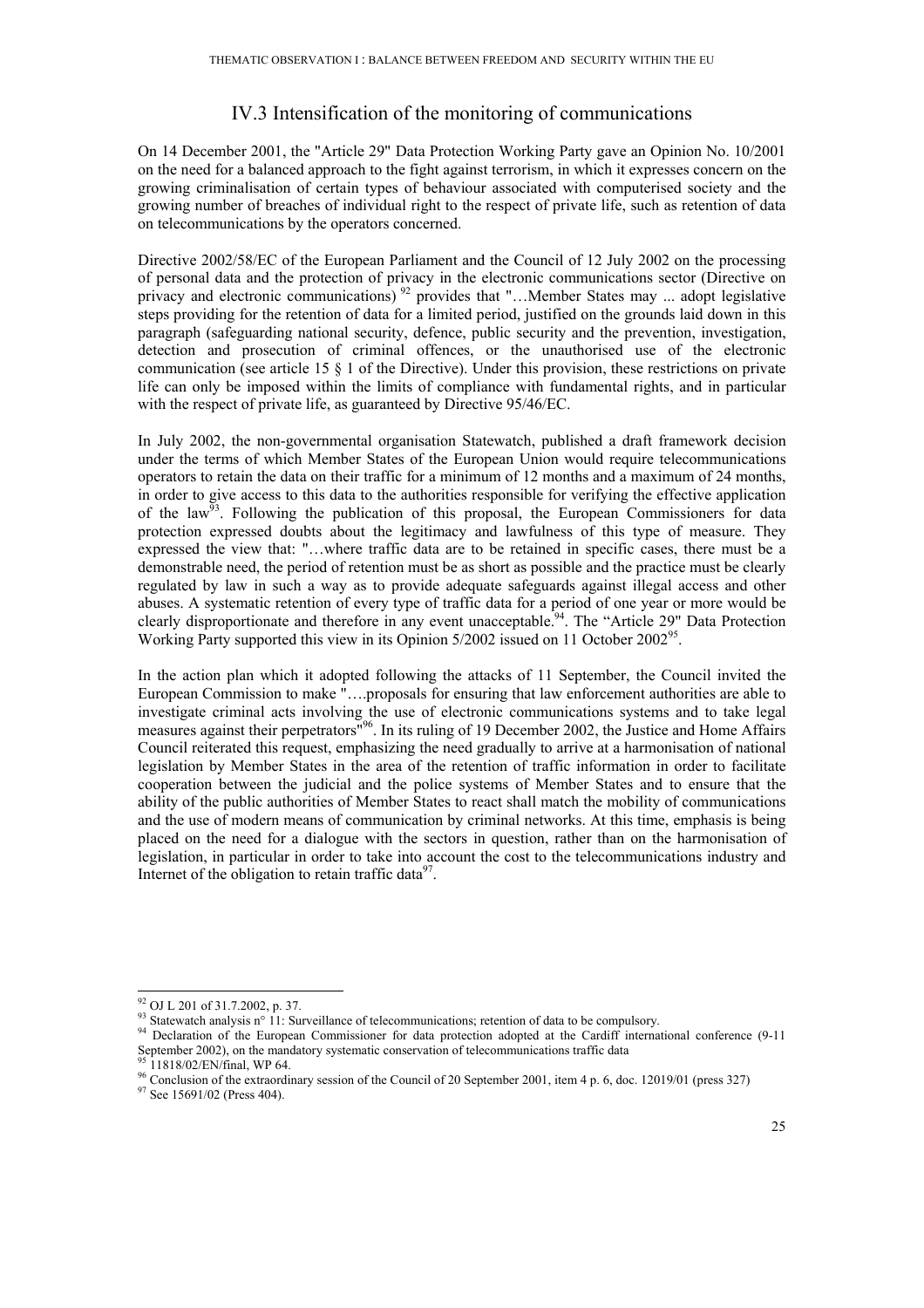## IV.3 Intensification of the monitoring of communications

On 14 December 2001, the "Article 29" Data Protection Working Party gave an Opinion No. 10/2001 on the need for a balanced approach to the fight against terrorism, in which it expresses concern on the growing criminalisation of certain types of behaviour associated with computerised society and the growing number of breaches of individual right to the respect of private life, such as retention of data on telecommunications by the operators concerned.

Directive 2002/58/EC of the European Parliament and the Council of 12 July 2002 on the processing of personal data and the protection of privacy in the electronic communications sector (Directive on privacy and electronic communications) [92] provides that "…Member States may ... adopt legislative steps providing for the retention of data for a limited period, justified on the grounds laid down in this paragraph (safeguarding national security, defence, public security and the prevention, investigation, detection and prosecution of criminal offences, or the unauthorised use of the electronic communication (see article 15 § 1 of the Directive). Under this provision, these restrictions on private life can only be imposed within the limits of compliance with fundamental rights, and in particular with the respect of private life, as guaranteed by Directive 95/46/EC.

In July 2002, the non-governmental organisation Statewatch, published a draft framework decision under the terms of which Member States of the European Union would require telecommunications operators to retain the data on their traffic for a minimum of 12 months and a maximum of 24 months, in order to give access to this data to the authorities responsible for verifying the effective application of the law[93]. Following the publication of this proposal, the European Commissioners for data protection expressed doubts about the legitimacy and lawfulness of this type of measure. They expressed the view that: "…where traffic data are to be retained in specific cases, there must be a demonstrable need, the period of retention must be as short as possible and the practice must be clearly regulated by law in such a way as to provide adequate safeguards against illegal access and other abuses. A systematic retention of every type of traffic data for a period of one year or more would be clearly disproportionate and therefore in any event unacceptable.[94]. The "Article 29" Data Protection Working Party supported this view in its Opinion 5/2002 issued on 11 October 2002[95].

In the action plan which it adopted following the attacks of 11 September, the Council invited the European Commission to make "….proposals for ensuring that law enforcement authorities are able to investigate criminal acts involving the use of electronic communications systems and to take legal measures against their perpetrators"[96]. In its ruling of 19 December 2002, the Justice and Home Affairs Council reiterated this request, emphasizing the need gradually to arrive at a harmonisation of national legislation by Member States in the area of the retention of traffic information in order to facilitate cooperation between the judicial and the police systems of Member States and to ensure that the ability of the public authorities of Member States to react shall match the mobility of communications and the use of modern means of communication by criminal networks. At this time, emphasis is being placed on the need for a dialogue with the sectors in question, rather than on the harmonisation of legislation, in particular in order to take into account the cost to the telecommunications industry and Internet of the obligation to retain traffic data[97].

---

[92] OJ L 201 of 31.7.2002, p. 37.

[93] Statewatch analysis n° 11: Surveillance of telecommunications; retention of data to be compulsory.

[94] Declaration of the European Commissioner for data protection adopted at the Cardiff international conference (9-11 September 2002), on the mandatory systematic conservation of telecommunications traffic data

[95] 11818/02/EN/final, WP 64.

[96] Conclusion of the extraordinary session of the Council of 20 September 2001, item 4 p. 6, doc. 12019/01 (press 327)

[97] See 15691/02 (Press 404).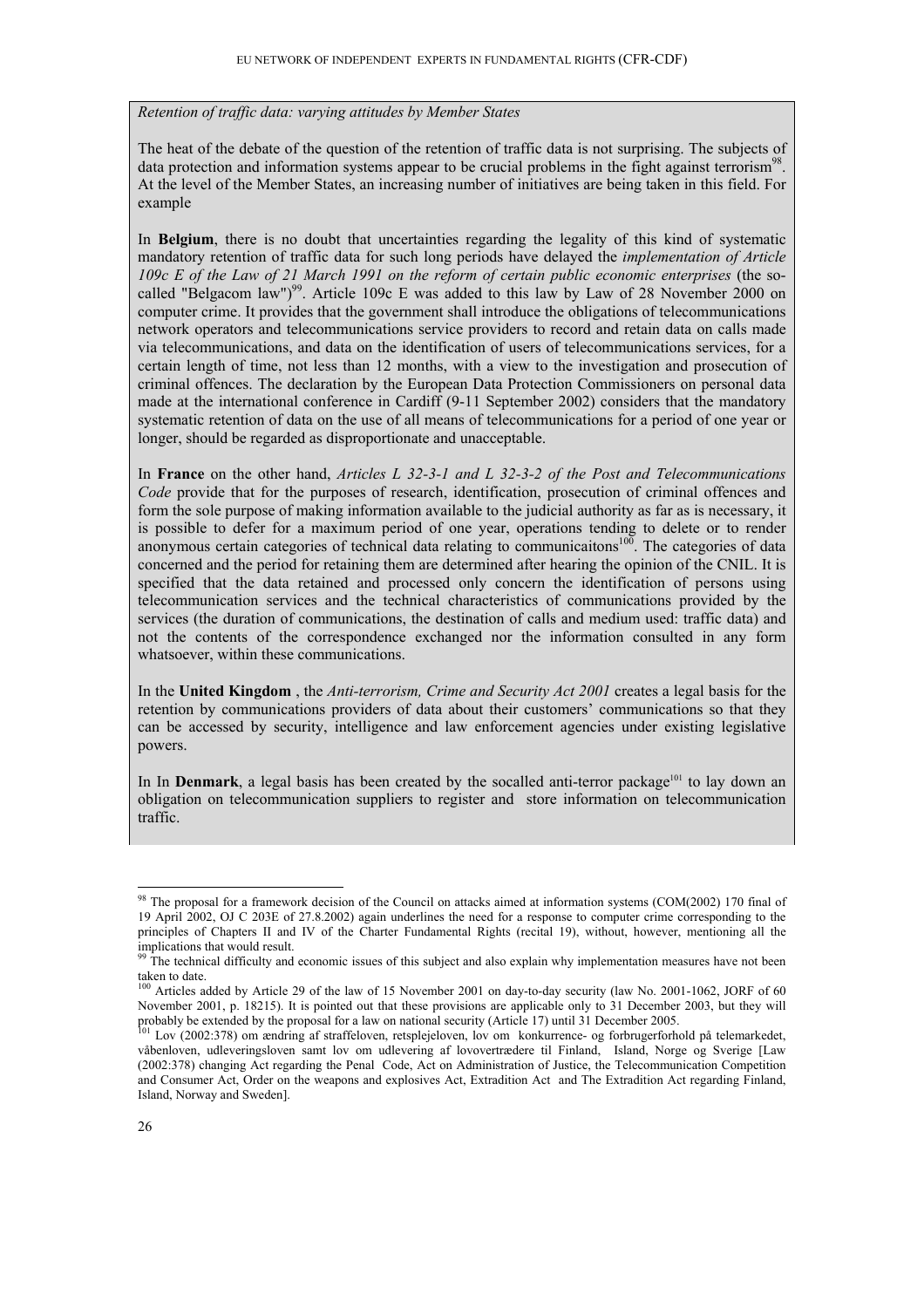*Retention of traffic data: varying attitudes by Member States*

The heat of the debate of the question of the retention of traffic data is not surprising. The subjects of data protection and information systems appear to be crucial problems in the fight against terrorism[98]. At the level of the Member States, an increasing number of initiatives are being taken in this field. For example

In **Belgium**, there is no doubt that uncertainties regarding the legality of this kind of systematic mandatory retention of traffic data for such long periods have delayed the *implementation of Article 109c E of the Law of 21 March 1991 on the reform of certain public economic enterprises* (the so-called "Belgacom law")[99]. Article 109c E was added to this law by Law of 28 November 2000 on computer crime. It provides that the government shall introduce the obligations of telecommunications network operators and telecommunications service providers to record and retain data on calls made via telecommunications, and data on the identification of users of telecommunications services, for a certain length of time, not less than 12 months, with a view to the investigation and prosecution of criminal offences. The declaration by the European Data Protection Commissioners on personal data made at the international conference in Cardiff (9-11 September 2002) considers that the mandatory systematic retention of data on the use of all means of telecommunications for a period of one year or longer, should be regarded as disproportionate and unacceptable.

In **France** on the other hand, *Articles L 32-3-1 and L 32-3-2 of the Post and Telecommunications Code* provide that for the purposes of research, identification, prosecution of criminal offences and form the sole purpose of making information available to the judicial authority as far as is necessary, it is possible to defer for a maximum period of one year, operations tending to delete or to render anonymous certain categories of technical data relating to communicaitons[100]. The categories of data concerned and the period for retaining them are determined after hearing the opinion of the CNIL. It is specified that the data retained and processed only concern the identification of persons using telecommunication services and the technical characteristics of communications provided by the services (the duration of communications, the destination of calls and medium used: traffic data) and not the contents of the correspondence exchanged nor the information consulted in any form whatsoever, within these communications.

In the **United Kingdom** , the *Anti-terrorism, Crime and Security Act 2001* creates a legal basis for the retention by communications providers of data about their customers' communications so that they can be accessed by security, intelligence and law enforcement agencies under existing legislative powers.

In In **Denmark**, a legal basis has been created by the socalled anti-terror package[101] to lay down an obligation on telecommunication suppliers to register and store information on telecommunication traffic.

---

[98] The proposal for a framework decision of the Council on attacks aimed at information systems (COM(2002) 170 final of 19 April 2002, OJ C 203E of 27.8.2002) again underlines the need for a response to computer crime corresponding to the principles of Chapters II and IV of the Charter Fundamental Rights (recital 19), without, however, mentioning all the implications that would result.

[99] The technical difficulty and economic issues of this subject and also explain why implementation measures have not been taken to date.

[100] Articles added by Article 29 of the law of 15 November 2001 on day-to-day security (law No. 2001-1062, JORF of 60 November 2001, p. 18215). It is pointed out that these provisions are applicable only to 31 December 2003, but they will probably be extended by the proposal for a law on national security (Article 17) until 31 December 2005.

[101] Lov (2002:378) om ændring af straffeloven, retsplejeloven, lov om konkurrence- og forbrugerforhold på telemarkedet, våbenloven, udleveringsloven samt lov om udlevering af lovovertrædere til Finland, Island, Norge og Sverige [Law (2002:378) changing Act regarding the Penal Code, Act on Administration of Justice, the Telecommunication Competition and Consumer Act, Order on the weapons and explosives Act, Extradition Act and The Extradition Act regarding Finland, Island, Norway and Sweden].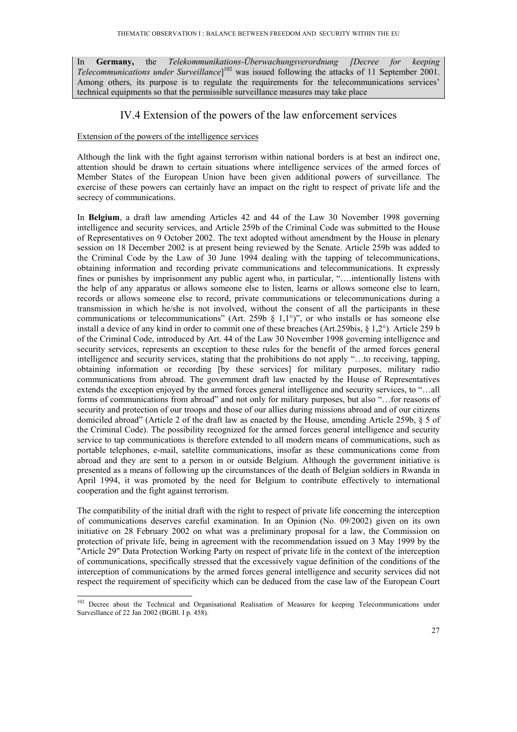In **Germany,** the *Telekommunikations-Überwachungsverordnung [Decree for keeping Telecommunications under Surveillance*][102] was issued following the attacks of 11 September 2001. Among others, its purpose is to regulate the requirements for the telecommunications services' technical equipments so that the permissible surveillance measures may take place

## IV.4 Extension of the powers of the law enforcement services

Extension of the powers of the intelligence services

Although the link with the fight against terrorism within national borders is at best an indirect one, attention should be drawn to certain situations where intelligence services of the armed forces of Member States of the European Union have been given additional powers of surveillance. The exercise of these powers can certainly have an impact on the right to respect of private life and the secrecy of communications.

In **Belgium**, a draft law amending Articles 42 and 44 of the Law 30 November 1998 governing intelligence and security services, and Article 259b of the Criminal Code was submitted to the House of Representatives on 9 October 2002. The text adopted without amendment by the House in plenary session on 18 December 2002 is at present being reviewed by the Senate. Article 259b was added to the Criminal Code by the Law of 30 June 1994 dealing with the tapping of telecommunications, obtaining information and recording private communications and telecommunications. It expressly fines or punishes by imprisonment any public agent who, in particular, "….intentionally listens with the help of any apparatus or allows someone else to listen, learns or allows someone else to learn, records or allows someone else to record, private communications or telecommunications during a transmission in which he/she is not involved, without the consent of all the participants in these communications or telecommunications" (Art. 259b § 1,1°)", or who installs or has someone else install a device of any kind in order to commit one of these breaches (Art.259bis, § 1,2°). Article 259 b of the Criminal Code, introduced by Art. 44 of the Law 30 November 1998 governing intelligence and security services, represents an exception to these rules for the benefit of the armed forces general intelligence and security services, stating that the prohibitions do not apply "…to receiving, tapping, obtaining information or recording [by these services] for military purposes, military radio communications from abroad. The government draft law enacted by the House of Representatives extends the exception enjoyed by the armed forces general intelligence and security services, to "…all forms of communications from abroad" and not only for military purposes, but also "…for reasons of security and protection of our troops and those of our allies during missions abroad and of our citizens domiciled abroad" (Article 2 of the draft law as enacted by the House, amending Article 259b, § 5 of the Criminal Code). The possibility recognized for the armed forces general intelligence and security service to tap communications is therefore extended to all modern means of communications, such as portable telephones, e-mail, satellite communications, insofar as these communications come from abroad and they are sent to a person in or outside Belgium. Although the government initiative is presented as a means of following up the circumstances of the death of Belgian soldiers in Rwanda in April 1994, it was promoted by the need for Belgium to contribute effectively to international cooperation and the fight against terrorism.

The compatibility of the initial draft with the right to respect of private life concerning the interception of communications deserves careful examination. In an Opinion (No. 09/2002) given on its own initiative on 28 February 2002 on what was a preliminary proposal for a law, the Commission on protection of private life, being in agreement with the recommendation issued on 3 May 1999 by the "Article 29" Data Protection Working Party on respect of private life in the context of the interception of communications, specifically stressed that the excessively vague definition of the conditions of the interception of communications by the armed forces general intelligence and security services did not respect the requirement of specificity which can be deduced from the case law of the European Court

[102] Decree about the Technical and Organisational Realisation of Measures for keeping Telecommunications under Surveillance of 22 Jan 2002 (BGBl. I p. 458).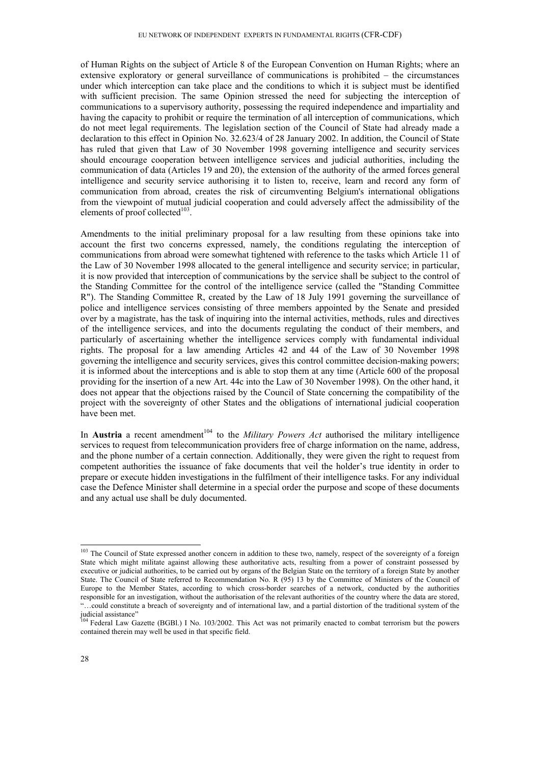of Human Rights on the subject of Article 8 of the European Convention on Human Rights; where an extensive exploratory or general surveillance of communications is prohibited – the circumstances under which interception can take place and the conditions to which it is subject must be identified with sufficient precision. The same Opinion stressed the need for subjecting the interception of communications to a supervisory authority, possessing the required independence and impartiality and having the capacity to prohibit or require the termination of all interception of communications, which do not meet legal requirements. The legislation section of the Council of State had already made a declaration to this effect in Opinion No. 32.623/4 of 28 January 2002. In addition, the Council of State has ruled that given that Law of 30 November 1998 governing intelligence and security services should encourage cooperation between intelligence services and judicial authorities, including the communication of data (Articles 19 and 20), the extension of the authority of the armed forces general intelligence and security service authorising it to listen to, receive, learn and record any form of communication from abroad, creates the risk of circumventing Belgium's international obligations from the viewpoint of mutual judicial cooperation and could adversely affect the admissibility of the elements of proof collected[103].

Amendments to the initial preliminary proposal for a law resulting from these opinions take into account the first two concerns expressed, namely, the conditions regulating the interception of communications from abroad were somewhat tightened with reference to the tasks which Article 11 of the Law of 30 November 1998 allocated to the general intelligence and security service; in particular, it is now provided that interception of communications by the service shall be subject to the control of the Standing Committee for the control of the intelligence service (called the "Standing Committee R"). The Standing Committee R, created by the Law of 18 July 1991 governing the surveillance of police and intelligence services consisting of three members appointed by the Senate and presided over by a magistrate, has the task of inquiring into the internal activities, methods, rules and directives of the intelligence services, and into the documents regulating the conduct of their members, and particularly of ascertaining whether the intelligence services comply with fundamental individual rights. The proposal for a law amending Articles 42 and 44 of the Law of 30 November 1998 governing the intelligence and security services, gives this control committee decision-making powers; it is informed about the interceptions and is able to stop them at any time (Article 600 of the proposal providing for the insertion of a new Art. 44c into the Law of 30 November 1998). On the other hand, it does not appear that the objections raised by the Council of State concerning the compatibility of the project with the sovereignty of other States and the obligations of international judicial cooperation have been met.

In **Austria** a recent amendment[104] to the *Military Powers Act* authorised the military intelligence services to request from telecommunication providers free of charge information on the name, address, and the phone number of a certain connection. Additionally, they were given the right to request from competent authorities the issuance of fake documents that veil the holder's true identity in order to prepare or execute hidden investigations in the fulfilment of their intelligence tasks. For any individual case the Defence Minister shall determine in a special order the purpose and scope of these documents and any actual use shall be duly documented.

---

[103] The Council of State expressed another concern in addition to these two, namely, respect of the sovereignty of a foreign State which might militate against allowing these authoritative acts, resulting from a power of constraint possessed by executive or judicial authorities, to be carried out by organs of the Belgian State on the territory of a foreign State by another State. The Council of State referred to Recommendation No. R (95) 13 by the Committee of Ministers of the Council of Europe to the Member States, according to which cross-border searches of a network, conducted by the authorities responsible for an investigation, without the authorisation of the relevant authorities of the country where the data are stored, "…could constitute a breach of sovereignty and of international law, and a partial distortion of the traditional system of the judicial assistance"

[104] Federal Law Gazette (BGBl.) I No. 103/2002. This Act was not primarily enacted to combat terrorism but the powers contained therein may well be used in that specific field.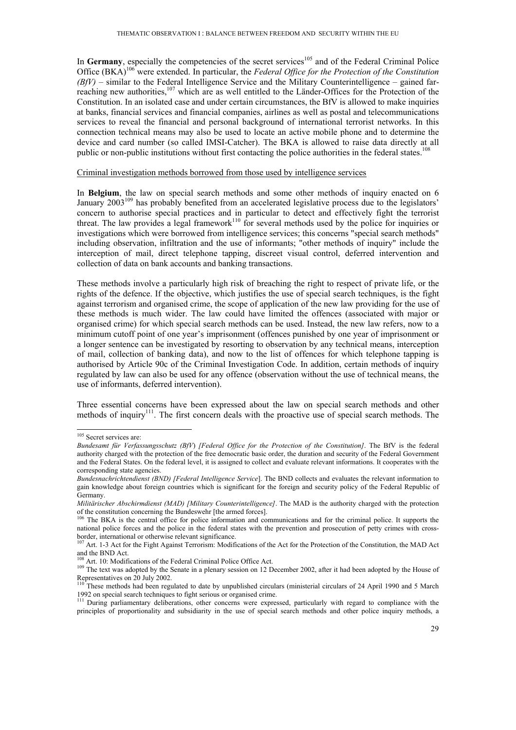In **Germany**, especially the competencies of the secret services[105] and of the Federal Criminal Police Office (BKA)[106] were extended. In particular, the *Federal Office for the Protection of the Constitution (BfV)* – similar to the Federal Intelligence Service and the Military Counterintelligence – gained far-reaching new authorities,[107] which are as well entitled to the Länder-Offices for the Protection of the Constitution. In an isolated case and under certain circumstances, the BfV is allowed to make inquiries at banks, financial services and financial companies, airlines as well as postal and telecommunications services to reveal the financial and personal background of international terrorist networks. In this connection technical means may also be used to locate an active mobile phone and to determine the device and card number (so called IMSI-Catcher). The BKA is allowed to raise data directly at all public or non-public institutions without first contacting the police authorities in the federal states.[108]

Criminal investigation methods borrowed from those used by intelligence services

In **Belgium**, the law on special search methods and some other methods of inquiry enacted on 6 January 2003[109] has probably benefited from an accelerated legislative process due to the legislators' concern to authorise special practices and in particular to detect and effectively fight the terrorist threat. The law provides a legal framework[110] for several methods used by the police for inquiries or investigations which were borrowed from intelligence services; this concerns "special search methods" including observation, infiltration and the use of informants; "other methods of inquiry" include the interception of mail, direct telephone tapping, discreet visual control, deferred intervention and collection of data on bank accounts and banking transactions.

These methods involve a particularly high risk of breaching the right to respect of private life, or the rights of the defence. If the objective, which justifies the use of special search techniques, is the fight against terrorism and organised crime, the scope of application of the new law providing for the use of these methods is much wider. The law could have limited the offences (associated with major or organised crime) for which special search methods can be used. Instead, the new law refers, now to a minimum cutoff point of one year's imprisonment (offences punished by one year of imprisonment or a longer sentence can be investigated by resorting to observation by any technical means, interception of mail, collection of banking data), and now to the list of offences for which telephone tapping is authorised by Article 90c of the Criminal Investigation Code. In addition, certain methods of inquiry regulated by law can also be used for any offence (observation without the use of technical means, the use of informants, deferred intervention).

Three essential concerns have been expressed about the law on special search methods and other methods of inquiry[111]. The first concern deals with the proactive use of special search methods. The

---

[105] Secret services are:

*Bundesamt für Verfassungsschutz (BfV) [Federal Office for the Protection of the Constitution]*. The BfV is the federal authority charged with the protection of the free democratic basic order, the duration and security of the Federal Government and the Federal States. On the federal level, it is assigned to collect and evaluate relevant informations. It cooperates with the corresponding state agencies.

*Bundesnachrichtendienst (BND) [Federal Intelligence Service*]. The BND collects and evaluates the relevant information to gain knowledge about foreign countries which is significant for the foreign and security policy of the Federal Republic of Germany.

*Militärischer Abschirmdienst (MAD) [Military Counterintelligence]*. The MAD is the authority charged with the protection of the constitution concerning the Bundeswehr [the armed forces].

[106] The BKA is the central office for police information and communications and for the criminal police. It supports the national police forces and the police in the federal states with the prevention and prosecution of petty crimes with cross-border, international or otherwise relevant significance.

[107] Art. 1-3 Act for the Fight Against Terrorism: Modifications of the Act for the Protection of the Constitution, the MAD Act and the BND Act.

[108] Art. 10: Modifications of the Federal Criminal Police Office Act.

[109] The text was adopted by the Senate in a plenary session on 12 December 2002, after it had been adopted by the House of Representatives on 20 July 2002.

[110] These methods had been regulated to date by unpublished circulars (ministerial circulars of 24 April 1990 and 5 March 1992 on special search techniques to fight serious or organised crime.

[111] During parliamentary deliberations, other concerns were expressed, particularly with regard to compliance with the principles of proportionality and subsidiarity in the use of special search methods and other police inquiry methods, a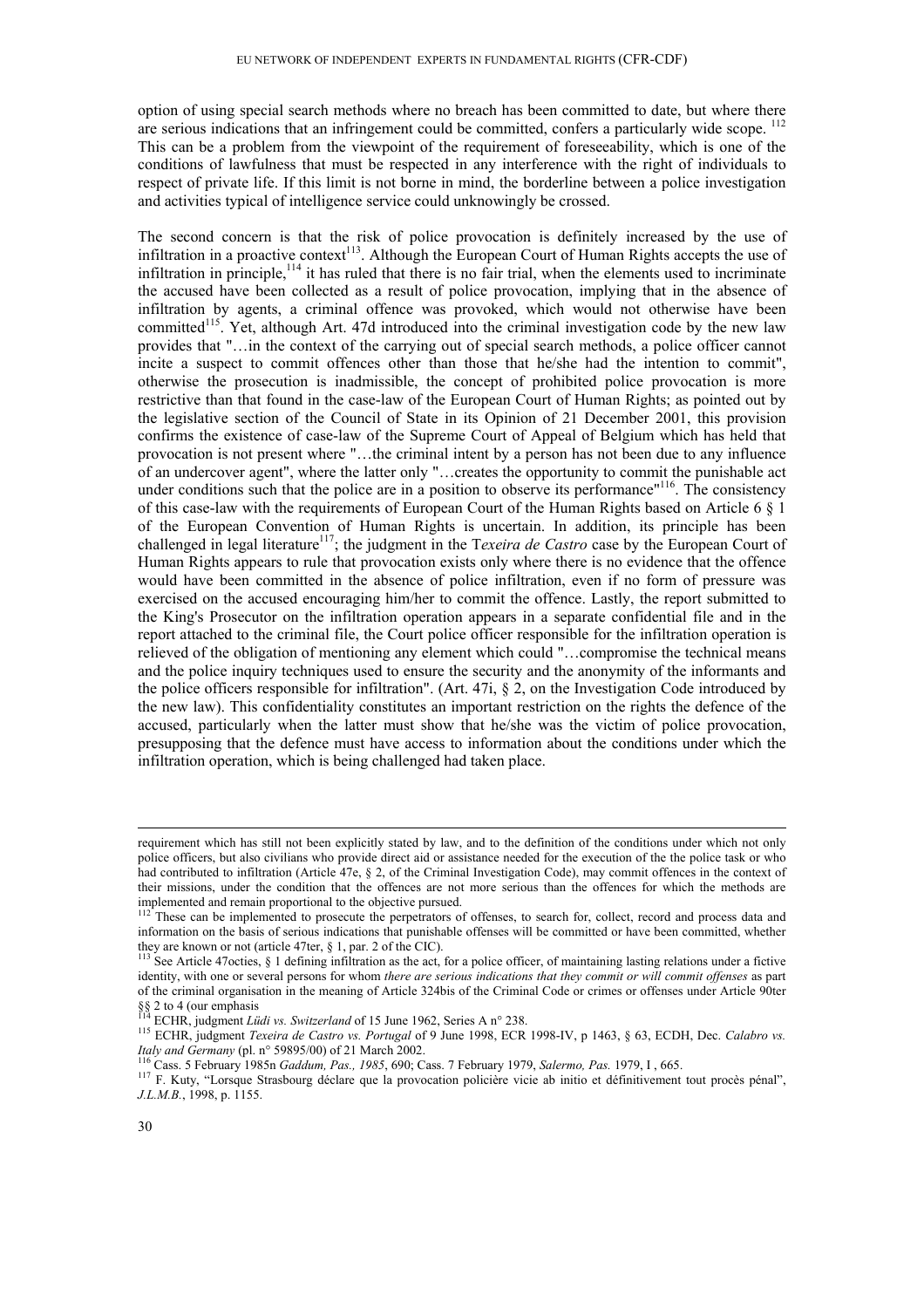option of using special search methods where no breach has been committed to date, but where there are serious indications that an infringement could be committed, confers a particularly wide scope. [112] This can be a problem from the viewpoint of the requirement of foreseeability, which is one of the conditions of lawfulness that must be respected in any interference with the right of individuals to respect of private life. If this limit is not borne in mind, the borderline between a police investigation and activities typical of intelligence service could unknowingly be crossed.

The second concern is that the risk of police provocation is definitely increased by the use of infiltration in a proactive context[113]. Although the European Court of Human Rights accepts the use of infiltration in principle,[114] it has ruled that there is no fair trial, when the elements used to incriminate the accused have been collected as a result of police provocation, implying that in the absence of infiltration by agents, a criminal offence was provoked, which would not otherwise have been committed[115]. Yet, although Art. 47d introduced into the criminal investigation code by the new law provides that "…in the context of the carrying out of special search methods, a police officer cannot incite a suspect to commit offences other than those that he/she had the intention to commit", otherwise the prosecution is inadmissible, the concept of prohibited police provocation is more restrictive than that found in the case-law of the European Court of Human Rights; as pointed out by the legislative section of the Council of State in its Opinion of 21 December 2001, this provision confirms the existence of case-law of the Supreme Court of Appeal of Belgium which has held that provocation is not present where "…the criminal intent by a person has not been due to any influence of an undercover agent", where the latter only "…creates the opportunity to commit the punishable act under conditions such that the police are in a position to observe its performance"[116]. The consistency of this case-law with the requirements of European Court of the Human Rights based on Article 6 § 1 of the European Convention of Human Rights is uncertain. In addition, its principle has been challenged in legal literature[117]; the judgment in the T*exeira de Castro* case by the European Court of Human Rights appears to rule that provocation exists only where there is no evidence that the offence would have been committed in the absence of police infiltration, even if no form of pressure was exercised on the accused encouraging him/her to commit the offence. Lastly, the report submitted to the King's Prosecutor on the infiltration operation appears in a separate confidential file and in the report attached to the criminal file, the Court police officer responsible for the infiltration operation is relieved of the obligation of mentioning any element which could "…compromise the technical means and the police inquiry techniques used to ensure the security and the anonymity of the informants and the police officers responsible for infiltration". (Art. 47i, § 2, on the Investigation Code introduced by the new law). This confidentiality constitutes an important restriction on the rights the defence of the accused, particularly when the latter must show that he/she was the victim of police provocation, presupposing that the defence must have access to information about the conditions under which the infiltration operation, which is being challenged had taken place.

---

requirement which has still not been explicitly stated by law, and to the definition of the conditions under which not only police officers, but also civilians who provide direct aid or assistance needed for the execution of the the police task or who had contributed to infiltration (Article 47e, § 2, of the Criminal Investigation Code), may commit offences in the context of their missions, under the condition that the offences are not more serious than the offences for which the methods are implemented and remain proportional to the objective pursued.

[112] These can be implemented to prosecute the perpetrators of offenses, to search for, collect, record and process data and information on the basis of serious indications that punishable offenses will be committed or have been committed, whether they are known or not (article 47ter, § 1, par. 2 of the CIC).

[113] See Article 47octies, § 1 defining infiltration as the act, for a police officer, of maintaining lasting relations under a fictive identity, with one or several persons for whom *there are serious indications that they commit or will commit offenses* as part of the criminal organisation in the meaning of Article 324bis of the Criminal Code or crimes or offenses under Article 90ter §§ 2 to 4 (our emphasis

[114] ECHR, judgment *Lüdi vs. Switzerland* of 15 June 1962, Series A n° 238.

[115] ECHR, judgment *Texeira de Castro vs. Portugal* of 9 June 1998, ECR 1998-IV, p 1463, § 63, ECDH, Dec. *Calabro vs. Italy and Germany* (pl. n° 59895/00) of 21 March 2002.

[116] Cass. 5 February 1985n *Gaddum, Pas., 1985*, 690; Cass. 7 February 1979, *Salermo, Pas.* 1979, I , 665.

[117] F. Kuty, "Lorsque Strasbourg déclare que la provocation policière vicie ab initio et définitivement tout procès pénal", *J.L.M.B.*, 1998, p. 1155.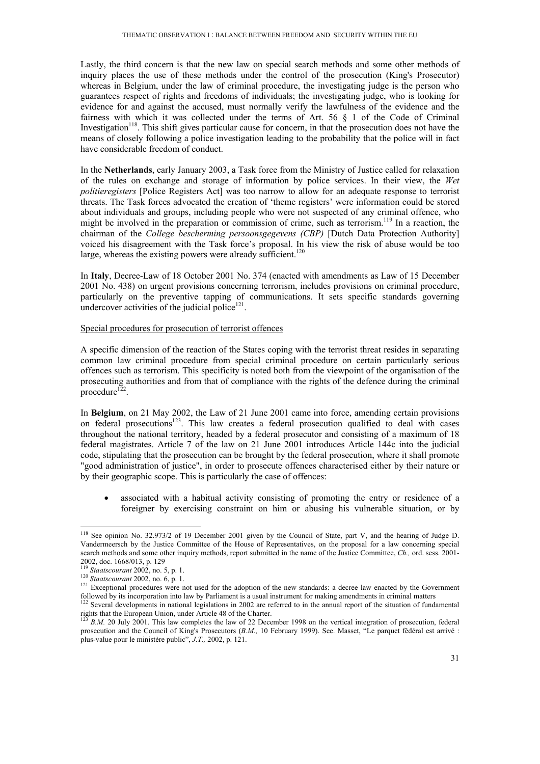Lastly, the third concern is that the new law on special search methods and some other methods of inquiry places the use of these methods under the control of the prosecution (King's Prosecutor) whereas in Belgium, under the law of criminal procedure, the investigating judge is the person who guarantees respect of rights and freedoms of individuals; the investigating judge, who is looking for evidence for and against the accused, must normally verify the lawfulness of the evidence and the fairness with which it was collected under the terms of Art. 56 § 1 of the Code of Criminal Investigation[118]. This shift gives particular cause for concern, in that the prosecution does not have the means of closely following a police investigation leading to the probability that the police will in fact have considerable freedom of conduct.

In the **Netherlands**, early January 2003, a Task force from the Ministry of Justice called for relaxation of the rules on exchange and storage of information by police services. In their view, the *Wet politieregisters* [Police Registers Act] was too narrow to allow for an adequate response to terrorist threats. The Task forces advocated the creation of 'theme registers' were information could be stored about individuals and groups, including people who were not suspected of any criminal offence, who might be involved in the preparation or commission of crime, such as terrorism.[119] In a reaction, the chairman of the *College bescherming persoonsgegevens (CBP)* [Dutch Data Protection Authority] voiced his disagreement with the Task force's proposal. In his view the risk of abuse would be too large, whereas the existing powers were already sufficient.[120]

In **Italy**, Decree-Law of 18 October 2001 No. 374 (enacted with amendments as Law of 15 December 2001 No. 438) on urgent provisions concerning terrorism, includes provisions on criminal procedure, particularly on the preventive tapping of communications. It sets specific standards governing undercover activities of the judicial police[121].

<u>Special procedures for prosecution of terrorist offences</u>

A specific dimension of the reaction of the States coping with the terrorist threat resides in separating common law criminal procedure from special criminal procedure on certain particularly serious offences such as terrorism. This specificity is noted both from the viewpoint of the organisation of the prosecuting authorities and from that of compliance with the rights of the defence during the criminal procedure[122].

In **Belgium**, on 21 May 2002, the Law of 21 June 2001 came into force, amending certain provisions on federal prosecutions[123]. This law creates a federal prosecution qualified to deal with cases throughout the national territory, headed by a federal prosecutor and consisting of a maximum of 18 federal magistrates. Article 7 of the law on 21 June 2001 introduces Article 144c into the judicial code, stipulating that the prosecution can be brought by the federal prosecution, where it shall promote "good administration of justice", in order to prosecute offences characterised either by their nature or by their geographic scope. This is particularly the case of offences:

- associated with a habitual activity consisting of promoting the entry or residence of a foreigner by exercising constraint on him or abusing his vulnerable situation, or by

---

[118] See opinion No. 32.973/2 of 19 December 2001 given by the Council of State, part V, and the hearing of Judge D. Vandermeersch by the Justice Committee of the House of Representatives, on the proposal for a law concerning special search methods and some other inquiry methods, report submitted in the name of the Justice Committee, *Ch.,* ord. sess. 2001-2002, doc. 1668/013, p. 129

[119] *Staatscourant* 2002, no. 5, p. 1.

[120] *Staatscourant* 2002, no. 6, p. 1.

[121] Exceptional procedures were not used for the adoption of the new standards: a decree law enacted by the Government followed by its incorporation into law by Parliament is a usual instrument for making amendments in criminal matters

[122] Several developments in national legislations in 2002 are referred to in the annual report of the situation of fundamental rights that the European Union, under Article 48 of the Charter.

[123] *B.M.* 20 July 2001. This law completes the law of 22 December 1998 on the vertical integration of prosecution, federal prosecution and the Council of King's Prosecutors (*B.M.,* 10 February 1999). See. Masset, "Le parquet fédéral est arrivé : plus-value pour le ministère public", *J.T.,* 2002, p. 121.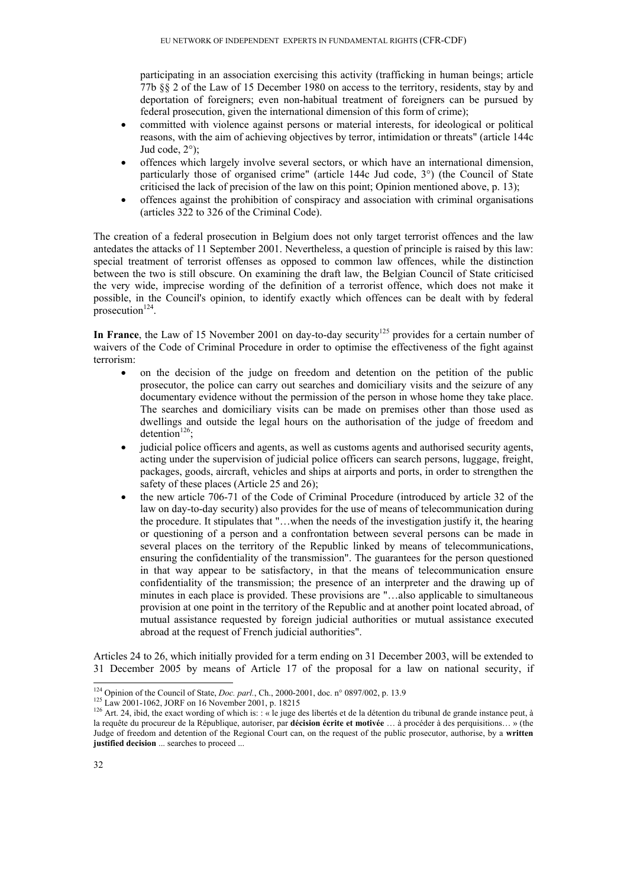participating in an association exercising this activity (trafficking in human beings; article 77b §§ 2 of the Law of 15 December 1980 on access to the territory, residents, stay by and deportation of foreigners; even non-habitual treatment of foreigners can be pursued by federal prosecution, given the international dimension of this form of crime);

- committed with violence against persons or material interests, for ideological or political reasons, with the aim of achieving objectives by terror, intimidation or threats" (article 144c Jud code, 2°);
- offences which largely involve several sectors, or which have an international dimension, particularly those of organised crime" (article 144c Jud code, 3°) (the Council of State criticised the lack of precision of the law on this point; Opinion mentioned above, p. 13);
- offences against the prohibition of conspiracy and association with criminal organisations (articles 322 to 326 of the Criminal Code).

The creation of a federal prosecution in Belgium does not only target terrorist offences and the law antedates the attacks of 11 September 2001. Nevertheless, a question of principle is raised by this law: special treatment of terrorist offenses as opposed to common law offences, while the distinction between the two is still obscure. On examining the draft law, the Belgian Council of State criticised the very wide, imprecise wording of the definition of a terrorist offence, which does not make it possible, in the Council's opinion, to identify exactly which offences can be dealt with by federal prosecution[124].

**In France**, the Law of 15 November 2001 on day-to-day security[125] provides for a certain number of waivers of the Code of Criminal Procedure in order to optimise the effectiveness of the fight against terrorism:

- on the decision of the judge on freedom and detention on the petition of the public prosecutor, the police can carry out searches and domiciliary visits and the seizure of any documentary evidence without the permission of the person in whose home they take place. The searches and domiciliary visits can be made on premises other than those used as dwellings and outside the legal hours on the authorisation of the judge of freedom and detention[126];
- judicial police officers and agents, as well as customs agents and authorised security agents, acting under the supervision of judicial police officers can search persons, luggage, freight, packages, goods, aircraft, vehicles and ships at airports and ports, in order to strengthen the safety of these places (Article 25 and 26);
- the new article 706-71 of the Code of Criminal Procedure (introduced by article 32 of the law on day-to-day security) also provides for the use of means of telecommunication during the procedure. It stipulates that "…when the needs of the investigation justify it, the hearing or questioning of a person and a confrontation between several persons can be made in several places on the territory of the Republic linked by means of telecommunications, ensuring the confidentiality of the transmission". The guarantees for the person questioned in that way appear to be satisfactory, in that the means of telecommunication ensure confidentiality of the transmission; the presence of an interpreter and the drawing up of minutes in each place is provided. These provisions are "…also applicable to simultaneous provision at one point in the territory of the Republic and at another point located abroad, of mutual assistance requested by foreign judicial authorities or mutual assistance executed abroad at the request of French judicial authorities".

Articles 24 to 26, which initially provided for a term ending on 31 December 2003, will be extended to 31 December 2005 by means of Article 17 of the proposal for a law on national security, if

---

[124] Opinion of the Council of State, *Doc. parl.*, Ch., 2000-2001, doc. n° 0897/002, p. 13.9

[125] Law 2001-1062, JORF on 16 November 2001, p. 18215

[126] Art. 24, ibid, the exact wording of which is: : « le juge des libertés et de la détention du tribunal de grande instance peut, à la requête du procureur de la République, autoriser, par **décision écrite et motivée** … à procéder à des perquisitions… » (the Judge of freedom and detention of the Regional Court can, on the request of the public prosecutor, authorise, by a **written justified decision** ... searches to proceed ...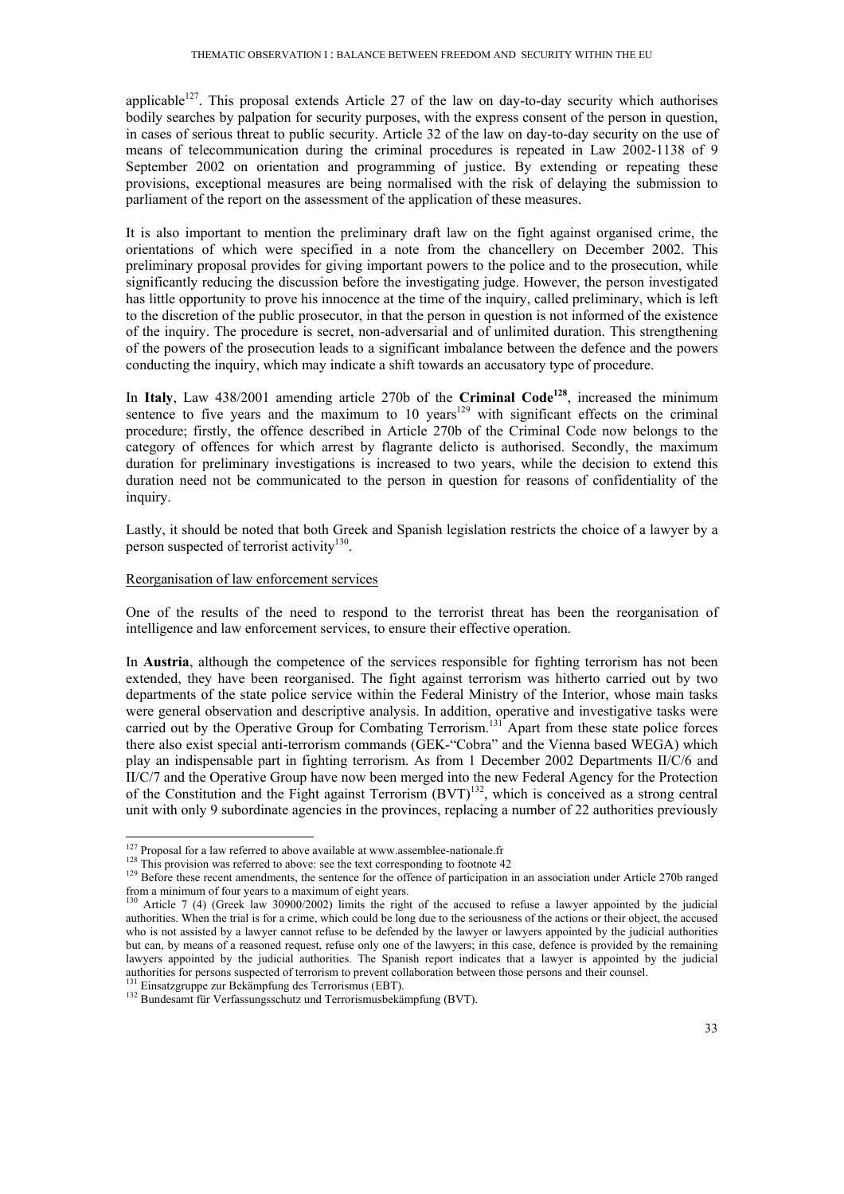applicable[127]. This proposal extends Article 27 of the law on day-to-day security which authorises bodily searches by palpation for security purposes, with the express consent of the person in question, in cases of serious threat to public security. Article 32 of the law on day-to-day security on the use of means of telecommunication during the criminal procedures is repeated in Law 2002-1138 of 9 September 2002 on orientation and programming of justice. By extending or repeating these provisions, exceptional measures are being normalised with the risk of delaying the submission to parliament of the report on the assessment of the application of these measures.

It is also important to mention the preliminary draft law on the fight against organised crime, the orientations of which were specified in a note from the chancellery on December 2002. This preliminary proposal provides for giving important powers to the police and to the prosecution, while significantly reducing the discussion before the investigating judge. However, the person investigated has little opportunity to prove his innocence at the time of the inquiry, called preliminary, which is left to the discretion of the public prosecutor, in that the person in question is not informed of the existence of the inquiry. The procedure is secret, non-adversarial and of unlimited duration. This strengthening of the powers of the prosecution leads to a significant imbalance between the defence and the powers conducting the inquiry, which may indicate a shift towards an accusatory type of procedure.

In **Italy**, Law 438/2001 amending article 270b of the **Criminal Code**[128], increased the minimum sentence to five years and the maximum to 10 years[129] with significant effects on the criminal procedure; firstly, the offence described in Article 270b of the Criminal Code now belongs to the category of offences for which arrest by flagrante delicto is authorised. Secondly, the maximum duration for preliminary investigations is increased to two years, while the decision to extend this duration need not be communicated to the person in question for reasons of confidentiality of the inquiry.

Lastly, it should be noted that both Greek and Spanish legislation restricts the choice of a lawyer by a person suspected of terrorist activity[130].

Reorganisation of law enforcement services

One of the results of the need to respond to the terrorist threat has been the reorganisation of intelligence and law enforcement services, to ensure their effective operation.

In **Austria**, although the competence of the services responsible for fighting terrorism has not been extended, they have been reorganised. The fight against terrorism was hitherto carried out by two departments of the state police service within the Federal Ministry of the Interior, whose main tasks were general observation and descriptive analysis. In addition, operative and investigative tasks were carried out by the Operative Group for Combating Terrorism.[131] Apart from these state police forces there also exist special anti-terrorism commands (GEK-"Cobra" and the Vienna based WEGA) which play an indispensable part in fighting terrorism. As from 1 December 2002 Departments II/C/6 and II/C/7 and the Operative Group have now been merged into the new Federal Agency for the Protection of the Constitution and the Fight against Terrorism (BVT)[132], which is conceived as a strong central unit with only 9 subordinate agencies in the provinces, replacing a number of 22 authorities previously

---

[127] Proposal for a law referred to above available at www.assemblee-nationale.fr

[128] This provision was referred to above: see the text corresponding to footnote 42

[129] Before these recent amendments, the sentence for the offence of participation in an association under Article 270b ranged from a minimum of four years to a maximum of eight years.

[130] Article 7 (4) (Greek law 30900/2002) limits the right of the accused to refuse a lawyer appointed by the judicial authorities. When the trial is for a crime, which could be long due to the seriousness of the actions or their object, the accused who is not assisted by a lawyer cannot refuse to be defended by the lawyer or lawyers appointed by the judicial authorities but can, by means of a reasoned request, refuse only one of the lawyers; in this case, defence is provided by the remaining lawyers appointed by the judicial authorities. The Spanish report indicates that a lawyer is appointed by the judicial authorities for persons suspected of terrorism to prevent collaboration between those persons and their counsel.

[131] Einsatzgruppe zur Bekämpfung des Terrorismus (EBT).

[132] Bundesamt für Verfassungsschutz und Terrorismusbekämpfung (BVT).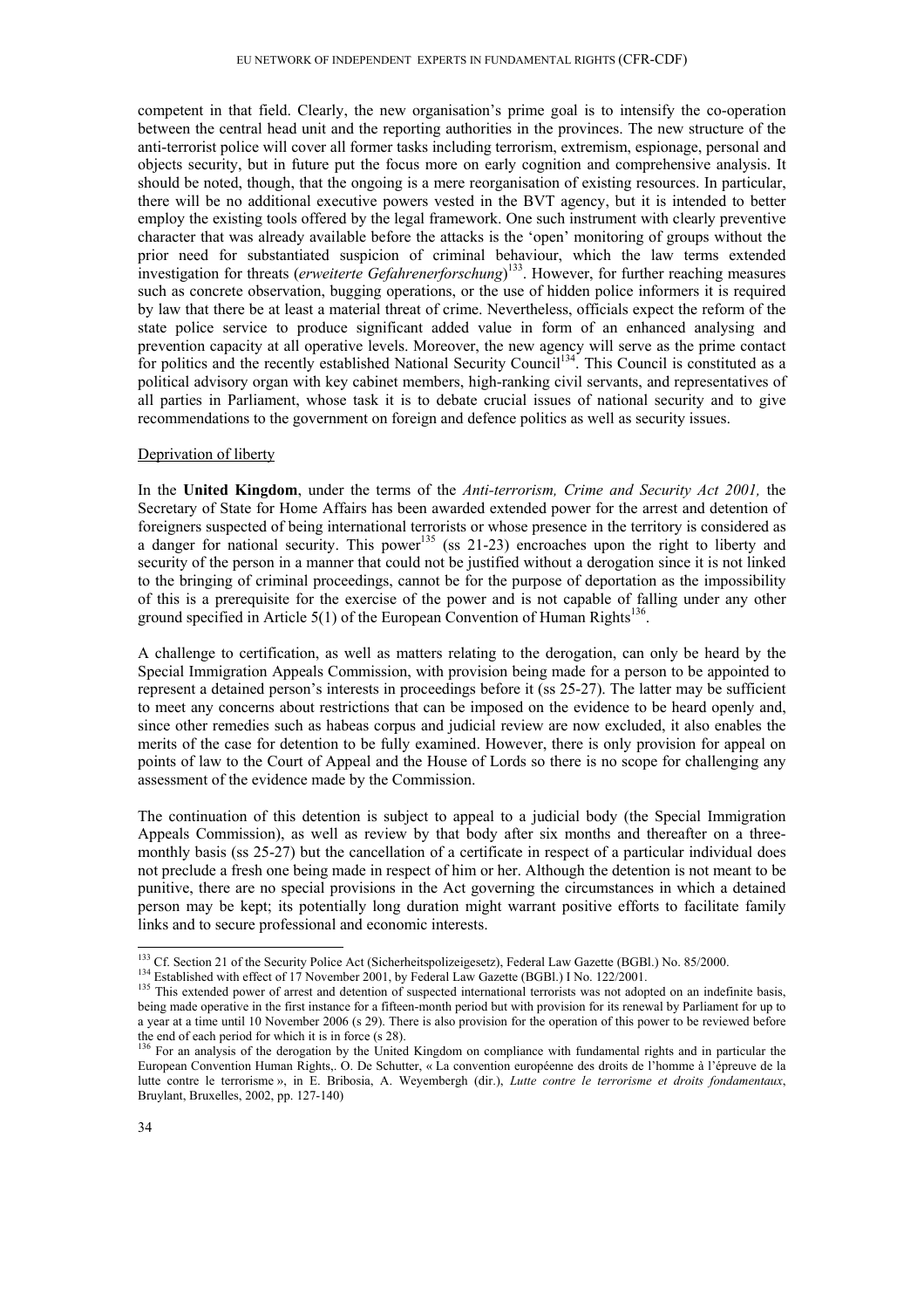competent in that field. Clearly, the new organisation's prime goal is to intensify the co-operation between the central head unit and the reporting authorities in the provinces. The new structure of the anti-terrorist police will cover all former tasks including terrorism, extremism, espionage, personal and objects security, but in future put the focus more on early cognition and comprehensive analysis. It should be noted, though, that the ongoing is a mere reorganisation of existing resources. In particular, there will be no additional executive powers vested in the BVT agency, but it is intended to better employ the existing tools offered by the legal framework. One such instrument with clearly preventive character that was already available before the attacks is the 'open' monitoring of groups without the prior need for substantiated suspicion of criminal behaviour, which the law terms extended investigation for threats (*erweiterte Gefahrenerforschung*)[133]. However, for further reaching measures such as concrete observation, bugging operations, or the use of hidden police informers it is required by law that there be at least a material threat of crime. Nevertheless, officials expect the reform of the state police service to produce significant added value in form of an enhanced analysing and prevention capacity at all operative levels. Moreover, the new agency will serve as the prime contact for politics and the recently established National Security Council[134]. This Council is constituted as a political advisory organ with key cabinet members, high-ranking civil servants, and representatives of all parties in Parliament, whose task it is to debate crucial issues of national security and to give recommendations to the government on foreign and defence politics as well as security issues.

Deprivation of liberty

In the **United Kingdom**, under the terms of the *Anti-terrorism, Crime and Security Act 2001,* the Secretary of State for Home Affairs has been awarded extended power for the arrest and detention of foreigners suspected of being international terrorists or whose presence in the territory is considered as a danger for national security. This power[135] (ss 21-23) encroaches upon the right to liberty and security of the person in a manner that could not be justified without a derogation since it is not linked to the bringing of criminal proceedings, cannot be for the purpose of deportation as the impossibility of this is a prerequisite for the exercise of the power and is not capable of falling under any other ground specified in Article 5(1) of the European Convention of Human Rights[136].

A challenge to certification, as well as matters relating to the derogation, can only be heard by the Special Immigration Appeals Commission, with provision being made for a person to be appointed to represent a detained person's interests in proceedings before it (ss 25-27). The latter may be sufficient to meet any concerns about restrictions that can be imposed on the evidence to be heard openly and, since other remedies such as habeas corpus and judicial review are now excluded, it also enables the merits of the case for detention to be fully examined. However, there is only provision for appeal on points of law to the Court of Appeal and the House of Lords so there is no scope for challenging any assessment of the evidence made by the Commission.

The continuation of this detention is subject to appeal to a judicial body (the Special Immigration Appeals Commission), as well as review by that body after six months and thereafter on a three-monthly basis (ss 25-27) but the cancellation of a certificate in respect of a particular individual does not preclude a fresh one being made in respect of him or her. Although the detention is not meant to be punitive, there are no special provisions in the Act governing the circumstances in which a detained person may be kept; its potentially long duration might warrant positive efforts to facilitate family links and to secure professional and economic interests.

---

[133] Cf. Section 21 of the Security Police Act (Sicherheitspolizeigesetz), Federal Law Gazette (BGBl.) No. 85/2000.

[134] Established with effect of 17 November 2001, by Federal Law Gazette (BGBl.) I No. 122/2001.

[135] This extended power of arrest and detention of suspected international terrorists was not adopted on an indefinite basis, being made operative in the first instance for a fifteen-month period but with provision for its renewal by Parliament for up to a year at a time until 10 November 2006 (s 29). There is also provision for the operation of this power to be reviewed before the end of each period for which it is in force (s 28).

[136] For an analysis of the derogation by the United Kingdom on compliance with fundamental rights and in particular the European Convention Human Rights,. O. De Schutter, « La convention européenne des droits de l'homme à l'épreuve de la lutte contre le terrorisme », in E. Bribosia, A. Weyembergh (dir.), *Lutte contre le terrorisme et droits fondamentaux*, Bruylant, Bruxelles, 2002, pp. 127-140)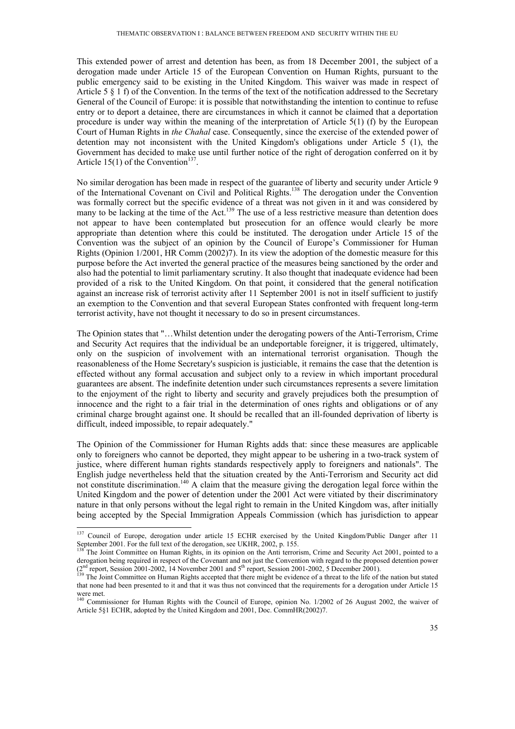This extended power of arrest and detention has been, as from 18 December 2001, the subject of a derogation made under Article 15 of the European Convention on Human Rights, pursuant to the public emergency said to be existing in the United Kingdom. This waiver was made in respect of Article 5 § 1 f) of the Convention. In the terms of the text of the notification addressed to the Secretary General of the Council of Europe: it is possible that notwithstanding the intention to continue to refuse entry or to deport a detainee, there are circumstances in which it cannot be claimed that a deportation procedure is under way within the meaning of the interpretation of Article 5(1) (f) by the European Court of Human Rights in *the Chahal* case. Consequently, since the exercise of the extended power of detention may not inconsistent with the United Kingdom's obligations under Article 5 (1), the Government has decided to make use until further notice of the right of derogation conferred on it by Article 15(1) of the Convention[137].

No similar derogation has been made in respect of the guarantee of liberty and security under Article 9 of the International Covenant on Civil and Political Rights.[138] The derogation under the Convention was formally correct but the specific evidence of a threat was not given in it and was considered by many to be lacking at the time of the Act.[139] The use of a less restrictive measure than detention does not appear to have been contemplated but prosecution for an offence would clearly be more appropriate than detention where this could be instituted. The derogation under Article 15 of the Convention was the subject of an opinion by the Council of Europe's Commissioner for Human Rights (Opinion 1/2001, HR Comm (2002)7). In its view the adoption of the domestic measure for this purpose before the Act inverted the general practice of the measures being sanctioned by the order and also had the potential to limit parliamentary scrutiny. It also thought that inadequate evidence had been provided of a risk to the United Kingdom. On that point, it considered that the general notification against an increase risk of terrorist activity after 11 September 2001 is not in itself sufficient to justify an exemption to the Convention and that several European States confronted with frequent long-term terrorist activity, have not thought it necessary to do so in present circumstances.

The Opinion states that "…Whilst detention under the derogating powers of the Anti-Terrorism, Crime and Security Act requires that the individual be an undeportable foreigner, it is triggered, ultimately, only on the suspicion of involvement with an international terrorist organisation. Though the reasonableness of the Home Secretary's suspicion is justiciable, it remains the case that the detention is effected without any formal accusation and subject only to a review in which important procedural guarantees are absent. The indefinite detention under such circumstances represents a severe limitation to the enjoyment of the right to liberty and security and gravely prejudices both the presumption of innocence and the right to a fair trial in the determination of ones rights and obligations or of any criminal charge brought against one. It should be recalled that an ill-founded deprivation of liberty is difficult, indeed impossible, to repair adequately."

The Opinion of the Commissioner for Human Rights adds that: since these measures are applicable only to foreigners who cannot be deported, they might appear to be ushering in a two-track system of justice, where different human rights standards respectively apply to foreigners and nationals". The English judge nevertheless held that the situation created by the Anti-Terrorism and Security act did not constitute discrimination.[140] A claim that the measure giving the derogation legal force within the United Kingdom and the power of detention under the 2001 Act were vitiated by their discriminatory nature in that only persons without the legal right to remain in the United Kingdom was, after initially being accepted by the Special Immigration Appeals Commission (which has jurisdiction to appear

---

[137] Council of Europe, derogation under article 15 ECHR exercised by the United Kingdom/Public Danger after 11 September 2001. For the full text of the derogation, see UKHR, 2002, p. 155.

[138] The Joint Committee on Human Rights, in its opinion on the Anti terrorism, Crime and Security Act 2001, pointed to a derogation being required in respect of the Covenant and not just the Convention with regard to the proposed detention power (2nd report, Session 2001-2002, 14 November 2001 and 5th report, Session 2001-2002, 5 December 2001).

[139] The Joint Committee on Human Rights accepted that there might be evidence of a threat to the life of the nation but stated that none had been presented to it and that it was thus not convinced that the requirements for a derogation under Article 15 were met.

[140] Commissioner for Human Rights with the Council of Europe, opinion No. 1/2002 of 26 August 2002, the waiver of Article 5§1 ECHR, adopted by the United Kingdom and 2001, Doc. CommHR(2002)7.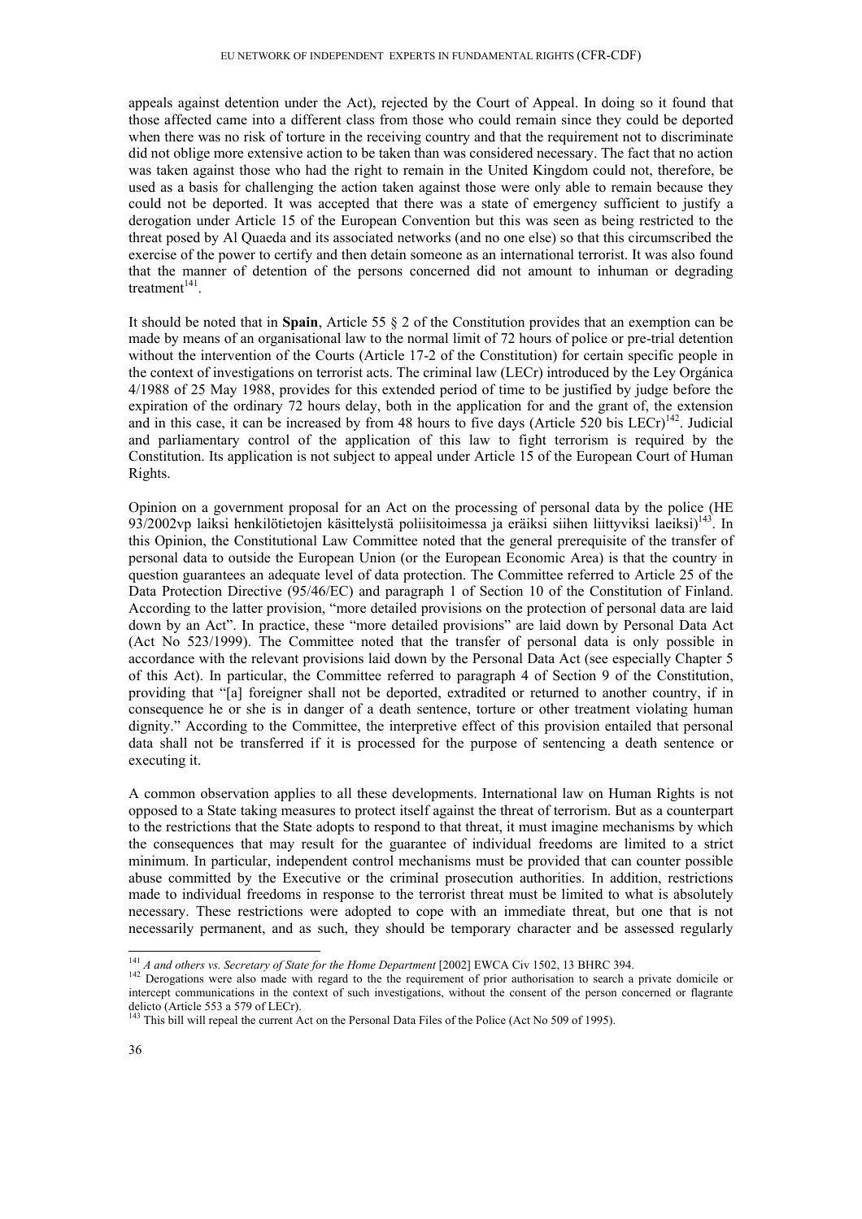appeals against detention under the Act), rejected by the Court of Appeal. In doing so it found that those affected came into a different class from those who could remain since they could be deported when there was no risk of torture in the receiving country and that the requirement not to discriminate did not oblige more extensive action to be taken than was considered necessary. The fact that no action was taken against those who had the right to remain in the United Kingdom could not, therefore, be used as a basis for challenging the action taken against those were only able to remain because they could not be deported. It was accepted that there was a state of emergency sufficient to justify a derogation under Article 15 of the European Convention but this was seen as being restricted to the threat posed by Al Quaeda and its associated networks (and no one else) so that this circumscribed the exercise of the power to certify and then detain someone as an international terrorist. It was also found that the manner of detention of the persons concerned did not amount to inhuman or degrading treatment[141].

It should be noted that in **Spain**, Article 55 § 2 of the Constitution provides that an exemption can be made by means of an organisational law to the normal limit of 72 hours of police or pre-trial detention without the intervention of the Courts (Article 17-2 of the Constitution) for certain specific people in the context of investigations on terrorist acts. The criminal law (LECr) introduced by the Ley Orgánica 4/1988 of 25 May 1988, provides for this extended period of time to be justified by judge before the expiration of the ordinary 72 hours delay, both in the application for and the grant of, the extension and in this case, it can be increased by from 48 hours to five days (Article 520 bis LECr)[142]. Judicial and parliamentary control of the application of this law to fight terrorism is required by the Constitution. Its application is not subject to appeal under Article 15 of the European Court of Human Rights.

Opinion on a government proposal for an Act on the processing of personal data by the police (HE 93/2002vp laiksi henkilötietojen käsittelystä poliisitoimessa ja eräiksi siihen liittyviksi laeiksi)[143]. In this Opinion, the Constitutional Law Committee noted that the general prerequisite of the transfer of personal data to outside the European Union (or the European Economic Area) is that the country in question guarantees an adequate level of data protection. The Committee referred to Article 25 of the Data Protection Directive (95/46/EC) and paragraph 1 of Section 10 of the Constitution of Finland. According to the latter provision, "more detailed provisions on the protection of personal data are laid down by an Act". In practice, these "more detailed provisions" are laid down by Personal Data Act (Act No 523/1999). The Committee noted that the transfer of personal data is only possible in accordance with the relevant provisions laid down by the Personal Data Act (see especially Chapter 5 of this Act). In particular, the Committee referred to paragraph 4 of Section 9 of the Constitution, providing that "[a] foreigner shall not be deported, extradited or returned to another country, if in consequence he or she is in danger of a death sentence, torture or other treatment violating human dignity." According to the Committee, the interpretive effect of this provision entailed that personal data shall not be transferred if it is processed for the purpose of sentencing a death sentence or executing it.

A common observation applies to all these developments. International law on Human Rights is not opposed to a State taking measures to protect itself against the threat of terrorism. But as a counterpart to the restrictions that the State adopts to respond to that threat, it must imagine mechanisms by which the consequences that may result for the guarantee of individual freedoms are limited to a strict minimum. In particular, independent control mechanisms must be provided that can counter possible abuse committed by the Executive or the criminal prosecution authorities. In addition, restrictions made to individual freedoms in response to the terrorist threat must be limited to what is absolutely necessary. These restrictions were adopted to cope with an immediate threat, but one that is not necessarily permanent, and as such, they should be temporary character and be assessed regularly

---

[141] *A and others vs. Secretary of State for the Home Department* [2002] EWCA Civ 1502, 13 BHRC 394.

[142] Derogations were also made with regard to the requirement of prior authorisation to search a private domicile or intercept communications in the context of such investigations, without the consent of the person concerned or flagrante delicto (Article 553 a 579 of LECr).

[143] This bill will repeal the current Act on the Personal Data Files of the Police (Act No 509 of 1995).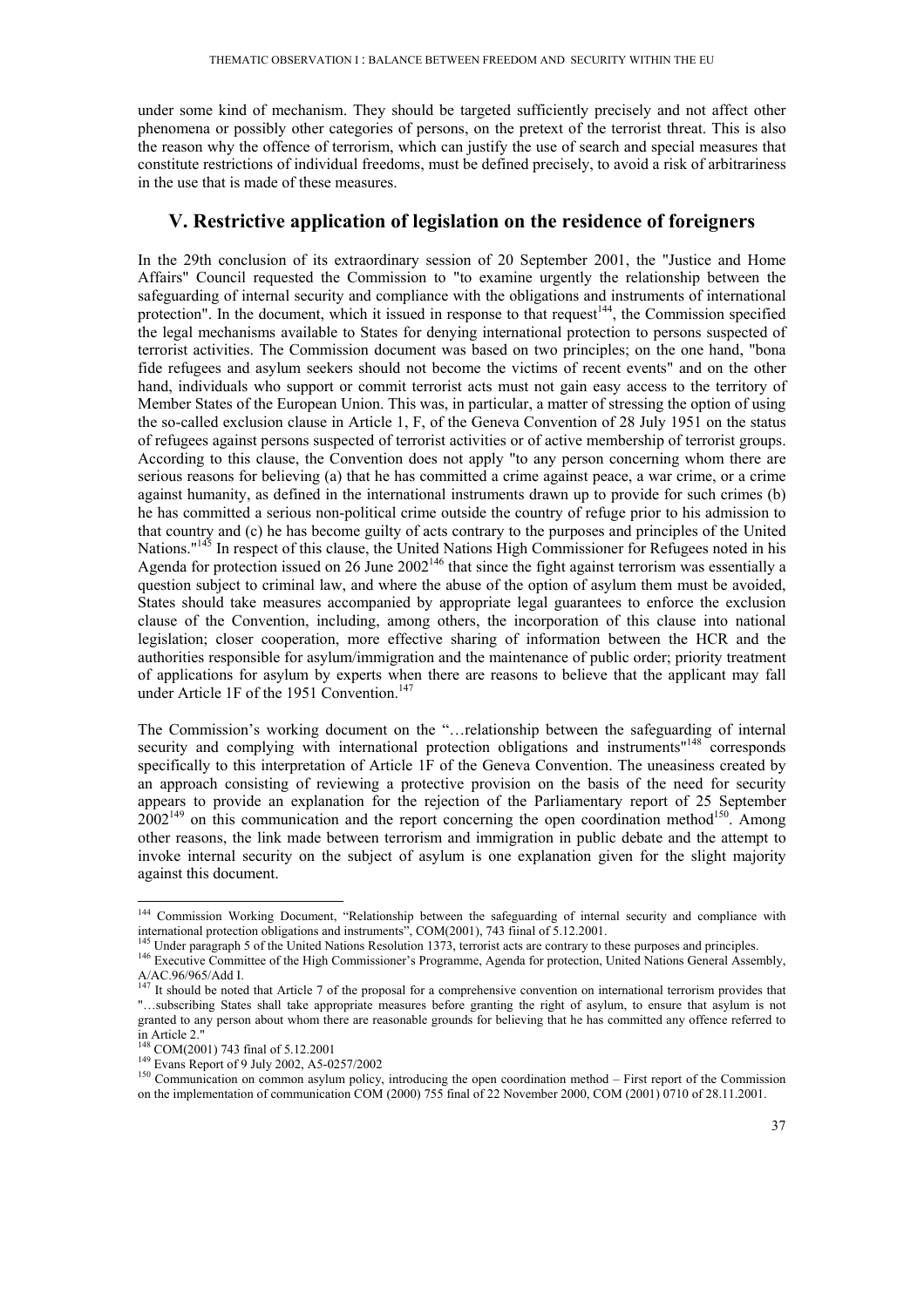under some kind of mechanism. They should be targeted sufficiently precisely and not affect other phenomena or possibly other categories of persons, on the pretext of the terrorist threat. This is also the reason why the offence of terrorism, which can justify the use of search and special measures that constitute restrictions of individual freedoms, must be defined precisely, to avoid a risk of arbitrariness in the use that is made of these measures.

## V. Restrictive application of legislation on the residence of foreigners

In the 29th conclusion of its extraordinary session of 20 September 2001, the "Justice and Home Affairs" Council requested the Commission to "to examine urgently the relationship between the safeguarding of internal security and compliance with the obligations and instruments of international protection". In the document, which it issued in response to that request[144], the Commission specified the legal mechanisms available to States for denying international protection to persons suspected of terrorist activities. The Commission document was based on two principles; on the one hand, "bona fide refugees and asylum seekers should not become the victims of recent events" and on the other hand, individuals who support or commit terrorist acts must not gain easy access to the territory of Member States of the European Union. This was, in particular, a matter of stressing the option of using the so-called exclusion clause in Article 1, F, of the Geneva Convention of 28 July 1951 on the status of refugees against persons suspected of terrorist activities or of active membership of terrorist groups. According to this clause, the Convention does not apply "to any person concerning whom there are serious reasons for believing (a) that he has committed a crime against peace, a war crime, or a crime against humanity, as defined in the international instruments drawn up to provide for such crimes (b) he has committed a serious non-political crime outside the country of refuge prior to his admission to that country and (c) he has become guilty of acts contrary to the purposes and principles of the United Nations."[145] In respect of this clause, the United Nations High Commissioner for Refugees noted in his Agenda for protection issued on 26 June 2002[146] that since the fight against terrorism was essentially a question subject to criminal law, and where the abuse of the option of asylum them must be avoided, States should take measures accompanied by appropriate legal guarantees to enforce the exclusion clause of the Convention, including, among others, the incorporation of this clause into national legislation; closer cooperation, more effective sharing of information between the HCR and the authorities responsible for asylum/immigration and the maintenance of public order; priority treatment of applications for asylum by experts when there are reasons to believe that the applicant may fall under Article 1F of the 1951 Convention.[147]

The Commission's working document on the "…relationship between the safeguarding of internal security and complying with international protection obligations and instruments"[148] corresponds specifically to this interpretation of Article 1F of the Geneva Convention. The uneasiness created by an approach consisting of reviewing a protective provision on the basis of the need for security appears to provide an explanation for the rejection of the Parliamentary report of 25 September 2002[149] on this communication and the report concerning the open coordination method[150]. Among other reasons, the link made between terrorism and immigration in public debate and the attempt to invoke internal security on the subject of asylum is one explanation given for the slight majority against this document.

---

[144] Commission Working Document, "Relationship between the safeguarding of internal security and compliance with international protection obligations and instruments", COM(2001), 743 fiinal of 5.12.2001.

[145] Under paragraph 5 of the United Nations Resolution 1373, terrorist acts are contrary to these purposes and principles.

[146] Executive Committee of the High Commissioner's Programme, Agenda for protection, United Nations General Assembly, A/AC.96/965/Add I.

[147] It should be noted that Article 7 of the proposal for a comprehensive convention on international terrorism provides that "…subscribing States shall take appropriate measures before granting the right of asylum, to ensure that asylum is not granted to any person about whom there are reasonable grounds for believing that he has committed any offence referred to in Article 2."

[148] COM(2001) 743 final of 5.12.2001

[149] Evans Report of 9 July 2002, A5-0257/2002

[150] Communication on common asylum policy, introducing the open coordination method – First report of the Commission on the implementation of communication COM (2000) 755 final of 22 November 2000, COM (2001) 0710 of 28.11.2001.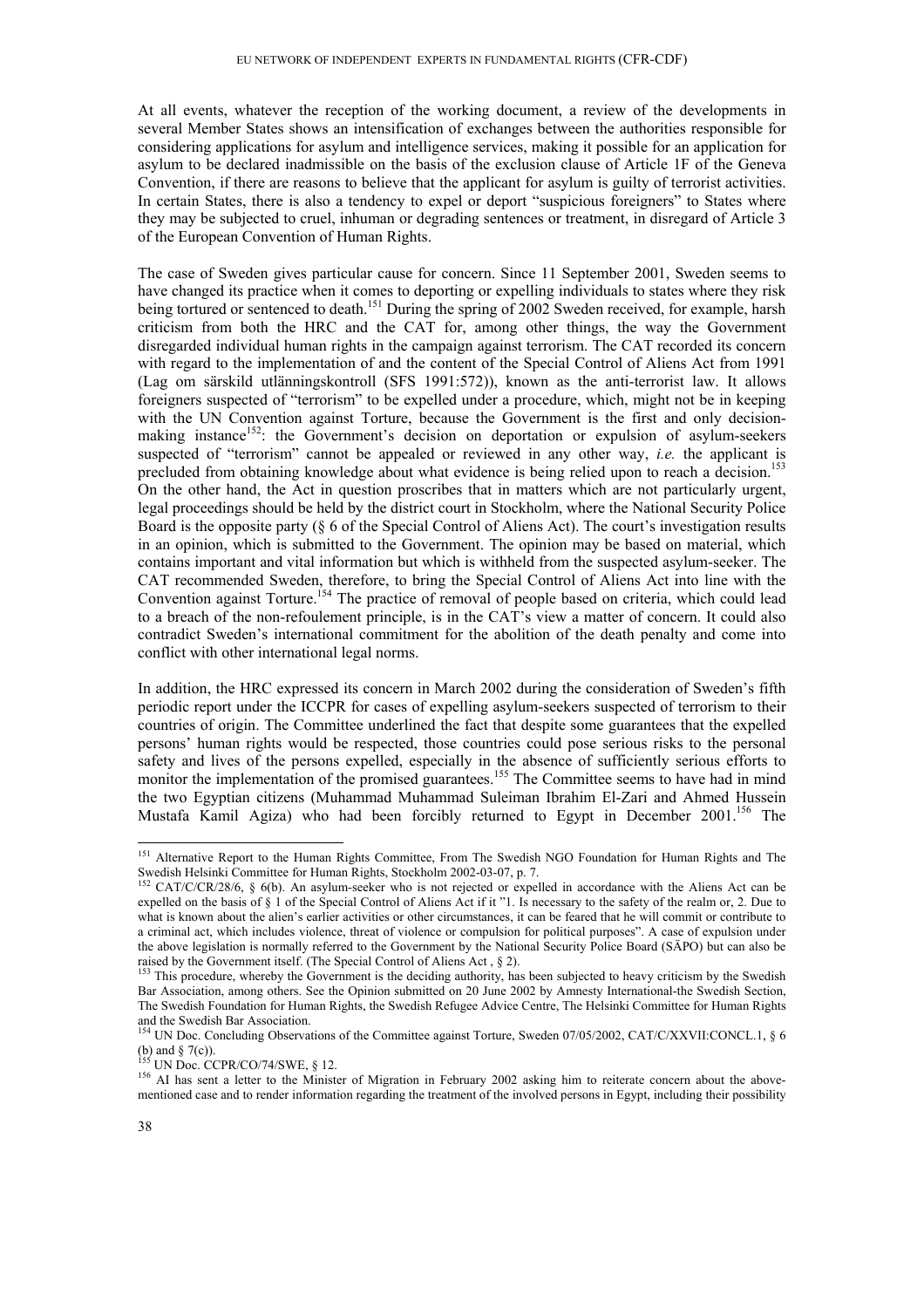At all events, whatever the reception of the working document, a review of the developments in several Member States shows an intensification of exchanges between the authorities responsible for considering applications for asylum and intelligence services, making it possible for an application for asylum to be declared inadmissible on the basis of the exclusion clause of Article 1F of the Geneva Convention, if there are reasons to believe that the applicant for asylum is guilty of terrorist activities. In certain States, there is also a tendency to expel or deport "suspicious foreigners" to States where they may be subjected to cruel, inhuman or degrading sentences or treatment, in disregard of Article 3 of the European Convention of Human Rights.

The case of Sweden gives particular cause for concern. Since 11 September 2001, Sweden seems to have changed its practice when it comes to deporting or expelling individuals to states where they risk being tortured or sentenced to death.[151] During the spring of 2002 Sweden received, for example, harsh criticism from both the HRC and the CAT for, among other things, the way the Government disregarded individual human rights in the campaign against terrorism. The CAT recorded its concern with regard to the implementation of and the content of the Special Control of Aliens Act from 1991 (Lag om särskild utlänningskontroll (SFS 1991:572)), known as the anti-terrorist law. It allows foreigners suspected of "terrorism" to be expelled under a procedure, which, might not be in keeping with the UN Convention against Torture, because the Government is the first and only decision-making instance[152]: the Government's decision on deportation or expulsion of asylum-seekers suspected of "terrorism" cannot be appealed or reviewed in any other way, *i.e.* the applicant is precluded from obtaining knowledge about what evidence is being relied upon to reach a decision.[153] On the other hand, the Act in question proscribes that in matters which are not particularly urgent, legal proceedings should be held by the district court in Stockholm, where the National Security Police Board is the opposite party (§ 6 of the Special Control of Aliens Act). The court's investigation results in an opinion, which is submitted to the Government. The opinion may be based on material, which contains important and vital information but which is withheld from the suspected asylum-seeker. The CAT recommended Sweden, therefore, to bring the Special Control of Aliens Act into line with the Convention against Torture.[154] The practice of removal of people based on criteria, which could lead to a breach of the non-refoulement principle, is in the CAT's view a matter of concern. It could also contradict Sweden's international commitment for the abolition of the death penalty and come into conflict with other international legal norms.

In addition, the HRC expressed its concern in March 2002 during the consideration of Sweden's fifth periodic report under the ICCPR for cases of expelling asylum-seekers suspected of terrorism to their countries of origin. The Committee underlined the fact that despite some guarantees that the expelled persons' human rights would be respected, those countries could pose serious risks to the personal safety and lives of the persons expelled, especially in the absence of sufficiently serious efforts to monitor the implementation of the promised guarantees.[155] The Committee seems to have had in mind the two Egyptian citizens (Muhammad Muhammad Suleiman Ibrahim El-Zari and Ahmed Hussein Mustafa Kamil Agiza) who had been forcibly returned to Egypt in December 2001.[156] The

---

[151] Alternative Report to the Human Rights Committee, From The Swedish NGO Foundation for Human Rights and The Swedish Helsinki Committee for Human Rights, Stockholm 2002-03-07, p. 7.

[152] CAT/C/CR/28/6, § 6(b). An asylum-seeker who is not rejected or expelled in accordance with the Aliens Act can be expelled on the basis of § 1 of the Special Control of Aliens Act if it "1. Is necessary to the safety of the realm or, 2. Due to what is known about the alien's earlier activities or other circumstances, it can be feared that he will commit or contribute to a criminal act, which includes violence, threat of violence or compulsion for political purposes". A case of expulsion under the above legislation is normally referred to the Government by the National Security Police Board (SÄPO) but can also be raised by the Government itself. (The Special Control of Aliens Act , § 2).

[153] This procedure, whereby the Government is the deciding authority, has been subjected to heavy criticism by the Swedish Bar Association, among others. See the Opinion submitted on 20 June 2002 by Amnesty International-the Swedish Section, The Swedish Foundation for Human Rights, the Swedish Refugee Advice Centre, The Helsinki Committee for Human Rights and the Swedish Bar Association.

[154] UN Doc. Concluding Observations of the Committee against Torture, Sweden 07/05/2002, CAT/C/XXVII:CONCL.1, § 6 (b) and § 7(c)).

[155] UN Doc. CCPR/CO/74/SWE, § 12.

[156] AI has sent a letter to the Minister of Migration in February 2002 asking him to reiterate concern about the above-mentioned case and to render information regarding the treatment of the involved persons in Egypt, including their possibility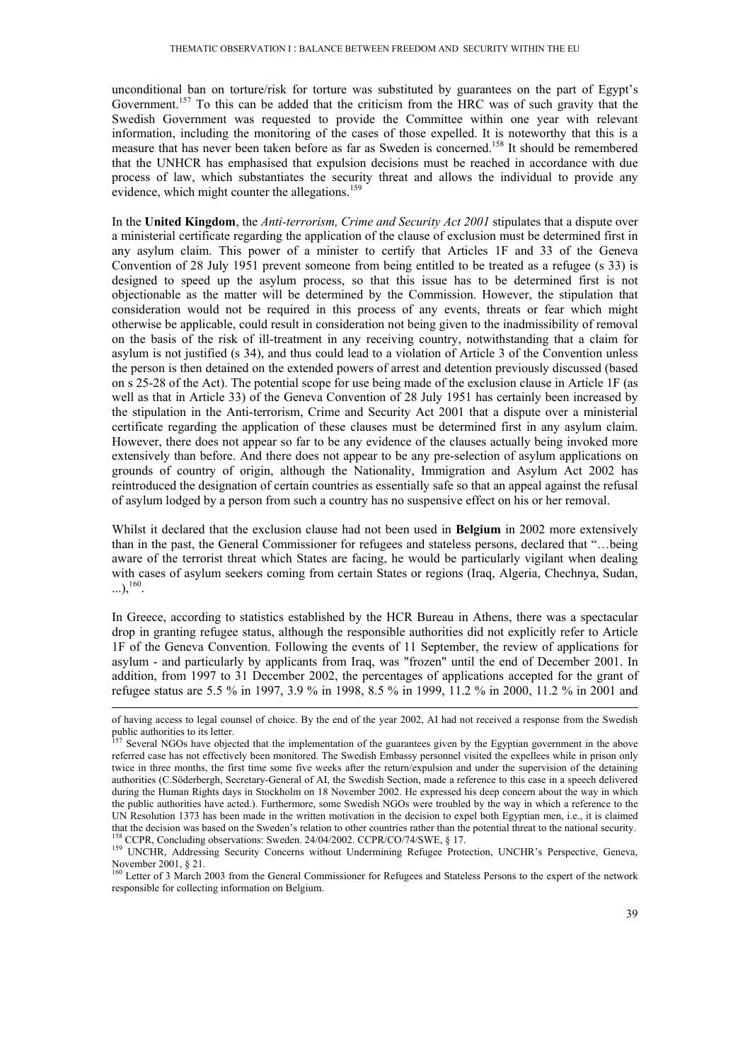unconditional ban on torture/risk for torture was substituted by guarantees on the part of Egypt's Government.[157] To this can be added that the criticism from the HRC was of such gravity that the Swedish Government was requested to provide the Committee within one year with relevant information, including the monitoring of the cases of those expelled. It is noteworthy that this is a measure that has never been taken before as far as Sweden is concerned.[158] It should be remembered that the UNHCR has emphasised that expulsion decisions must be reached in accordance with due process of law, which substantiates the security threat and allows the individual to provide any evidence, which might counter the allegations.[159]

In the **United Kingdom**, the *Anti-terrorism, Crime and Security Act 2001* stipulates that a dispute over a ministerial certificate regarding the application of the clause of exclusion must be determined first in any asylum claim. This power of a minister to certify that Articles 1F and 33 of the Geneva Convention of 28 July 1951 prevent someone from being entitled to be treated as a refugee (s 33) is designed to speed up the asylum process, so that this issue has to be determined first is not objectionable as the matter will be determined by the Commission. However, the stipulation that consideration would not be required in this process of any events, threats or fear which might otherwise be applicable, could result in consideration not being given to the inadmissibility of removal on the basis of the risk of ill-treatment in any receiving country, notwithstanding that a claim for asylum is not justified (s 34), and thus could lead to a violation of Article 3 of the Convention unless the person is then detained on the extended powers of arrest and detention previously discussed (based on s 25-28 of the Act). The potential scope for use being made of the exclusion clause in Article 1F (as well as that in Article 33) of the Geneva Convention of 28 July 1951 has certainly been increased by the stipulation in the Anti-terrorism, Crime and Security Act 2001 that a dispute over a ministerial certificate regarding the application of these clauses must be determined first in any asylum claim. However, there does not appear so far to be any evidence of the clauses actually being invoked more extensively than before. And there does not appear to be any pre-selection of asylum applications on grounds of country of origin, although the Nationality, Immigration and Asylum Act 2002 has reintroduced the designation of certain countries as essentially safe so that an appeal against the refusal of asylum lodged by a person from such a country has no suspensive effect on his or her removal.

Whilst it declared that the exclusion clause had not been used in **Belgium** in 2002 more extensively than in the past, the General Commissioner for refugees and stateless persons, declared that "…being aware of the terrorist threat which States are facing, he would be particularly vigilant when dealing with cases of asylum seekers coming from certain States or regions (Iraq, Algeria, Chechnya, Sudan, ...)"[160].

In Greece, according to statistics established by the HCR Bureau in Athens, there was a spectacular drop in granting refugee status, although the responsible authorities did not explicitly refer to Article 1F of the Geneva Convention. Following the events of 11 September, the review of applications for asylum - and particularly by applicants from Iraq, was "frozen" until the end of December 2001. In addition, from 1997 to 31 December 2002, the percentages of applications accepted for the grant of refugee status are 5.5 % in 1997, 3.9 % in 1998, 8.5 % in 1999, 11.2 % in 2000, 11.2 % in 2001 and

---

of having access to legal counsel of choice. By the end of the year 2002, AI had not received a response from the Swedish public authorities to its letter.

[157] Several NGOs have objected that the implementation of the guarantees given by the Egyptian government in the above referred case has not effectively been monitored. The Swedish Embassy personnel visited the expellees while in prison only twice in three months, the first time some five weeks after the return/expulsion and under the supervision of the detaining authorities (C.Söderbergh, Secretary-General of AI, the Swedish Section, made a reference to this case in a speech delivered during the Human Rights days in Stockholm on 18 November 2002. He expressed his deep concern about the way in which the public authorities have acted.). Furthermore, some Swedish NGOs were troubled by the way in which a reference to the UN Resolution 1373 has been made in the written motivation in the decision to expel both Egyptian men, i.e., it is claimed that the decision was based on the Sweden's relation to other countries rather than the potential threat to the national security.

[158] CCPR, Concluding observations: Sweden. 24/04/2002. CCPR/CO/74/SWE, § 17.

[159] UNCHR, Addressing Security Concerns without Undermining Refugee Protection, UNCHR's Perspective, Geneva, November 2001, § 21.

[160] Letter of 3 March 2003 from the General Commissioner for Refugees and Stateless Persons to the expert of the network responsible for collecting information on Belgium.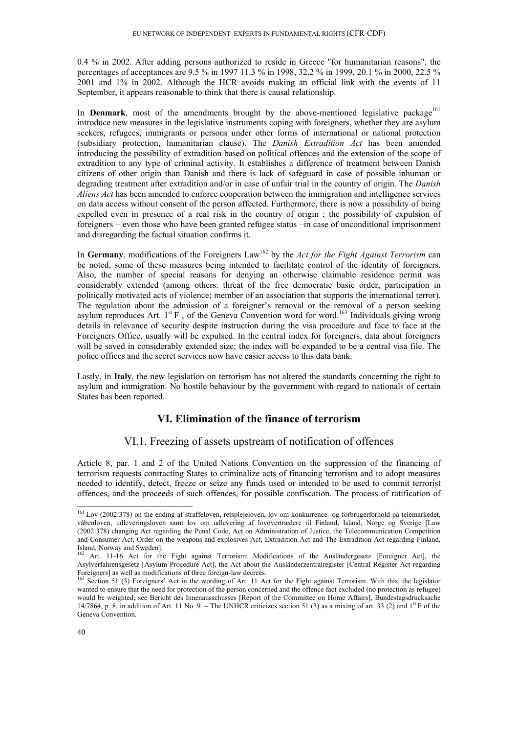0.4 % in 2002. After adding persons authorized to reside in Greece "for humanitarian reasons", the percentages of acceptances are 9.5 % in 1997 11.3 % in 1998, 32.2 % in 1999, 20.1 % in 2000, 22.5 % 2001 and 1% in 2002. Although the HCR avoids making an official link with the events of 11 September, it appears reasonable to think that there is causal relationship.

In **Denmark**, most of the amendments brought by the above-mentioned legislative package[161] introduce new measures in the legislative instruments coping with foreigners, whether they are asylum seekers, refugees, immigrants or persons under other forms of international or national protection (subsidiary protection, humanitarian clause). The *Danish Extradition Act* has been amended introducing the possibility of extradition based on political offences and the extension of the scope of extradition to any type of criminal activity. It establishes a difference of treatment between Danish citizens of other origin than Danish and there is lack of safeguard in case of possible inhuman or degrading treatment after extradition and/or in case of unfair trial in the country of origin. The *Danish Aliens Act* has been amended to enforce cooperation between the immigration and intelligence services on data access without consent of the person affected. Furthermore, there is now a possibility of being expelled even in presence of a real risk in the country of origin ; the possibility of expulsion of foreigners – even those who have been granted refugee status –in case of unconditional imprisonment and disregarding the factual situation confirms it.

In **Germany**, modifications of the Foreigners Law[162] by the *Act for the Fight Against Terrorism* can be noted, some of these measures being intended to facilitate control of the identity of foreigners. Also, the number of special reasons for denying an otherwise claimable residence permit was considerably extended (among others: threat of the free democratic basic order; participation in politically motivated acts of violence; member of an association that supports the international terror). The regulation about the admission of a foreigner's removal or the removal of a person seeking asylum reproduces Art. 1st F , of the Geneva Convention word for word.[163] Individuals giving wrong details in relevance of security despite instruction during the visa procedure and face to face at the Foreigners Office, usually will be expulsed. In the central index for foreigners, data about foreigners will be saved in considerably extended size; the index will be expanded to be a central visa file. The police offices and the secret services now have easier access to this data bank.

Lastly, in **Italy**, the new legislation on terrorism has not altered the standards concerning the right to asylum and immigration. No hostile behaviour by the government with regard to nationals of certain States has been reported.

## VI. Elimination of the finance of terrorism

### VI.1. Freezing of assets upstream of notification of offences

Article 8, par. 1 and 2 of the United Nations Convention on the suppression of the financing of terrorism requests contracting States to criminalize acts of financing terrorism and to adopt measures needed to identify, detect, freeze or seize any funds used or intended to be used to commit terrorist offences, and the proceeds of such offences, for possible confiscation. The process of ratification of

---

[161] Lov (2002:378) on the ending af straffeloven, retsplejeloven, lov om konkurrence- og forbrugerforhold på telemarkedet, våbenloven, udleveringsloven samt lov om udlevering af lovovertrædere til Finland, Island, Norge og Sverige [Law (2002:378) changing Act regarding the Penal Code, Act on Administration of Justice, the Telecommunication Competition and Consumer Act, Order on the weapons and explosives Act, Extradition Act and The Extradition Act regarding Finland, Island, Norway and Sweden].

[162] Art. 11-16 Act for the Fight against Terrorism: Modifications of the Ausländergesetz [Foreigner Act], the Asylverfahrensgesetz [Asylum Procedure Act], the Act about the Ausländerzentralregister [Central Register Act regarding Foreigners] as well as modifications of three foreign-law decrees.

[163] Section 51 (3) Foreigners' Act in the wording of Art. 11 Act for the Fight against Terrorism. With this, the legislator wanted to ensure that the need for protection of the person concerned and the offence fact excluded (no protection as refugee) would be weighted; see Bericht des Innenausschusses [Report of the Committee on Home Affairs], Bundestagsdrucksache 14/7864, p. 8, in addition of Art. 11 No. 9. – The UNHCR criticizes section 51 (3) as a mixing of art. 33 (2) and 1st F of the Geneva Convention.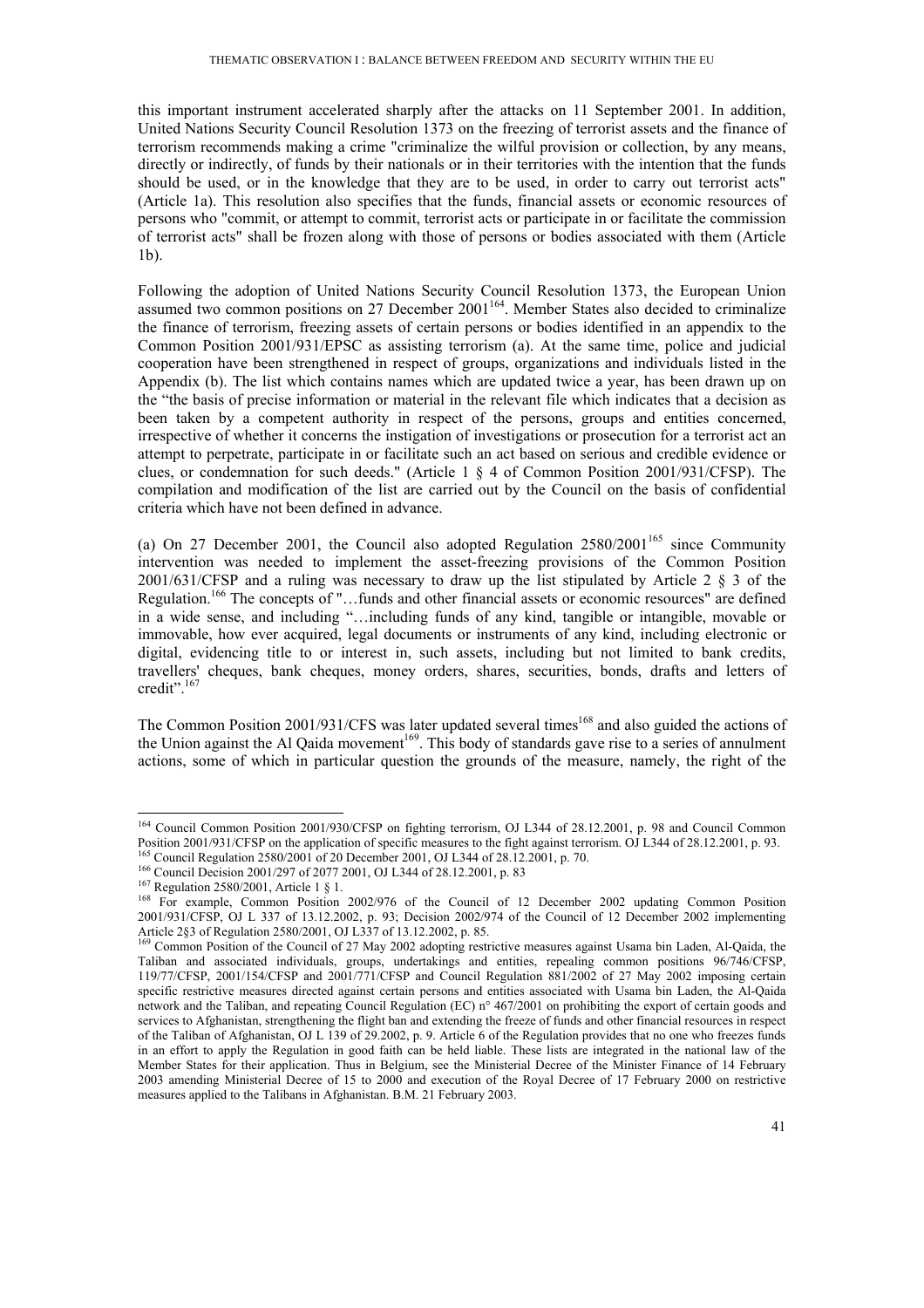this important instrument accelerated sharply after the attacks on 11 September 2001. In addition, United Nations Security Council Resolution 1373 on the freezing of terrorist assets and the finance of terrorism recommends making a crime "criminalize the wilful provision or collection, by any means, directly or indirectly, of funds by their nationals or in their territories with the intention that the funds should be used, or in the knowledge that they are to be used, in order to carry out terrorist acts" (Article 1a). This resolution also specifies that the funds, financial assets or economic resources of persons who "commit, or attempt to commit, terrorist acts or participate in or facilitate the commission of terrorist acts" shall be frozen along with those of persons or bodies associated with them (Article 1b).

Following the adoption of United Nations Security Council Resolution 1373, the European Union assumed two common positions on 27 December 2001[164]. Member States also decided to criminalize the finance of terrorism, freezing assets of certain persons or bodies identified in an appendix to the Common Position 2001/931/EPSC as assisting terrorism (a). At the same time, police and judicial cooperation have been strengthened in respect of groups, organizations and individuals listed in the Appendix (b). The list which contains names which are updated twice a year, has been drawn up on the "the basis of precise information or material in the relevant file which indicates that a decision as been taken by a competent authority in respect of the persons, groups and entities concerned, irrespective of whether it concerns the instigation of investigations or prosecution for a terrorist act an attempt to perpetrate, participate in or facilitate such an act based on serious and credible evidence or clues, or condemnation for such deeds." (Article 1 § 4 of Common Position 2001/931/CFSP). The compilation and modification of the list are carried out by the Council on the basis of confidential criteria which have not been defined in advance.

(a) On 27 December 2001, the Council also adopted Regulation 2580/2001[165] since Community intervention was needed to implement the asset-freezing provisions of the Common Position 2001/631/CFSP and a ruling was necessary to draw up the list stipulated by Article 2 § 3 of the Regulation.[166] The concepts of "…funds and other financial assets or economic resources" are defined in a wide sense, and including "…including funds of any kind, tangible or intangible, movable or immovable, how ever acquired, legal documents or instruments of any kind, including electronic or digital, evidencing title to or interest in, such assets, including but not limited to bank credits, travellers' cheques, bank cheques, money orders, shares, securities, bonds, drafts and letters of credit".[167]

The Common Position 2001/931/CFS was later updated several times[168] and also guided the actions of the Union against the Al Qaida movement[169]. This body of standards gave rise to a series of annulment actions, some of which in particular question the grounds of the measure, namely, the right of the

---

[164] Council Common Position 2001/930/CFSP on fighting terrorism, OJ L344 of 28.12.2001, p. 98 and Council Common Position 2001/931/CFSP on the application of specific measures to the fight against terrorism. OJ L344 of 28.12.2001, p. 93.

[165] Council Regulation 2580/2001 of 20 December 2001, OJ L344 of 28.12.2001, p. 70.

[166] Council Decision 2001/297 of 2077 2001, OJ L344 of 28.12.2001, p. 83

[167] Regulation 2580/2001, Article 1 § 1.

[168] For example, Common Position 2002/976 of the Council of 12 December 2002 updating Common Position 2001/931/CFSP, OJ L 337 of 13.12.2002, p. 93; Decision 2002/974 of the Council of 12 December 2002 implementing Article 2§3 of Regulation 2580/2001, OJ L337 of 13.12.2002, p. 85.

[169] Common Position of the Council of 27 May 2002 adopting restrictive measures against Usama bin Laden, Al-Qaida, the Taliban and associated individuals, groups, undertakings and entities, repealing common positions 96/746/CFSP, 119/77/CFSP, 2001/154/CFSP and 2001/771/CFSP and Council Regulation 881/2002 of 27 May 2002 imposing certain specific restrictive measures directed against certain persons and entities associated with Usama bin Laden, the Al-Qaida network and the Taliban, and repeating Council Regulation (EC) n° 467/2001 on prohibiting the export of certain goods and services to Afghanistan, strengthening the flight ban and extending the freeze of funds and other financial resources in respect of the Taliban of Afghanistan, OJ L 139 of 29.2002, p. 9. Article 6 of the Regulation provides that no one who freezes funds in an effort to apply the Regulation in good faith can be held liable. These lists are integrated in the national law of the Member States for their application. Thus in Belgium, see the Ministerial Decree of the Minister Finance of 14 February 2003 amending Ministerial Decree of 15 to 2000 and execution of the Royal Decree of 17 February 2000 on restrictive measures applied to the Talibans in Afghanistan. B.M. 21 February 2003.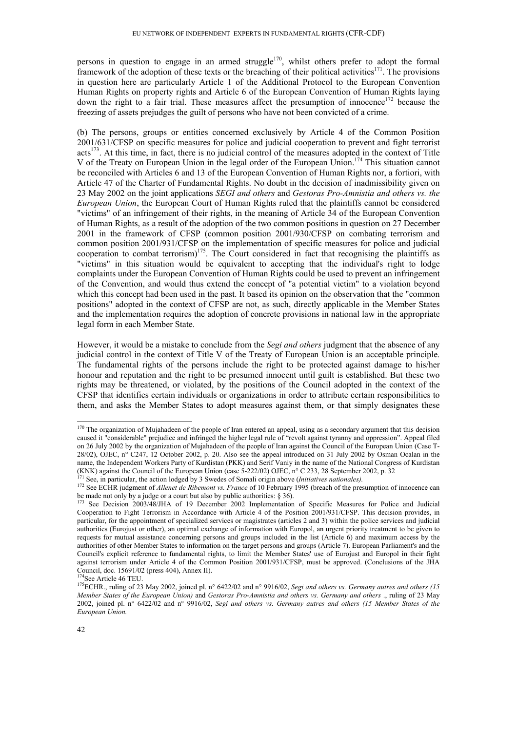persons in question to engage in an armed struggle[170], whilst others prefer to adopt the formal framework of the adoption of these texts or the breaching of their political activities[171]. The provisions in question here are particularly Article 1 of the Additional Protocol to the European Convention Human Rights on property rights and Article 6 of the European Convention of Human Rights laying down the right to a fair trial. These measures affect the presumption of innocence[172] because the freezing of assets prejudges the guilt of persons who have not been convicted of a crime.

(b) The persons, groups or entities concerned exclusively by Article 4 of the Common Position 2001/631/CFSP on specific measures for police and judicial cooperation to prevent and fight terrorist acts[173]. At this time, in fact, there is no judicial control of the measures adopted in the context of Title V of the Treaty on European Union in the legal order of the European Union.[174] This situation cannot be reconciled with Articles 6 and 13 of the European Convention of Human Rights nor, a fortiori, with Article 47 of the Charter of Fundamental Rights. No doubt in the decision of inadmissibility given on 23 May 2002 on the joint applications *SEGI and others* and *Gestoras Pro-Amnistia and others vs. the European Union*, the European Court of Human Rights ruled that the plaintiffs cannot be considered "victims" of an infringement of their rights, in the meaning of Article 34 of the European Convention of Human Rights, as a result of the adoption of the two common positions in question on 27 December 2001 in the framework of CFSP (common position 2001/930/CFSP on combating terrorism and common position 2001/931/CFSP on the implementation of specific measures for police and judicial cooperation to combat terrorism)[175]. The Court considered in fact that recognising the plaintiffs as "victims" in this situation would be equivalent to accepting that the individual's right to lodge complaints under the European Convention of Human Rights could be used to prevent an infringement of the Convention, and would thus extend the concept of "a potential victim" to a violation beyond which this concept had been used in the past. It based its opinion on the observation that the "common positions" adopted in the context of CFSP are not, as such, directly applicable in the Member States and the implementation requires the adoption of concrete provisions in national law in the appropriate legal form in each Member State.

However, it would be a mistake to conclude from the *Segi and others* judgment that the absence of any judicial control in the context of Title V of the Treaty of European Union is an acceptable principle. The fundamental rights of the persons include the right to be protected against damage to his/her honour and reputation and the right to be presumed innocent until guilt is established. But these two rights may be threatened, or violated, by the positions of the Council adopted in the context of the CFSP that identifies certain individuals or organizations in order to attribute certain responsibilities to them, and asks the Member States to adopt measures against them, or that simply designates these

---

[170] The organization of Mujahadeen of the people of Iran entered an appeal, using as a secondary argument that this decision caused it "considerable" prejudice and infringed the higher legal rule of "revolt against tyranny and oppression". Appeal filed on 26 July 2002 by the organization of Mujahadeen of the people of Iran against the Council of the European Union (Case T-28/02), OJEC, n° C247, 12 October 2002, p. 20. Also see the appeal introduced on 31 July 2002 by Osman Ocalan in the name, the Independent Workers Party of Kurdistan (PKK) and Serif Vaniy in the name of the National Congress of Kurdistan (KNK) against the Council of the European Union (case 5-222/02) OJEC, n° C 233, 28 September 2002, p. 32

[171] See, in particular, the action lodged by 3 Swedes of Somali origin above (*Initiatives nationales).*

[172] See ECHR judgment of *Allenet de Ribemont vs. France* of 10 February 1995 (breach of the presumption of innocence can be made not only by a judge or a court but also by public authorities: § 36).

[173] See Decision 2003/48/JHA of 19 December 2002 Implementation of Specific Measures for Police and Judicial Cooperation to Fight Terrorism in Accordance with Article 4 of the Position 2001/931/CFSP. This decision provides, in particular, for the appointment of specialized services or magistrates (articles 2 and 3) within the police services and judicial authorities (Eurojust or other), an optimal exchange of information with Europol, an urgent priority treatment to be given to requests for mutual assistance concerning persons and groups included in the list (Article 6) and maximum access by the authorities of other Member States to information on the target persons and groups (Article 7). European Parliament's and the Council's explicit reference to fundamental rights, to limit the Member States' use of Eurojust and Europol in their fight against terrorism under Article 4 of the Common Position 2001/931/CFSP, must be approved. (Conclusions of the JHA Council, doc. 15691/02 (press 404), Annex II).

[174] See Article 46 TEU.

[175] ECHR., ruling of 23 May 2002, joined pl. n° 6422/02 and n° 9916/02, *Segi and others vs. Germany autres and others (15 Member States of the European Union)* and *Gestoras Pro-Amnistia and others vs. Germany and others* ., ruling of 23 May 2002, joined pl. n° 6422/02 and n° 9916/02, *Segi and others vs. Germany autres and others (15 Member States of the European Union.*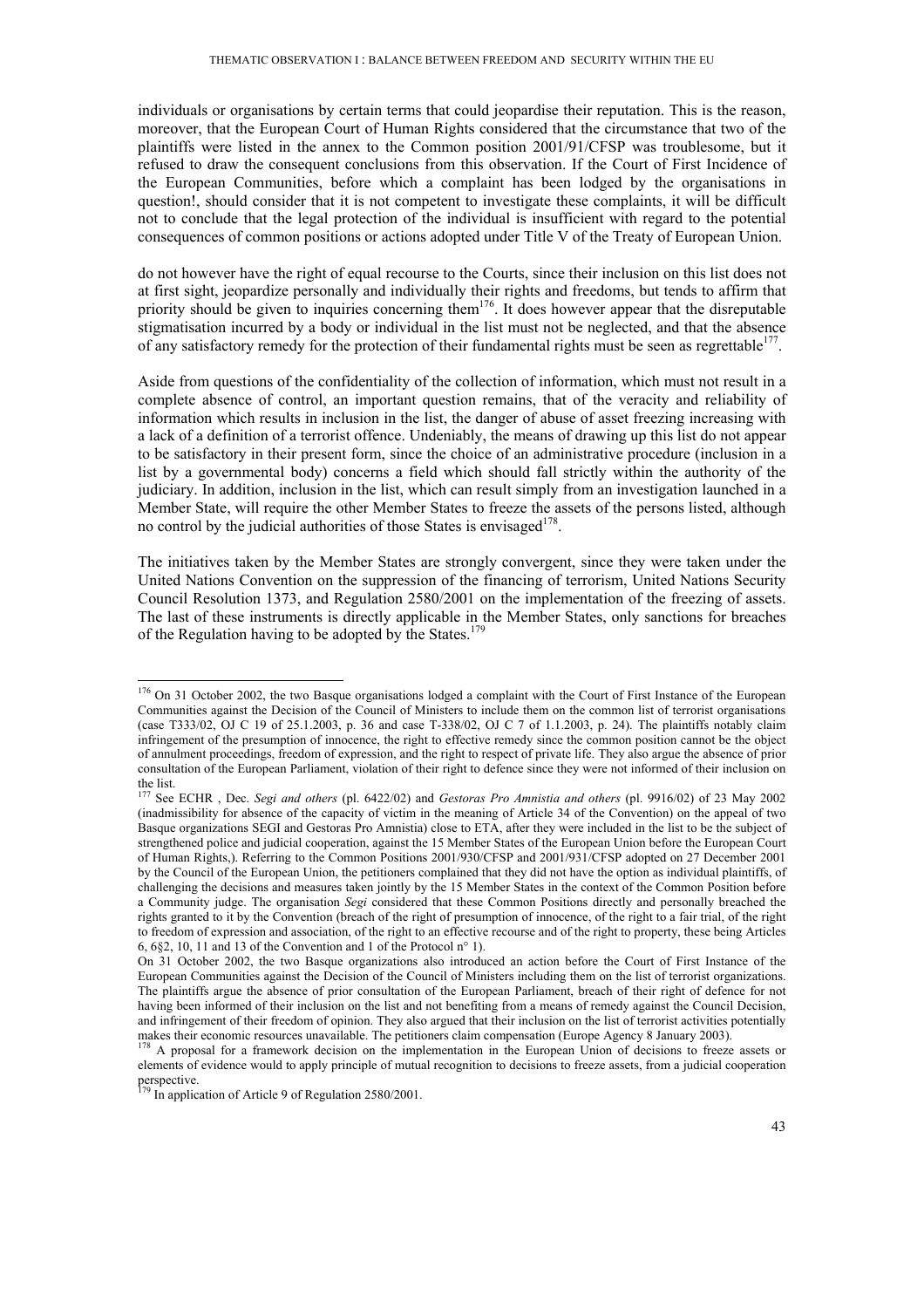individuals or organisations by certain terms that could jeopardise their reputation. This is the reason, moreover, that the European Court of Human Rights considered that the circumstance that two of the plaintiffs were listed in the annex to the Common position 2001/91/CFSP was troublesome, but it refused to draw the consequent conclusions from this observation. If the Court of First Incidence of the European Communities, before which a complaint has been lodged by the organisations in question!, should consider that it is not competent to investigate these complaints, it will be difficult not to conclude that the legal protection of the individual is insufficient with regard to the potential consequences of common positions or actions adopted under Title V of the Treaty of European Union.

do not however have the right of equal recourse to the Courts, since their inclusion on this list does not at first sight, jeopardize personally and individually their rights and freedoms, but tends to affirm that priority should be given to inquiries concerning them[176]. It does however appear that the disreputable stigmatisation incurred by a body or individual in the list must not be neglected, and that the absence of any satisfactory remedy for the protection of their fundamental rights must be seen as regrettable[177].

Aside from questions of the confidentiality of the collection of information, which must not result in a complete absence of control, an important question remains, that of the veracity and reliability of information which results in inclusion in the list, the danger of abuse of asset freezing increasing with a lack of a definition of a terrorist offence. Undeniably, the means of drawing up this list do not appear to be satisfactory in their present form, since the choice of an administrative procedure (inclusion in a list by a governmental body) concerns a field which should fall strictly within the authority of the judiciary. In addition, inclusion in the list, which can result simply from an investigation launched in a Member State, will require the other Member States to freeze the assets of the persons listed, although no control by the judicial authorities of those States is envisaged[178].

The initiatives taken by the Member States are strongly convergent, since they were taken under the United Nations Convention on the suppression of the financing of terrorism, United Nations Security Council Resolution 1373, and Regulation 2580/2001 on the implementation of the freezing of assets. The last of these instruments is directly applicable in the Member States, only sanctions for breaches of the Regulation having to be adopted by the States.[179]

---

[176] On 31 October 2002, the two Basque organisations lodged a complaint with the Court of First Instance of the European Communities against the Decision of the Council of Ministers to include them on the common list of terrorist organisations (case T333/02, OJ C 19 of 25.1.2003, p. 36 and case T-338/02, OJ C 7 of 1.1.2003, p. 24). The plaintiffs notably claim infringement of the presumption of innocence, the right to effective remedy since the common position cannot be the object of annulment proceedings, freedom of expression, and the right to respect of private life. They also argue the absence of prior consultation of the European Parliament, violation of their right to defence since they were not informed of their inclusion on the list.

[177] See ECHR , Dec. *Segi and others* (pl. 6422/02) and *Gestoras Pro Amnistia and others* (pl. 9916/02) of 23 May 2002 (inadmissibility for absence of the capacity of victim in the meaning of Article 34 of the Convention) on the appeal of two Basque organizations SEGI and Gestoras Pro Amnistia) close to ETA, after they were included in the list to be the subject of strengthened police and judicial cooperation, against the 15 Member States of the European Union before the European Court of Human Rights,). Referring to the Common Positions 2001/930/CFSP and 2001/931/CFSP adopted on 27 December 2001 by the Council of the European Union, the petitioners complained that they did not have the option as individual plaintiffs, of challenging the decisions and measures taken jointly by the 15 Member States in the context of the Common Position before a Community judge. The organisation *Segi* considered that these Common Positions directly and personally breached the rights granted to it by the Convention (breach of the right of presumption of innocence, of the right to a fair trial, of the right to freedom of expression and association, of the right to an effective recourse and of the right to property, these being Articles 6, 6§2, 10, 11 and 13 of the Convention and 1 of the Protocol n° 1).

On 31 October 2002, the two Basque organizations also introduced an action before the Court of First Instance of the European Communities against the Decision of the Council of Ministers including them on the list of terrorist organizations. The plaintiffs argue the absence of prior consultation of the European Parliament, breach of their right of defence for not having been informed of their inclusion on the list and not benefiting from a means of remedy against the Council Decision, and infringement of their freedom of opinion. They also argued that their inclusion on the list of terrorist activities potentially makes their economic resources unavailable. The petitioners claim compensation (Europe Agency 8 January 2003).

[178] A proposal for a framework decision on the implementation in the European Union of decisions to freeze assets or elements of evidence would to apply principle of mutual recognition to decisions to freeze assets, from a judicial cooperation perspective.

[179] In application of Article 9 of Regulation 2580/2001.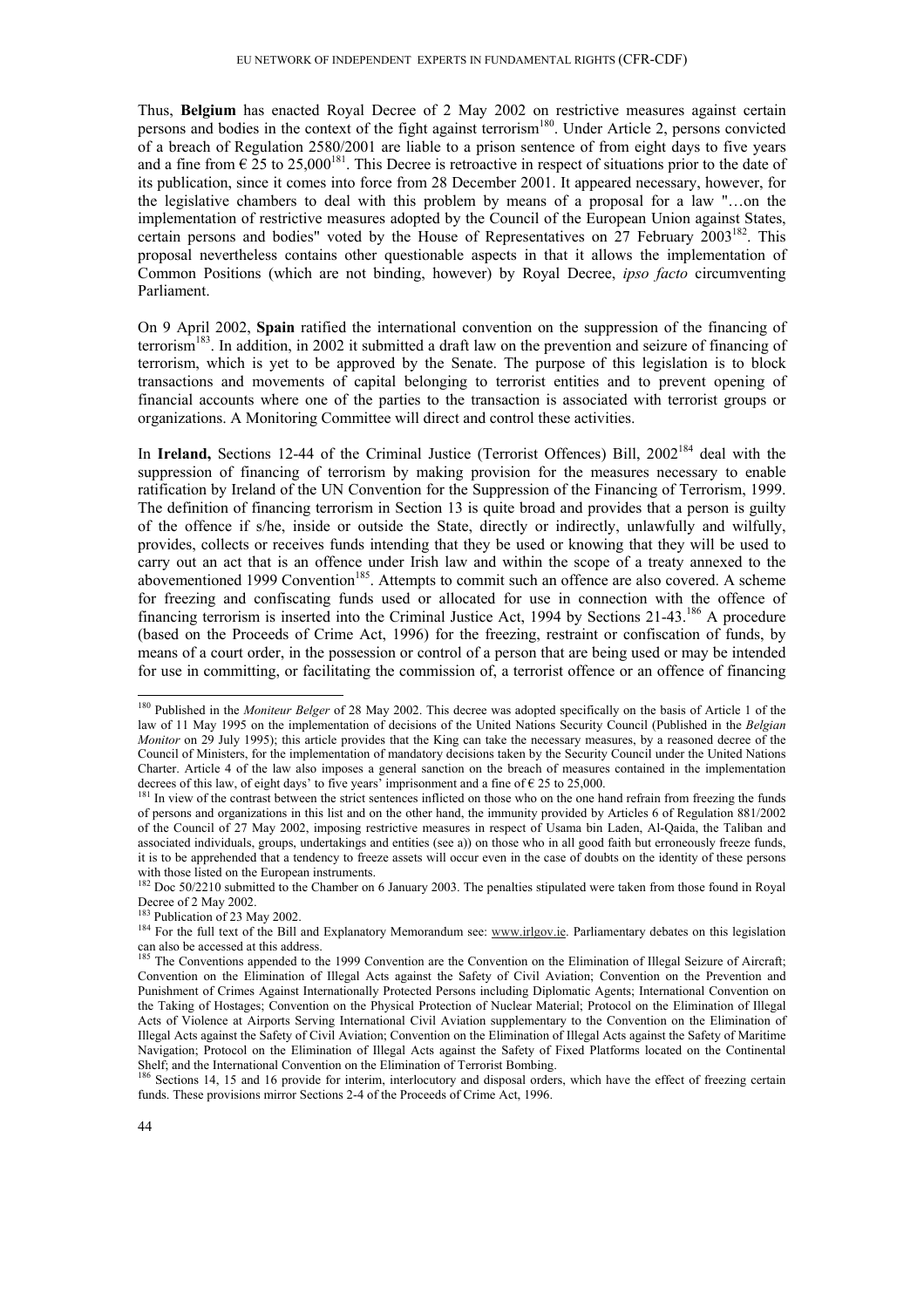Thus, **Belgium** has enacted Royal Decree of 2 May 2002 on restrictive measures against certain persons and bodies in the context of the fight against terrorism[180]. Under Article 2, persons convicted of a breach of Regulation 2580/2001 are liable to a prison sentence of from eight days to five years and a fine from € 25 to 25,000[181]. This Decree is retroactive in respect of situations prior to the date of its publication, since it comes into force from 28 December 2001. It appeared necessary, however, for the legislative chambers to deal with this problem by means of a proposal for a law "…on the implementation of restrictive measures adopted by the Council of the European Union against States, certain persons and bodies" voted by the House of Representatives on 27 February 2003[182]. This proposal nevertheless contains other questionable aspects in that it allows the implementation of Common Positions (which are not binding, however) by Royal Decree, *ipso facto* circumventing Parliament.

On 9 April 2002, **Spain** ratified the international convention on the suppression of the financing of terrorism[183]. In addition, in 2002 it submitted a draft law on the prevention and seizure of financing of terrorism, which is yet to be approved by the Senate. The purpose of this legislation is to block transactions and movements of capital belonging to terrorist entities and to prevent opening of financial accounts where one of the parties to the transaction is associated with terrorist groups or organizations. A Monitoring Committee will direct and control these activities.

In **Ireland,** Sections 12-44 of the Criminal Justice (Terrorist Offences) Bill, 2002[184] deal with the suppression of financing of terrorism by making provision for the measures necessary to enable ratification by Ireland of the UN Convention for the Suppression of the Financing of Terrorism, 1999. The definition of financing terrorism in Section 13 is quite broad and provides that a person is guilty of the offence if s/he, inside or outside the State, directly or indirectly, unlawfully and wilfully, provides, collects or receives funds intending that they be used or knowing that they will be used to carry out an act that is an offence under Irish law and within the scope of a treaty annexed to the abovementioned 1999 Convention[185]. Attempts to commit such an offence are also covered. A scheme for freezing and confiscating funds used or allocated for use in connection with the offence of financing terrorism is inserted into the Criminal Justice Act, 1994 by Sections 21-43.[186] A procedure (based on the Proceeds of Crime Act, 1996) for the freezing, restraint or confiscation of funds, by means of a court order, in the possession or control of a person that are being used or may be intended for use in committing, or facilitating the commission of, a terrorist offence or an offence of financing

---

[180] Published in the *Moniteur Belger* of 28 May 2002. This decree was adopted specifically on the basis of Article 1 of the law of 11 May 1995 on the implementation of decisions of the United Nations Security Council (Published in the *Belgian Monitor* on 29 July 1995); this article provides that the King can take the necessary measures, by a reasoned decree of the Council of Ministers, for the implementation of mandatory decisions taken by the Security Council under the United Nations Charter. Article 4 of the law also imposes a general sanction on the breach of measures contained in the implementation decrees of this law, of eight days' to five years' imprisonment and a fine of € 25 to 25,000.

[181] In view of the contrast between the strict sentences inflicted on those who on the one hand refrain from freezing the funds of persons and organizations in this list and on the other hand, the immunity provided by Articles 6 of Regulation 881/2002 of the Council of 27 May 2002, imposing restrictive measures in respect of Usama bin Laden, Al-Qaida, the Taliban and associated individuals, groups, undertakings and entities (see a)) on those who in all good faith but erroneously freeze funds, it is to be apprehended that a tendency to freeze assets will occur even in the case of doubts on the identity of these persons with those listed on the European instruments.

[182] Doc 50/2210 submitted to the Chamber on 6 January 2003. The penalties stipulated were taken from those found in Royal Decree of 2 May 2002.

[183] Publication of 23 May 2002.

[184] For the full text of the Bill and Explanatory Memorandum see: www.irlgov.ie. Parliamentary debates on this legislation can also be accessed at this address.

[185] The Conventions appended to the 1999 Convention are the Convention on the Elimination of Illegal Seizure of Aircraft; Convention on the Elimination of Illegal Acts against the Safety of Civil Aviation; Convention on the Prevention and Punishment of Crimes Against Internationally Protected Persons including Diplomatic Agents; International Convention on the Taking of Hostages; Convention on the Physical Protection of Nuclear Material; Protocol on the Elimination of Illegal Acts of Violence at Airports Serving International Civil Aviation supplementary to the Convention on the Elimination of Illegal Acts against the Safety of Civil Aviation; Convention on the Elimination of Illegal Acts against the Safety of Maritime Navigation; Protocol on the Elimination of Illegal Acts against the Safety of Fixed Platforms located on the Continental Shelf; and the International Convention on the Elimination of Terrorist Bombing.

[186] Sections 14, 15 and 16 provide for interim, interlocutory and disposal orders, which have the effect of freezing certain funds. These provisions mirror Sections 2-4 of the Proceeds of Crime Act, 1996.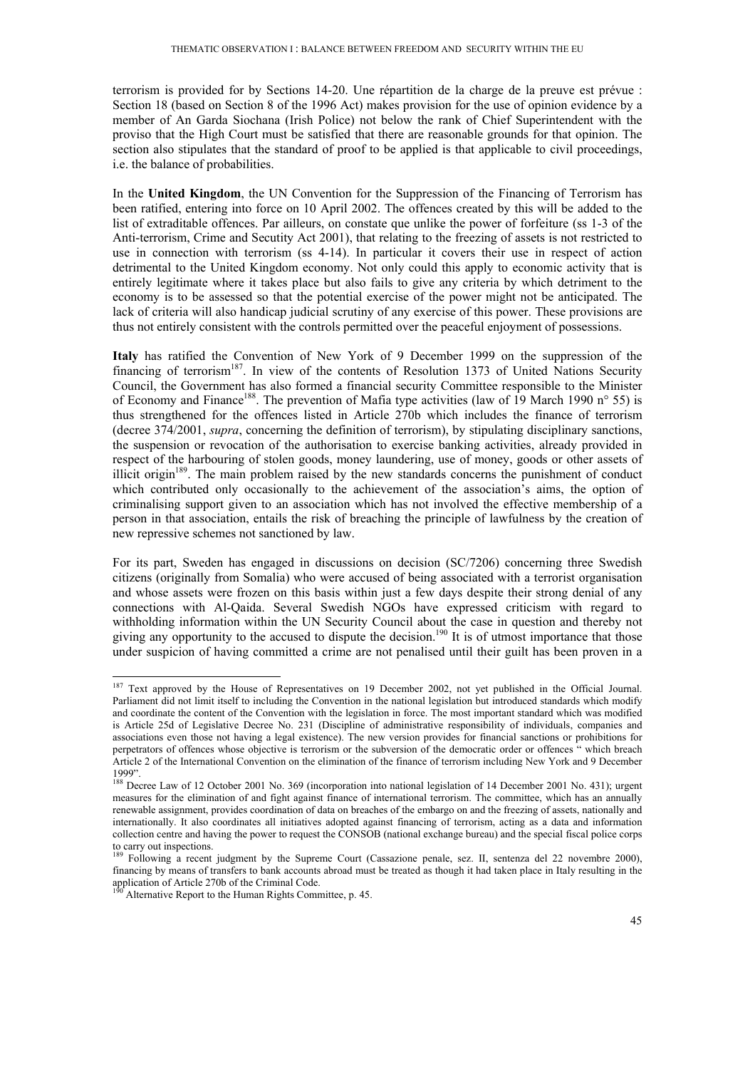terrorism is provided for by Sections 14-20. Une répartition de la charge de la preuve est prévue : Section 18 (based on Section 8 of the 1996 Act) makes provision for the use of opinion evidence by a member of An Garda Siochana (Irish Police) not below the rank of Chief Superintendent with the proviso that the High Court must be satisfied that there are reasonable grounds for that opinion. The section also stipulates that the standard of proof to be applied is that applicable to civil proceedings, i.e. the balance of probabilities.

In the **United Kingdom**, the UN Convention for the Suppression of the Financing of Terrorism has been ratified, entering into force on 10 April 2002. The offences created by this will be added to the list of extraditable offences. Par ailleurs, on constate que unlike the power of forfeiture (ss 1-3 of the Anti-terrorism, Crime and Secutity Act 2001), that relating to the freezing of assets is not restricted to use in connection with terrorism (ss 4-14). In particular it covers their use in respect of action detrimental to the United Kingdom economy. Not only could this apply to economic activity that is entirely legitimate where it takes place but also fails to give any criteria by which detriment to the economy is to be assessed so that the potential exercise of the power might not be anticipated. The lack of criteria will also handicap judicial scrutiny of any exercise of this power. These provisions are thus not entirely consistent with the controls permitted over the peaceful enjoyment of possessions.

**Italy** has ratified the Convention of New York of 9 December 1999 on the suppression of the financing of terrorism[187]. In view of the contents of Resolution 1373 of United Nations Security Council, the Government has also formed a financial security Committee responsible to the Minister of Economy and Finance[188]. The prevention of Mafia type activities (law of 19 March 1990 n° 55) is thus strengthened for the offences listed in Article 270b which includes the finance of terrorism (decree 374/2001, *supra*, concerning the definition of terrorism), by stipulating disciplinary sanctions, the suspension or revocation of the authorisation to exercise banking activities, already provided in respect of the harbouring of stolen goods, money laundering, use of money, goods or other assets of illicit origin[189]. The main problem raised by the new standards concerns the punishment of conduct which contributed only occasionally to the achievement of the association's aims, the option of criminalising support given to an association which has not involved the effective membership of a person in that association, entails the risk of breaching the principle of lawfulness by the creation of new repressive schemes not sanctioned by law.

For its part, Sweden has engaged in discussions on decision (SC/7206) concerning three Swedish citizens (originally from Somalia) who were accused of being associated with a terrorist organisation and whose assets were frozen on this basis within just a few days despite their strong denial of any connections with Al-Qaida. Several Swedish NGOs have expressed criticism with regard to withholding information within the UN Security Council about the case in question and thereby not giving any opportunity to the accused to dispute the decision.[190] It is of utmost importance that those under suspicion of having committed a crime are not penalised until their guilt has been proven in a

---

[187] Text approved by the House of Representatives on 19 December 2002, not yet published in the Official Journal. Parliament did not limit itself to including the Convention in the national legislation but introduced standards which modify and coordinate the content of the Convention with the legislation in force. The most important standard which was modified is Article 25d of Legislative Decree No. 231 (Discipline of administrative responsibility of individuals, companies and associations even those not having a legal existence). The new version provides for financial sanctions or prohibitions for perpetrators of offences whose objective is terrorism or the subversion of the democratic order or offences " which breach Article 2 of the International Convention on the elimination of the finance of terrorism including New York and 9 December 1999".

[188] Decree Law of 12 October 2001 No. 369 (incorporation into national legislation of 14 December 2001 No. 431); urgent measures for the elimination of and fight against finance of international terrorism. The committee, which has an annually renewable assignment, provides coordination of data on breaches of the embargo on and the freezing of assets, nationally and internationally. It also coordinates all initiatives adopted against financing of terrorism, acting as a data and information collection centre and having the power to request the CONSOB (national exchange bureau) and the special fiscal police corps to carry out inspections.

[189] Following a recent judgment by the Supreme Court (Cassazione penale, sez. II, sentenza del 22 novembre 2000), financing by means of transfers to bank accounts abroad must be treated as though it had taken place in Italy resulting in the application of Article 270b of the Criminal Code.

[190] Alternative Report to the Human Rights Committee, p. 45.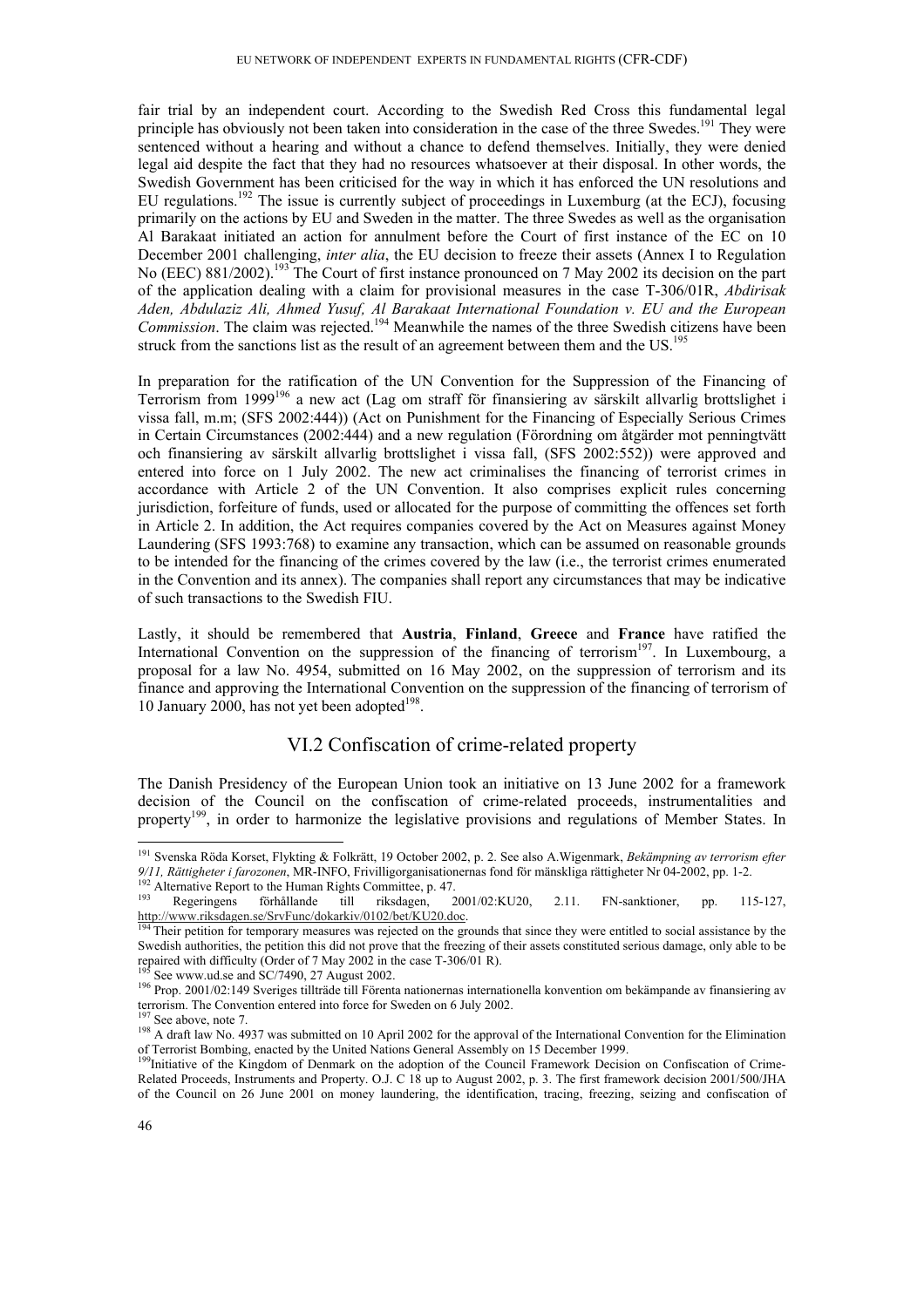fair trial by an independent court. According to the Swedish Red Cross this fundamental legal principle has obviously not been taken into consideration in the case of the three Swedes.[191] They were sentenced without a hearing and without a chance to defend themselves. Initially, they were denied legal aid despite the fact that they had no resources whatsoever at their disposal. In other words, the Swedish Government has been criticised for the way in which it has enforced the UN resolutions and EU regulations.[192] The issue is currently subject of proceedings in Luxemburg (at the ECJ), focusing primarily on the actions by EU and Sweden in the matter. The three Swedes as well as the organisation Al Barakaat initiated an action for annulment before the Court of first instance of the EC on 10 December 2001 challenging, *inter alia*, the EU decision to freeze their assets (Annex I to Regulation No (EEC) 881/2002).[193] The Court of first instance pronounced on 7 May 2002 its decision on the part of the application dealing with a claim for provisional measures in the case T-306/01R, *Abdirisak Aden, Abdulaziz Ali, Ahmed Yusuf, Al Barakaat International Foundation v. EU and the European Commission*. The claim was rejected.[194] Meanwhile the names of the three Swedish citizens have been struck from the sanctions list as the result of an agreement between them and the US.[195]

In preparation for the ratification of the UN Convention for the Suppression of the Financing of Terrorism from 1999[196] a new act (Lag om straff för finansiering av särskilt allvarlig brottslighet i vissa fall, m.m; (SFS 2002:444)) (Act on Punishment for the Financing of Especially Serious Crimes in Certain Circumstances (2002:444) and a new regulation (Förordning om åtgärder mot penningtvätt och finansiering av särskilt allvarlig brottslighet i vissa fall, (SFS 2002:552)) were approved and entered into force on 1 July 2002. The new act criminalises the financing of terrorist crimes in accordance with Article 2 of the UN Convention. It also comprises explicit rules concerning jurisdiction, forfeiture of funds, used or allocated for the purpose of committing the offences set forth in Article 2. In addition, the Act requires companies covered by the Act on Measures against Money Laundering (SFS 1993:768) to examine any transaction, which can be assumed on reasonable grounds to be intended for the financing of the crimes covered by the law (i.e., the terrorist crimes enumerated in the Convention and its annex). The companies shall report any circumstances that may be indicative of such transactions to the Swedish FIU.

Lastly, it should be remembered that **Austria**, **Finland**, **Greece** and **France** have ratified the International Convention on the suppression of the financing of terrorism[197]. In Luxembourg, a proposal for a law No. 4954, submitted on 16 May 2002, on the suppression of terrorism and its finance and approving the International Convention on the suppression of the financing of terrorism of 10 January 2000, has not yet been adopted[198].

## VI.2 Confiscation of crime-related property

The Danish Presidency of the European Union took an initiative on 13 June 2002 for a framework decision of the Council on the confiscation of crime-related proceeds, instrumentalities and property[199], in order to harmonize the legislative provisions and regulations of Member States. In

---

[191] Svenska Röda Korset, Flykting & Folkrätt, 19 October 2002, p. 2. See also A.Wigenmark, *Bekämpning av terrorism efter 9/11, Rättigheter i farozonen*, MR-INFO, Frivilligorganisationernas fond för mänskliga rättigheter Nr 04-2002, pp. 1-2.

[192] Alternative Report to the Human Rights Committee, p. 47.

[193] Regeringens förhållande till riksdagen, 2001/02:KU20, 2.11. FN-sanktioner, pp. 115-127, http://www.riksdagen.se/SrvFunc/dokarkiv/0102/bet/KU20.doc.

[194] Their petition for temporary measures was rejected on the grounds that since they were entitled to social assistance by the Swedish authorities, the petition this did not prove that the freezing of their assets constituted serious damage, only able to be repaired with difficulty (Order of 7 May 2002 in the case T-306/01 R).

[195] See www.ud.se and SC/7490, 27 August 2002.

[196] Prop. 2001/02:149 Sveriges tillträde till Förenta nationernas internationella konvention om bekämpande av finansiering av terrorism. The Convention entered into force for Sweden on 6 July 2002.

[197] See above, note 7.

[198] A draft law No. 4937 was submitted on 10 April 2002 for the approval of the International Convention for the Elimination of Terrorist Bombing, enacted by the United Nations General Assembly on 15 December 1999.

[199] Initiative of the Kingdom of Denmark on the adoption of the Council Framework Decision on Confiscation of Crime-Related Proceeds, Instruments and Property. O.J. C 18 up to August 2002, p. 3. The first framework decision 2001/500/JHA of the Council on 26 June 2001 on money laundering, the identification, tracing, freezing, seizing and confiscation of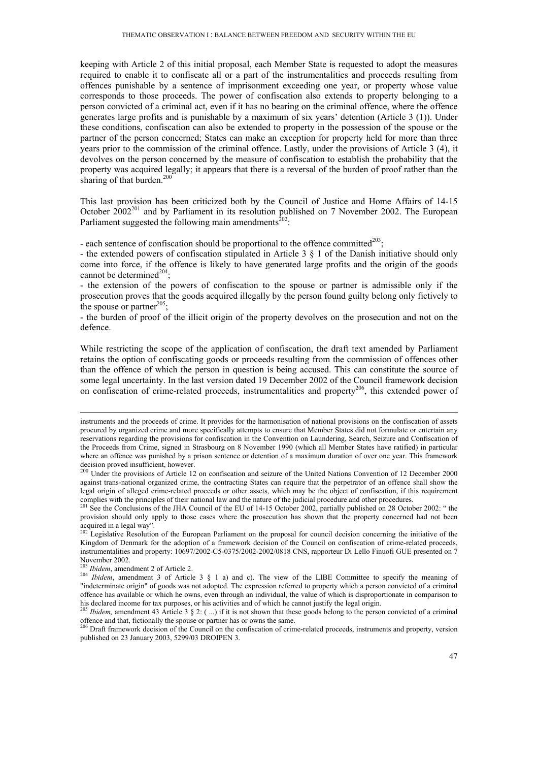keeping with Article 2 of this initial proposal, each Member State is requested to adopt the measures required to enable it to confiscate all or a part of the instrumentalities and proceeds resulting from offences punishable by a sentence of imprisonment exceeding one year, or property whose value corresponds to those proceeds. The power of confiscation also extends to property belonging to a person convicted of a criminal act, even if it has no bearing on the criminal offence, where the offence generates large profits and is punishable by a maximum of six years' detention (Article 3 (1)). Under these conditions, confiscation can also be extended to property in the possession of the spouse or the partner of the person concerned; States can make an exception for property held for more than three years prior to the commission of the criminal offence. Lastly, under the provisions of Article 3 (4), it devolves on the person concerned by the measure of confiscation to establish the probability that the property was acquired legally; it appears that there is a reversal of the burden of proof rather than the sharing of that burden.[200]

This last provision has been criticized both by the Council of Justice and Home Affairs of 14-15 October 2002[201] and by Parliament in its resolution published on 7 November 2002. The European Parliament suggested the following main amendments[202]:

- each sentence of confiscation should be proportional to the offence committed[203];
- the extended powers of confiscation stipulated in Article 3 § 1 of the Danish initiative should only come into force, if the offence is likely to have generated large profits and the origin of the goods cannot be determined[204];
- the extension of the powers of confiscation to the spouse or partner is admissible only if the prosecution proves that the goods acquired illegally by the person found guilty belong only fictively to the spouse or partner[205];
- the burden of proof of the illicit origin of the property devolves on the prosecution and not on the defence.

While restricting the scope of the application of confiscation, the draft text amended by Parliament retains the option of confiscating goods or proceeds resulting from the commission of offences other than the offence of which the person in question is being accused. This can constitute the source of some legal uncertainty. In the last version dated 19 December 2002 of the Council framework decision on confiscation of crime-related proceeds, instrumentalities and property[206], this extended power of

---

instruments and the proceeds of crime. It provides for the harmonisation of national provisions on the confiscation of assets procured by organized crime and more specifically attempts to ensure that Member States did not formulate or entertain any reservations regarding the provisions for confiscation in the Convention on Laundering, Search, Seizure and Confiscation of the Proceeds from Crime, signed in Strasbourg on 8 November 1990 (which all Member States have ratified) in particular where an offence was punished by a prison sentence or detention of a maximum duration of over one year. This framework decision proved insufficient, however.

[200] Under the provisions of Article 12 on confiscation and seizure of the United Nations Convention of 12 December 2000 against trans-national organized crime, the contracting States can require that the perpetrator of an offence shall show the legal origin of alleged crime-related proceeds or other assets, which may be the object of confiscation, if this requirement complies with the principles of their national law and the nature of the judicial procedure and other procedures.

[201] See the Conclusions of the JHA Council of the EU of 14-15 October 2002, partially published on 28 October 2002: " the provision should only apply to those cases where the prosecution has shown that the property concerned had not been acquired in a legal way".

[202] Legislative Resolution of the European Parliament on the proposal for council decision concerning the initiative of the Kingdom of Denmark for the adoption of a framework decision of the Council on confiscation of crime-related proceeds, instrumentalities and property: 10697/2002-C5-0375/2002-2002/0818 CNS, rapporteur Di Lello Finuofi GUE presented on 7 November 2002.

[203] *Ibidem*, amendment 2 of Article 2.

[204] *Ibidem*, amendment 3 of Article 3 § 1 a) and c). The view of the LIBE Committee to specify the meaning of "indeterminate origin" of goods was not adopted. The expression referred to property which a person convicted of a criminal offence has available or which he owns, even through an individual, the value of which is disproportionate in comparison to his declared income for tax purposes, or his activities and of which he cannot justify the legal origin.

[205] *Ibidem,* amendment 43 Article 3 § 2: ( ...) if it is not shown that these goods belong to the person convicted of a criminal offence and that, fictionally the spouse or partner has or owns the same.

[206] Draft framework decision of the Council on the confiscation of crime-related proceeds, instruments and property, version published on 23 January 2003, 5299/03 DROIPEN 3.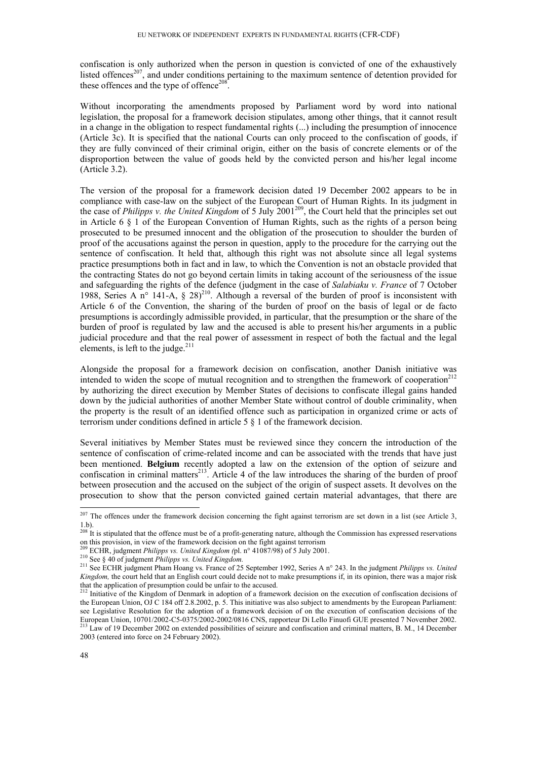confiscation is only authorized when the person in question is convicted of one of the exhaustively listed offences[207], and under conditions pertaining to the maximum sentence of detention provided for these offences and the type of offence[208].

Without incorporating the amendments proposed by Parliament word by word into national legislation, the proposal for a framework decision stipulates, among other things, that it cannot result in a change in the obligation to respect fundamental rights (...) including the presumption of innocence (Article 3c). It is specified that the national Courts can only proceed to the confiscation of goods, if they are fully convinced of their criminal origin, either on the basis of concrete elements or of the disproportion between the value of goods held by the convicted person and his/her legal income (Article 3.2).

The version of the proposal for a framework decision dated 19 December 2002 appears to be in compliance with case-law on the subject of the European Court of Human Rights. In its judgment in the case of *Philipps v. the United Kingdom* of 5 July 2001[209], the Court held that the principles set out in Article 6 § 1 of the European Convention of Human Rights, such as the rights of a person being prosecuted to be presumed innocent and the obligation of the prosecution to shoulder the burden of proof of the accusations against the person in question, apply to the procedure for the carrying out the sentence of confiscation. It held that, although this right was not absolute since all legal systems practice presumptions both in fact and in law, to which the Convention is not an obstacle provided that the contracting States do not go beyond certain limits in taking account of the seriousness of the issue and safeguarding the rights of the defence (judgment in the case of *Salabiaku v. France* of 7 October 1988, Series A n° 141-A, § 28)[210]. Although a reversal of the burden of proof is inconsistent with Article 6 of the Convention, the sharing of the burden of proof on the basis of legal or de facto presumptions is accordingly admissible provided, in particular, that the presumption or the share of the burden of proof is regulated by law and the accused is able to present his/her arguments in a public judicial procedure and that the real power of assessment in respect of both the factual and the legal elements, is left to the judge.[211]

Alongside the proposal for a framework decision on confiscation, another Danish initiative was intended to widen the scope of mutual recognition and to strengthen the framework of cooperation[212] by authorizing the direct execution by Member States of decisions to confiscate illegal gains handed down by the judicial authorities of another Member State without control of double criminality, when the property is the result of an identified offence such as participation in organized crime or acts of terrorism under conditions defined in article 5 § 1 of the framework decision.

Several initiatives by Member States must be reviewed since they concern the introduction of the sentence of confiscation of crime-related income and can be associated with the trends that have just been mentioned. **Belgium** recently adopted a law on the extension of the option of seizure and confiscation in criminal matters[213]. Article 4 of the law introduces the sharing of the burden of proof between prosecution and the accused on the subject of the origin of suspect assets. It devolves on the prosecution to show that the person convicted gained certain material advantages, that there are

---

[207] The offences under the framework decision concerning the fight against terrorism are set down in a list (see Article 3, 1.b).

[208] It is stipulated that the offence must be of a profit-generating nature, although the Commission has expressed reservations on this provision, in view of the framework decision on the fight against terrorism

[209] ECHR, judgment *Philipps vs. United Kingdom (*pl. n° 41087/98) of 5 July 2001.

[210] See § 40 of judgment *Philipps vs. United Kingdom.*

[211] See ECHR judgment Pham Hoang vs. France of 25 September 1992, Series A n° 243. In the judgment *Philipps vs. United Kingdom,* the court held that an English court could decide not to make presumptions if, in its opinion, there was a major risk that the application of presumption could be unfair to the accused.

[212] Initiative of the Kingdom of Denmark in adoption of a framework decision on the execution of confiscation decisions of the European Union, OJ C 184 off 2.8.2002, p. 5. This initiative was also subject to amendments by the European Parliament: see Legislative Resolution for the adoption of a framework decision of on the execution of confiscation decisions of the European Union, 10701/2002-C5-0375/2002-2002/0816 CNS, rapporteur Di Lello Finuofi GUE presented 7 November 2002.

[213] Law of 19 December 2002 on extended possibilities of seizure and confiscation and criminal matters, B. M., 14 December 2003 (entered into force on 24 February 2002).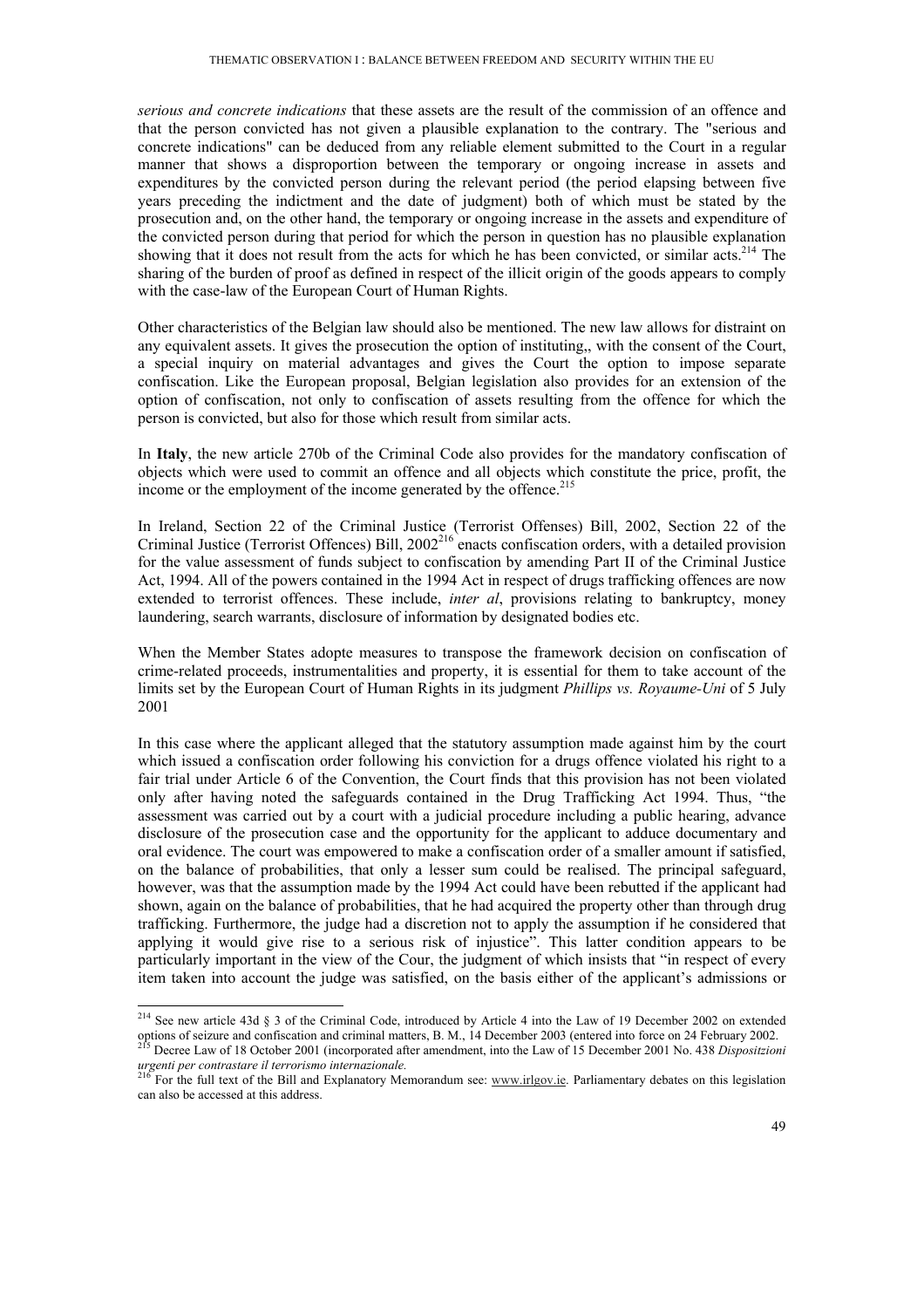*serious and concrete indications* that these assets are the result of the commission of an offence and that the person convicted has not given a plausible explanation to the contrary. The "serious and concrete indications" can be deduced from any reliable element submitted to the Court in a regular manner that shows a disproportion between the temporary or ongoing increase in assets and expenditures by the convicted person during the relevant period (the period elapsing between five years preceding the indictment and the date of judgment) both of which must be stated by the prosecution and, on the other hand, the temporary or ongoing increase in the assets and expenditure of the convicted person during that period for which the person in question has no plausible explanation showing that it does not result from the acts for which he has been convicted, or similar acts.[214] The sharing of the burden of proof as defined in respect of the illicit origin of the goods appears to comply with the case-law of the European Court of Human Rights.

Other characteristics of the Belgian law should also be mentioned. The new law allows for distraint on any equivalent assets. It gives the prosecution the option of instituting,, with the consent of the Court, a special inquiry on material advantages and gives the Court the option to impose separate confiscation. Like the European proposal, Belgian legislation also provides for an extension of the option of confiscation, not only to confiscation of assets resulting from the offence for which the person is convicted, but also for those which result from similar acts.

In **Italy**, the new article 270b of the Criminal Code also provides for the mandatory confiscation of objects which were used to commit an offence and all objects which constitute the price, profit, the income or the employment of the income generated by the offence.[215]

In Ireland, Section 22 of the Criminal Justice (Terrorist Offenses) Bill, 2002, Section 22 of the Criminal Justice (Terrorist Offences) Bill, 2002[216] enacts confiscation orders, with a detailed provision for the value assessment of funds subject to confiscation by amending Part II of the Criminal Justice Act, 1994. All of the powers contained in the 1994 Act in respect of drugs trafficking offences are now extended to terrorist offences. These include, *inter al*, provisions relating to bankruptcy, money laundering, search warrants, disclosure of information by designated bodies etc.

When the Member States adopte measures to transpose the framework decision on confiscation of crime-related proceeds, instrumentalities and property, it is essential for them to take account of the limits set by the European Court of Human Rights in its judgment *Phillips vs. Royaume-Uni* of 5 July 2001

In this case where the applicant alleged that the statutory assumption made against him by the court which issued a confiscation order following his conviction for a drugs offence violated his right to a fair trial under Article 6 of the Convention, the Court finds that this provision has not been violated only after having noted the safeguards contained in the Drug Trafficking Act 1994. Thus, "the assessment was carried out by a court with a judicial procedure including a public hearing, advance disclosure of the prosecution case and the opportunity for the applicant to adduce documentary and oral evidence. The court was empowered to make a confiscation order of a smaller amount if satisfied, on the balance of probabilities, that only a lesser sum could be realised. The principal safeguard, however, was that the assumption made by the 1994 Act could have been rebutted if the applicant had shown, again on the balance of probabilities, that he had acquired the property other than through drug trafficking. Furthermore, the judge had a discretion not to apply the assumption if he considered that applying it would give rise to a serious risk of injustice". This latter condition appears to be particularly important in the view of the Cour, the judgment of which insists that "in respect of every item taken into account the judge was satisfied, on the basis either of the applicant's admissions or

---

[214] See new article 43d § 3 of the Criminal Code, introduced by Article 4 into the Law of 19 December 2002 on extended options of seizure and confiscation and criminal matters, B. M., 14 December 2003 (entered into force on 24 February 2002.

[215] Decree Law of 18 October 2001 (incorporated after amendment, into the Law of 15 December 2001 No. 438 *Dispositzioni urgenti per contrastare il terrorismo internazionale.*

[216] For the full text of the Bill and Explanatory Memorandum see: www.irlgov.ie. Parliamentary debates on this legislation can also be accessed at this address.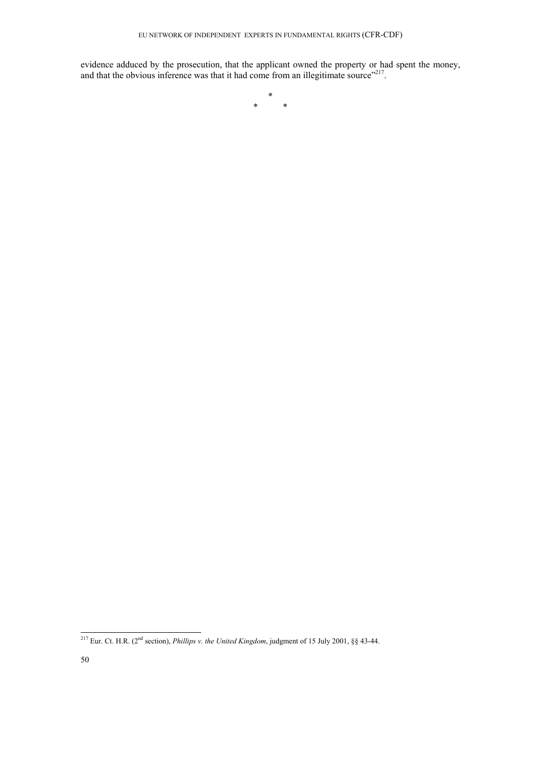evidence adduced by the prosecution, that the applicant owned the property or had spent the money, and that the obvious inference was that it had come from an illegitimate source"[217].

\*

\* \*

[217] Eur. Ct. H.R. (2nd section), *Phillips v. the United Kingdom*, judgment of 15 July 2001, §§ 43-44.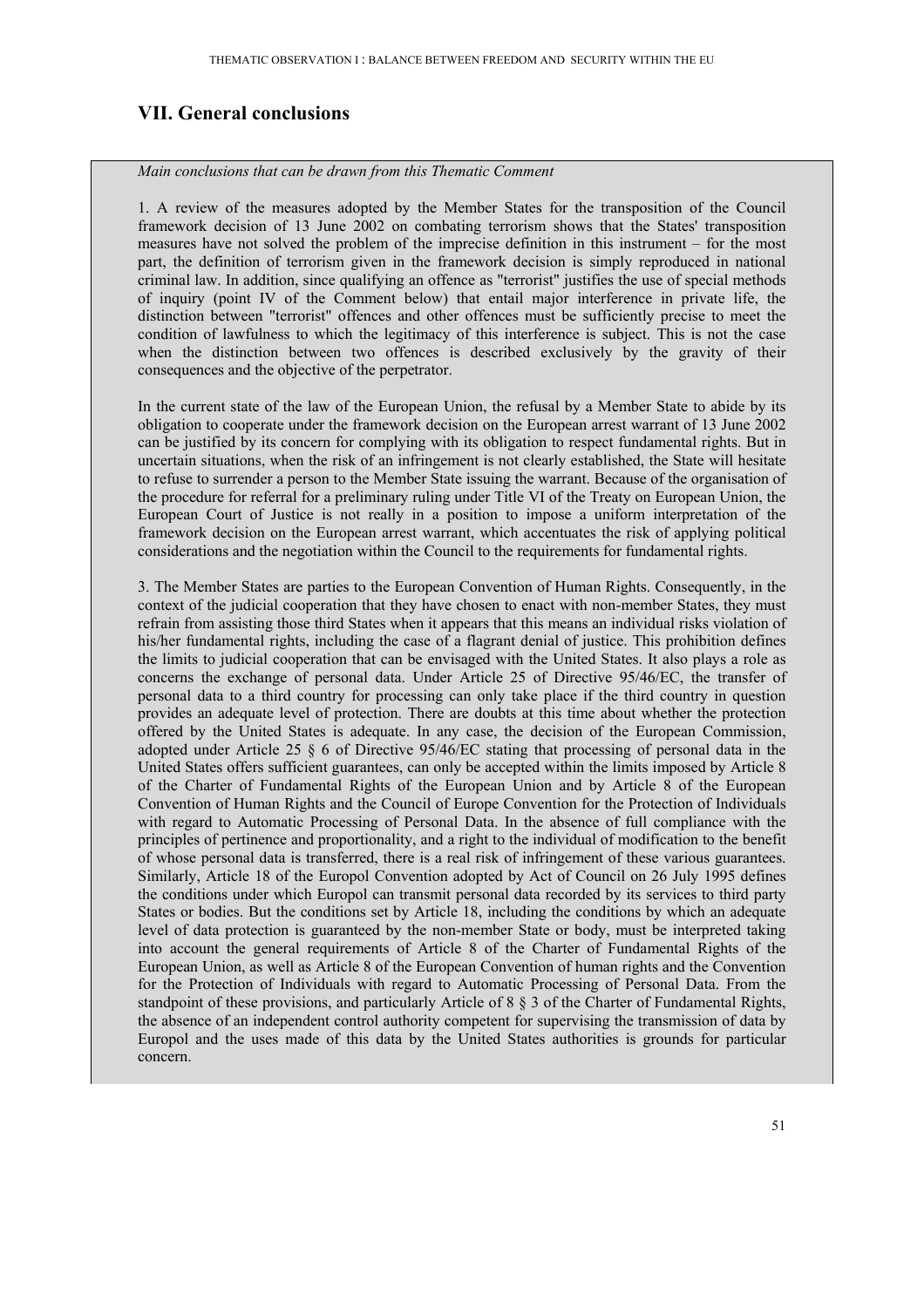## VII. General conclusions

*Main conclusions that can be drawn from this Thematic Comment*

1. A review of the measures adopted by the Member States for the transposition of the Council framework decision of 13 June 2002 on combating terrorism shows that the States' transposition measures have not solved the problem of the imprecise definition in this instrument – for the most part, the definition of terrorism given in the framework decision is simply reproduced in national criminal law. In addition, since qualifying an offence as "terrorist" justifies the use of special methods of inquiry (point IV of the Comment below) that entail major interference in private life, the distinction between "terrorist" offences and other offences must be sufficiently precise to meet the condition of lawfulness to which the legitimacy of this interference is subject. This is not the case when the distinction between two offences is described exclusively by the gravity of their consequences and the objective of the perpetrator.

In the current state of the law of the European Union, the refusal by a Member State to abide by its obligation to cooperate under the framework decision on the European arrest warrant of 13 June 2002 can be justified by its concern for complying with its obligation to respect fundamental rights. But in uncertain situations, when the risk of an infringement is not clearly established, the State will hesitate to refuse to surrender a person to the Member State issuing the warrant. Because of the organisation of the procedure for referral for a preliminary ruling under Title VI of the Treaty on European Union, the European Court of Justice is not really in a position to impose a uniform interpretation of the framework decision on the European arrest warrant, which accentuates the risk of applying political considerations and the negotiation within the Council to the requirements for fundamental rights.

3. The Member States are parties to the European Convention of Human Rights. Consequently, in the context of the judicial cooperation that they have chosen to enact with non-member States, they must refrain from assisting those third States when it appears that this means an individual risks violation of his/her fundamental rights, including the case of a flagrant denial of justice. This prohibition defines the limits to judicial cooperation that can be envisaged with the United States. It also plays a role as concerns the exchange of personal data. Under Article 25 of Directive 95/46/EC, the transfer of personal data to a third country for processing can only take place if the third country in question provides an adequate level of protection. There are doubts at this time about whether the protection offered by the United States is adequate. In any case, the decision of the European Commission, adopted under Article 25 § 6 of Directive 95/46/EC stating that processing of personal data in the United States offers sufficient guarantees, can only be accepted within the limits imposed by Article 8 of the Charter of Fundamental Rights of the European Union and by Article 8 of the European Convention of Human Rights and the Council of Europe Convention for the Protection of Individuals with regard to Automatic Processing of Personal Data. In the absence of full compliance with the principles of pertinence and proportionality, and a right to the individual of modification to the benefit of whose personal data is transferred, there is a real risk of infringement of these various guarantees. Similarly, Article 18 of the Europol Convention adopted by Act of Council on 26 July 1995 defines the conditions under which Europol can transmit personal data recorded by its services to third party States or bodies. But the conditions set by Article 18, including the conditions by which an adequate level of data protection is guaranteed by the non-member State or body, must be interpreted taking into account the general requirements of Article 8 of the Charter of Fundamental Rights of the European Union, as well as Article 8 of the European Convention of human rights and the Convention for the Protection of Individuals with regard to Automatic Processing of Personal Data. From the standpoint of these provisions, and particularly Article of 8 § 3 of the Charter of Fundamental Rights, the absence of an independent control authority competent for supervising the transmission of data by Europol and the uses made of this data by the United States authorities is grounds for particular concern.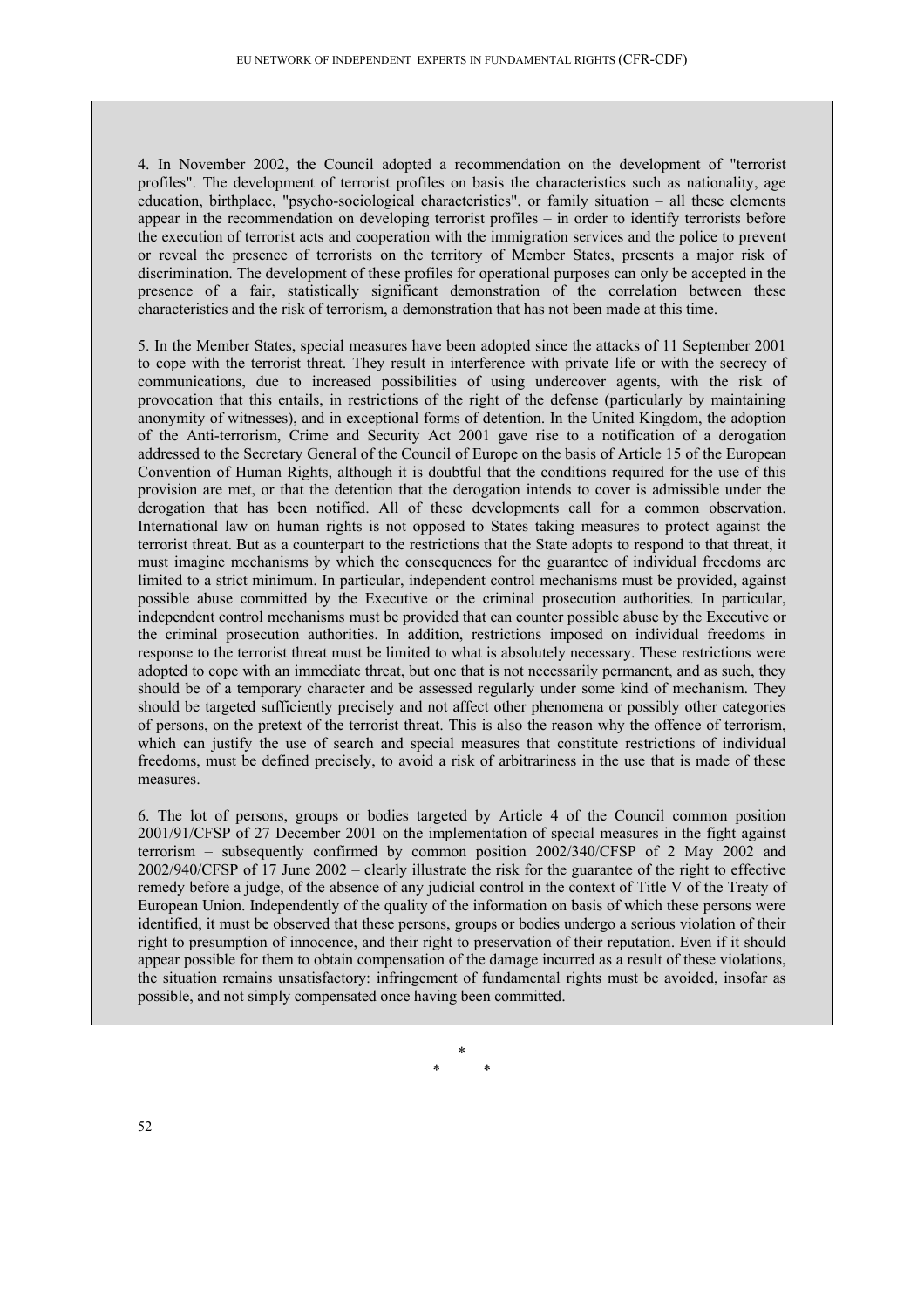4. In November 2002, the Council adopted a recommendation on the development of "terrorist profiles". The development of terrorist profiles on basis the characteristics such as nationality, age education, birthplace, "psycho-sociological characteristics", or family situation – all these elements appear in the recommendation on developing terrorist profiles – in order to identify terrorists before the execution of terrorist acts and cooperation with the immigration services and the police to prevent or reveal the presence of terrorists on the territory of Member States, presents a major risk of discrimination. The development of these profiles for operational purposes can only be accepted in the presence of a fair, statistically significant demonstration of the correlation between these characteristics and the risk of terrorism, a demonstration that has not been made at this time.

5. In the Member States, special measures have been adopted since the attacks of 11 September 2001 to cope with the terrorist threat. They result in interference with private life or with the secrecy of communications, due to increased possibilities of using undercover agents, with the risk of provocation that this entails, in restrictions of the right of the defense (particularly by maintaining anonymity of witnesses), and in exceptional forms of detention. In the United Kingdom, the adoption of the Anti-terrorism, Crime and Security Act 2001 gave rise to a notification of a derogation addressed to the Secretary General of the Council of Europe on the basis of Article 15 of the European Convention of Human Rights, although it is doubtful that the conditions required for the use of this provision are met, or that the detention that the derogation intends to cover is admissible under the derogation that has been notified. All of these developments call for a common observation. International law on human rights is not opposed to States taking measures to protect against the terrorist threat. But as a counterpart to the restrictions that the State adopts to respond to that threat, it must imagine mechanisms by which the consequences for the guarantee of individual freedoms are limited to a strict minimum. In particular, independent control mechanisms must be provided, against possible abuse committed by the Executive or the criminal prosecution authorities. In particular, independent control mechanisms must be provided that can counter possible abuse by the Executive or the criminal prosecution authorities. In addition, restrictions imposed on individual freedoms in response to the terrorist threat must be limited to what is absolutely necessary. These restrictions were adopted to cope with an immediate threat, but one that is not necessarily permanent, and as such, they should be of a temporary character and be assessed regularly under some kind of mechanism. They should be targeted sufficiently precisely and not affect other phenomena or possibly other categories of persons, on the pretext of the terrorist threat. This is also the reason why the offence of terrorism, which can justify the use of search and special measures that constitute restrictions of individual freedoms, must be defined precisely, to avoid a risk of arbitrariness in the use that is made of these measures.

6. The lot of persons, groups or bodies targeted by Article 4 of the Council common position 2001/91/CFSP of 27 December 2001 on the implementation of special measures in the fight against terrorism – subsequently confirmed by common position 2002/340/CFSP of 2 May 2002 and 2002/940/CFSP of 17 June 2002 – clearly illustrate the risk for the guarantee of the right to effective remedy before a judge, of the absence of any judicial control in the context of Title V of the Treaty of European Union. Independently of the quality of the information on basis of which these persons were identified, it must be observed that these persons, groups or bodies undergo a serious violation of their right to presumption of innocence, and their right to preservation of their reputation. Even if it should appear possible for them to obtain compensation of the damage incurred as a result of these violations, the situation remains unsatisfactory: infringement of fundamental rights must be avoided, insofar as possible, and not simply compensated once having been committed.

\*
\*    \*